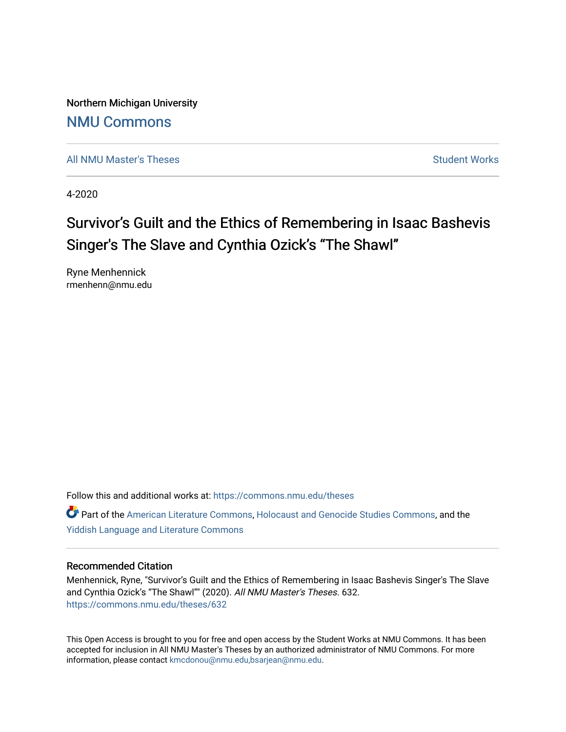Northern Michigan University

# NMU Commons

All NMU Master's Theses | Student Works

4-2020

# Survivor's Guilt and the Ethics of Remembering in Isaac Bashevis Singer's The Slave and Cynthia Ozick's "The Shawl"

Ryne Menhennick
rmenhenn@nmu.edu

Follow this and additional works at: https://commons.nmu.edu/theses

Part of the American Literature Commons, Holocaust and Genocide Studies Commons, and the Yiddish Language and Literature Commons

## Recommended Citation

Menhennick, Ryne, "Survivor's Guilt and the Ethics of Remembering in Isaac Bashevis Singer's The Slave and Cynthia Ozick's "The Shawl"" (2020). *All NMU Master's Theses*. 632.
https://commons.nmu.edu/theses/632

This Open Access is brought to you for free and open access by the Student Works at NMU Commons. It has been accepted for inclusion in All NMU Master's Theses by an authorized administrator of NMU Commons. For more information, please contact kmcdonou@nmu.edu,bsarjean@nmu.edu.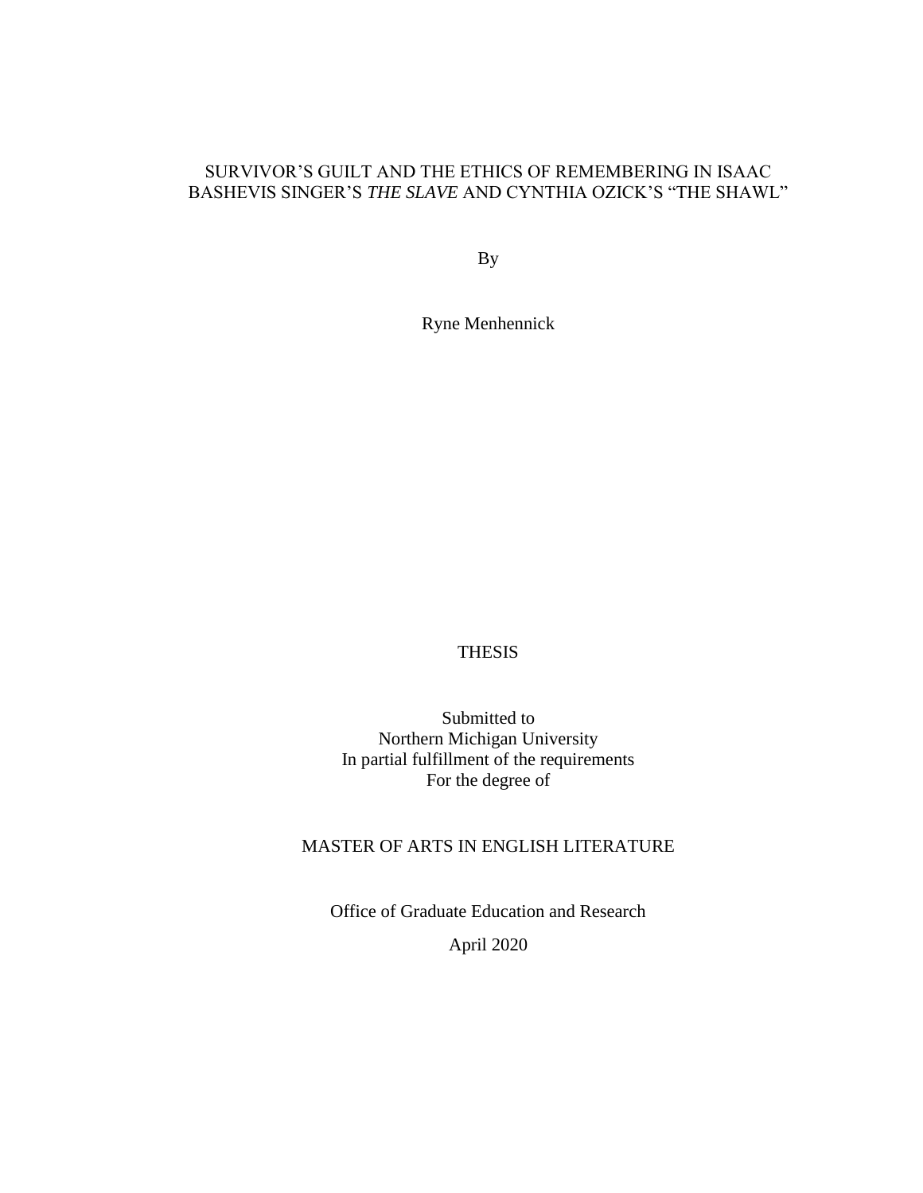SURVIVOR'S GUILT AND THE ETHICS OF REMEMBERING IN ISAAC BASHEVIS SINGER'S *THE SLAVE* AND CYNTHIA OZICK'S "THE SHAWL"

By

Ryne Menhennick

THESIS

Submitted to
Northern Michigan University
In partial fulfillment of the requirements
For the degree of

MASTER OF ARTS IN ENGLISH LITERATURE

Office of Graduate Education and Research

April 2020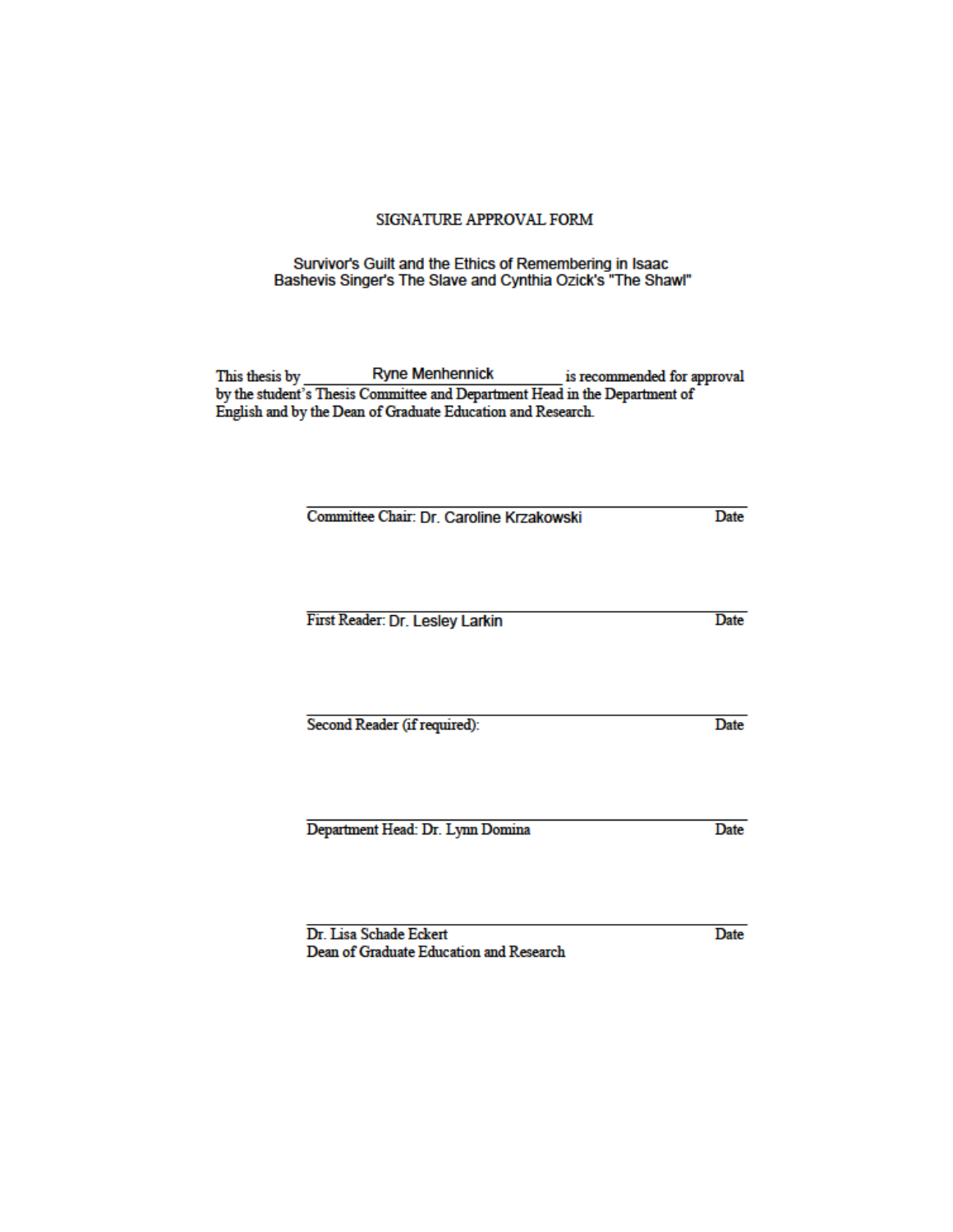# SIGNATURE APPROVAL FORM

Survivor's Guilt and the Ethics of Remembering in Isaac Bashevis Singer's The Slave and Cynthia Ozick's "The Shawl"

This thesis by ______Ryne Menhennick______ is recommended for approval by the student's Thesis Committee and Department Head in the Department of English and by the Dean of Graduate Education and Research.

| | |
|---|---|
| Committee Chair: Dr. Caroline Krzakowski | Date |
| First Reader: Dr. Lesley Larkin | Date |
| Second Reader (if required): | Date |
| Department Head: Dr. Lynn Domina | Date |
| Dr. Lisa Schade Eckert<br>Dean of Graduate Education and Research | Date |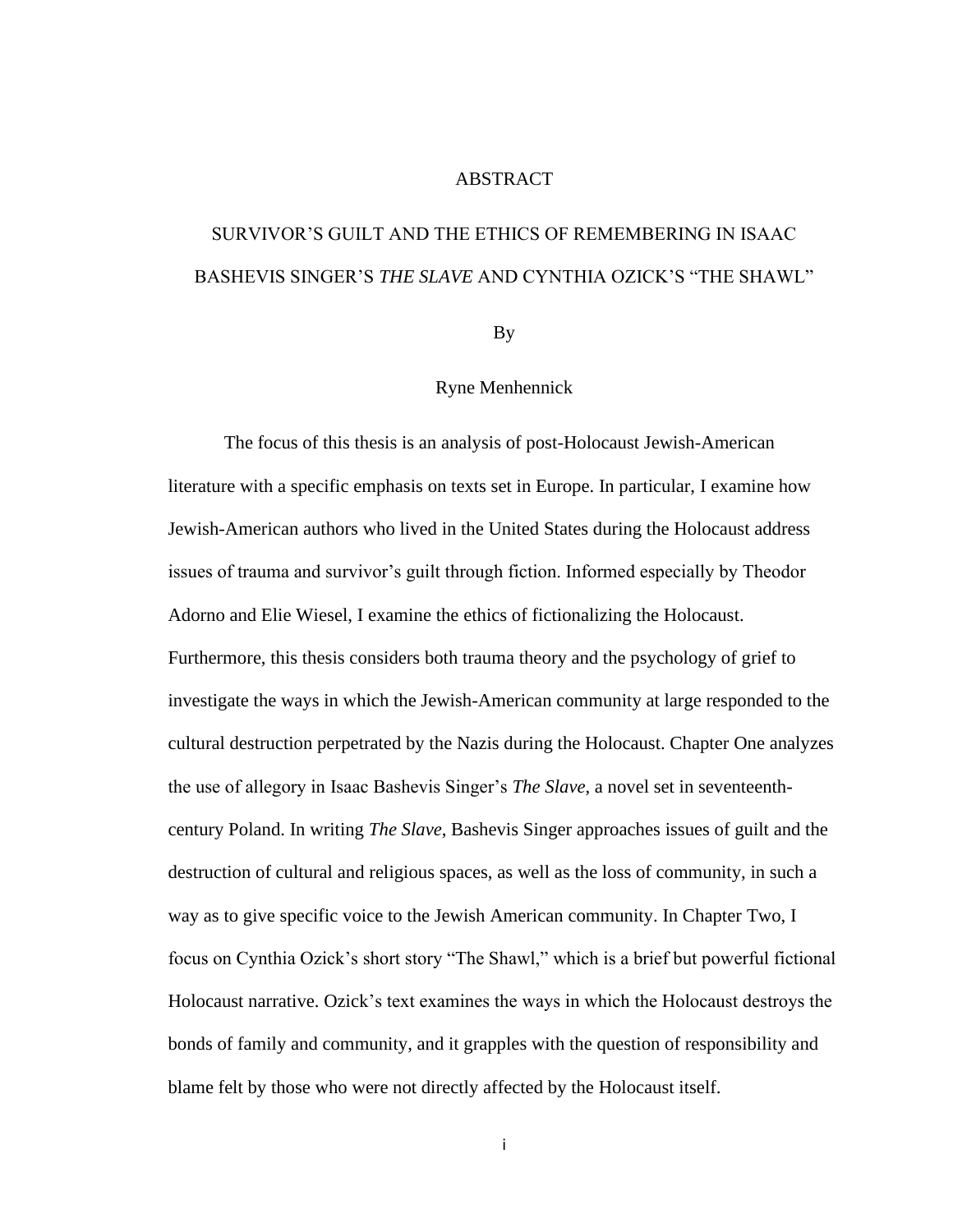# ABSTRACT

## SURVIVOR'S GUILT AND THE ETHICS OF REMEMBERING IN ISAAC BASHEVIS SINGER'S *THE SLAVE* AND CYNTHIA OZICK'S "THE SHAWL"

By

Ryne Menhennick

The focus of this thesis is an analysis of post-Holocaust Jewish-American literature with a specific emphasis on texts set in Europe. In particular, I examine how Jewish-American authors who lived in the United States during the Holocaust address issues of trauma and survivor's guilt through fiction. Informed especially by Theodor Adorno and Elie Wiesel, I examine the ethics of fictionalizing the Holocaust. Furthermore, this thesis considers both trauma theory and the psychology of grief to investigate the ways in which the Jewish-American community at large responded to the cultural destruction perpetrated by the Nazis during the Holocaust. Chapter One analyzes the use of allegory in Isaac Bashevis Singer's *The Slave*, a novel set in seventeenth-century Poland. In writing *The Slave*, Bashevis Singer approaches issues of guilt and the destruction of cultural and religious spaces, as well as the loss of community, in such a way as to give specific voice to the Jewish American community. In Chapter Two, I focus on Cynthia Ozick's short story "The Shawl," which is a brief but powerful fictional Holocaust narrative. Ozick's text examines the ways in which the Holocaust destroys the bonds of family and community, and it grapples with the question of responsibility and blame felt by those who were not directly affected by the Holocaust itself.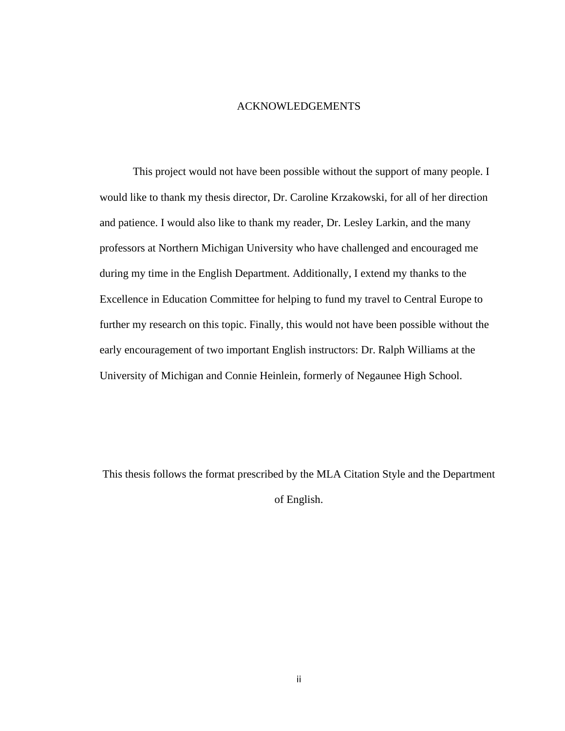# ACKNOWLEDGEMENTS

This project would not have been possible without the support of many people. I would like to thank my thesis director, Dr. Caroline Krzakowski, for all of her direction and patience. I would also like to thank my reader, Dr. Lesley Larkin, and the many professors at Northern Michigan University who have challenged and encouraged me during my time in the English Department. Additionally, I extend my thanks to the Excellence in Education Committee for helping to fund my travel to Central Europe to further my research on this topic. Finally, this would not have been possible without the early encouragement of two important English instructors: Dr. Ralph Williams at the University of Michigan and Connie Heinlein, formerly of Negaunee High School.

This thesis follows the format prescribed by the MLA Citation Style and the Department of English.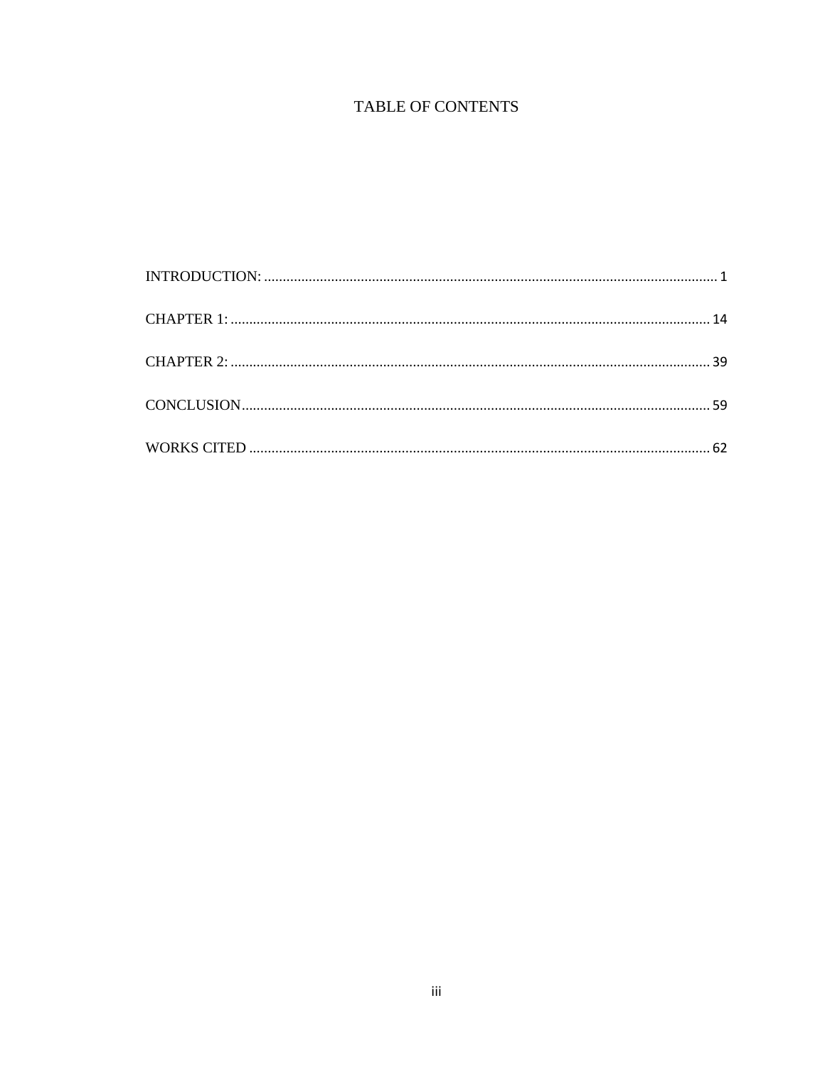# TABLE OF CONTENTS

INTRODUCTION: ........................................................................................................................ 1

CHAPTER 1: ............................................................................................................................... 14

CHAPTER 2: ............................................................................................................................... 39

CONCLUSION............................................................................................................................ 59

WORKS CITED .......................................................................................................................... 62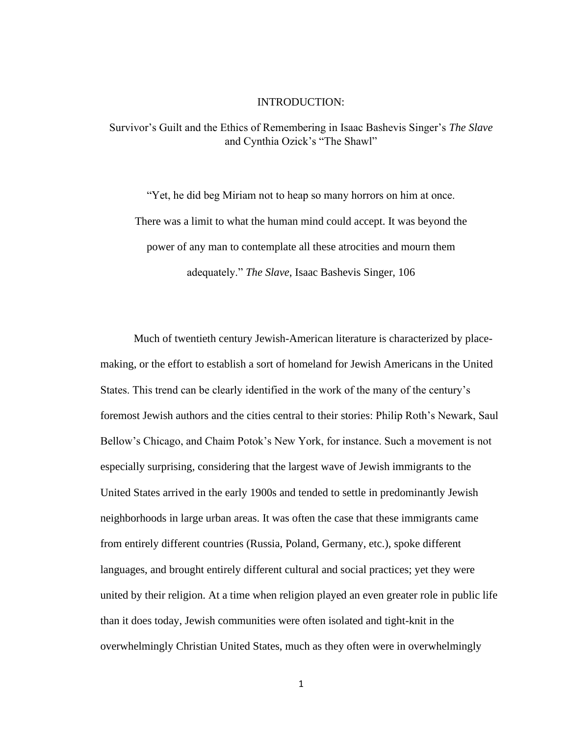# INTRODUCTION:

## Survivor's Guilt and the Ethics of Remembering in Isaac Bashevis Singer's *The Slave* and Cynthia Ozick's "The Shawl"

"Yet, he did beg Miriam not to heap so many horrors on him at once. There was a limit to what the human mind could accept. It was beyond the power of any man to contemplate all these atrocities and mourn them adequately." *The Slave*, Isaac Bashevis Singer, 106

Much of twentieth century Jewish-American literature is characterized by place-making, or the effort to establish a sort of homeland for Jewish Americans in the United States. This trend can be clearly identified in the work of the many of the century's foremost Jewish authors and the cities central to their stories: Philip Roth's Newark, Saul Bellow's Chicago, and Chaim Potok's New York, for instance. Such a movement is not especially surprising, considering that the largest wave of Jewish immigrants to the United States arrived in the early 1900s and tended to settle in predominantly Jewish neighborhoods in large urban areas. It was often the case that these immigrants came from entirely different countries (Russia, Poland, Germany, etc.), spoke different languages, and brought entirely different cultural and social practices; yet they were united by their religion. At a time when religion played an even greater role in public life than it does today, Jewish communities were often isolated and tight-knit in the overwhelmingly Christian United States, much as they often were in overwhelmingly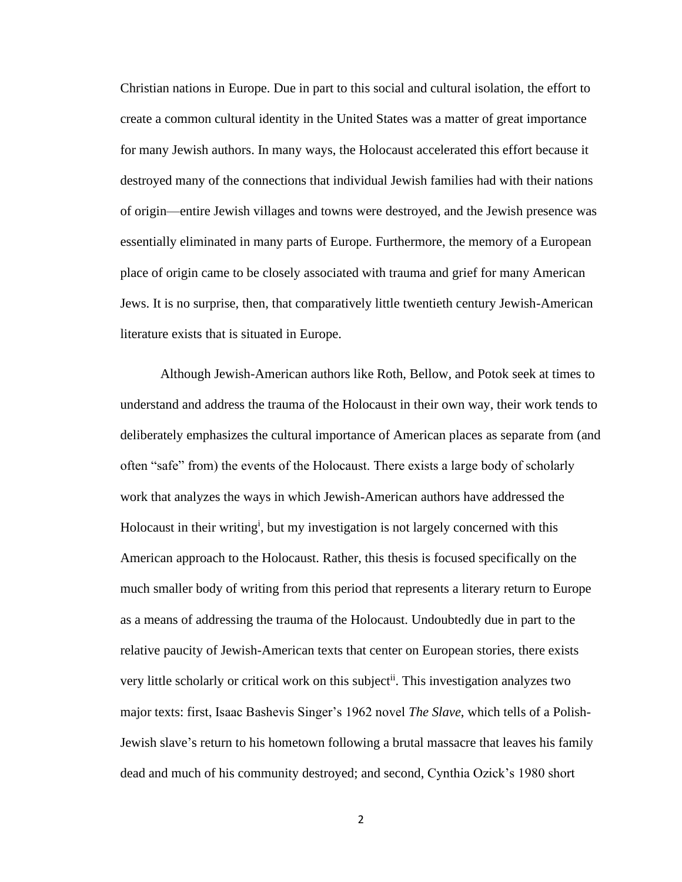Christian nations in Europe. Due in part to this social and cultural isolation, the effort to create a common cultural identity in the United States was a matter of great importance for many Jewish authors. In many ways, the Holocaust accelerated this effort because it destroyed many of the connections that individual Jewish families had with their nations of origin—entire Jewish villages and towns were destroyed, and the Jewish presence was essentially eliminated in many parts of Europe. Furthermore, the memory of a European place of origin came to be closely associated with trauma and grief for many American Jews. It is no surprise, then, that comparatively little twentieth century Jewish-American literature exists that is situated in Europe.

Although Jewish-American authors like Roth, Bellow, and Potok seek at times to understand and address the trauma of the Holocaust in their own way, their work tends to deliberately emphasizes the cultural importance of American places as separate from (and often "safe" from) the events of the Holocaust. There exists a large body of scholarly work that analyzes the ways in which Jewish-American authors have addressed the Holocaust in their writing[i], but my investigation is not largely concerned with this American approach to the Holocaust. Rather, this thesis is focused specifically on the much smaller body of writing from this period that represents a literary return to Europe as a means of addressing the trauma of the Holocaust. Undoubtedly due in part to the relative paucity of Jewish-American texts that center on European stories, there exists very little scholarly or critical work on this subject[ii]. This investigation analyzes two major texts: first, Isaac Bashevis Singer's 1962 novel *The Slave*, which tells of a Polish-Jewish slave's return to his hometown following a brutal massacre that leaves his family dead and much of his community destroyed; and second, Cynthia Ozick's 1980 short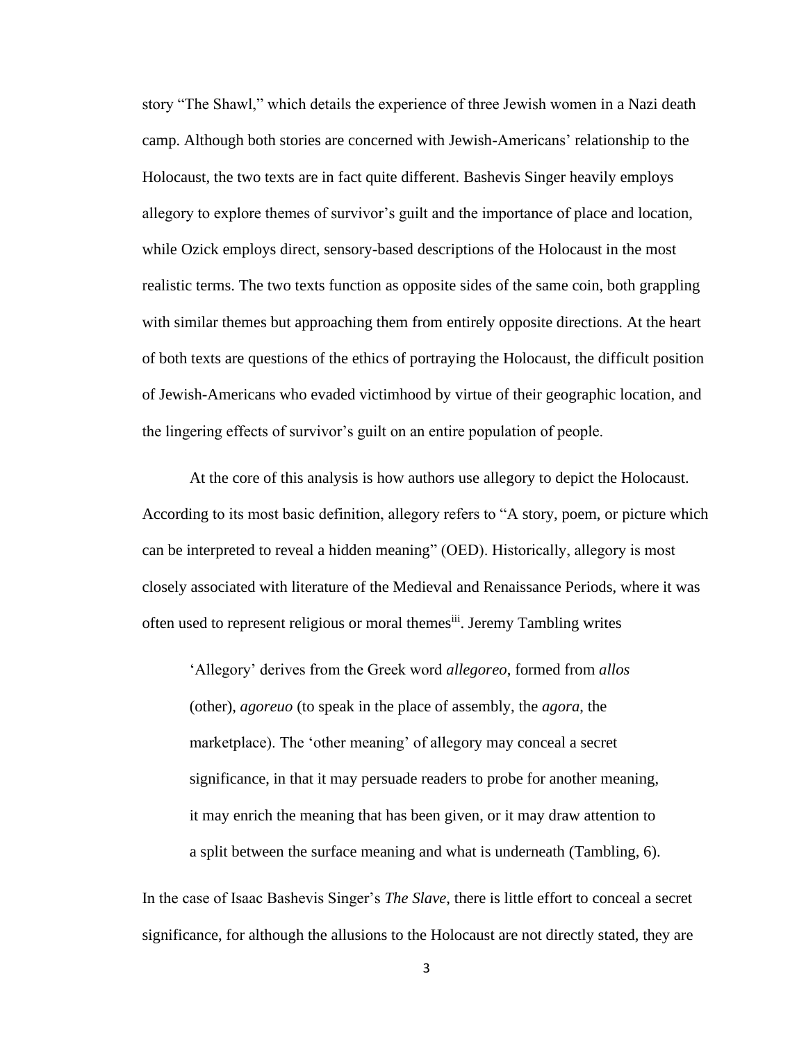story “The Shawl,” which details the experience of three Jewish women in a Nazi death camp. Although both stories are concerned with Jewish-Americans’ relationship to the Holocaust, the two texts are in fact quite different. Bashevis Singer heavily employs allegory to explore themes of survivor’s guilt and the importance of place and location, while Ozick employs direct, sensory-based descriptions of the Holocaust in the most realistic terms. The two texts function as opposite sides of the same coin, both grappling with similar themes but approaching them from entirely opposite directions. At the heart of both texts are questions of the ethics of portraying the Holocaust, the difficult position of Jewish-Americans who evaded victimhood by virtue of their geographic location, and the lingering effects of survivor’s guilt on an entire population of people.

At the core of this analysis is how authors use allegory to depict the Holocaust. According to its most basic definition, allegory refers to “A story, poem, or picture which can be interpreted to reveal a hidden meaning” (OED). Historically, allegory is most closely associated with literature of the Medieval and Renaissance Periods, where it was often used to represent religious or moral themes[iii]. Jeremy Tambling writes

> ‘Allegory’ derives from the Greek word *allegoreo*, formed from *allos* (other), *agoreuo* (to speak in the place of assembly, the *agora*, the marketplace). The ‘other meaning’ of allegory may conceal a secret significance, in that it may persuade readers to probe for another meaning, it may enrich the meaning that has been given, or it may draw attention to a split between the surface meaning and what is underneath (Tambling, 6).

In the case of Isaac Bashevis Singer’s *The Slave*, there is little effort to conceal a secret significance, for although the allusions to the Holocaust are not directly stated, they are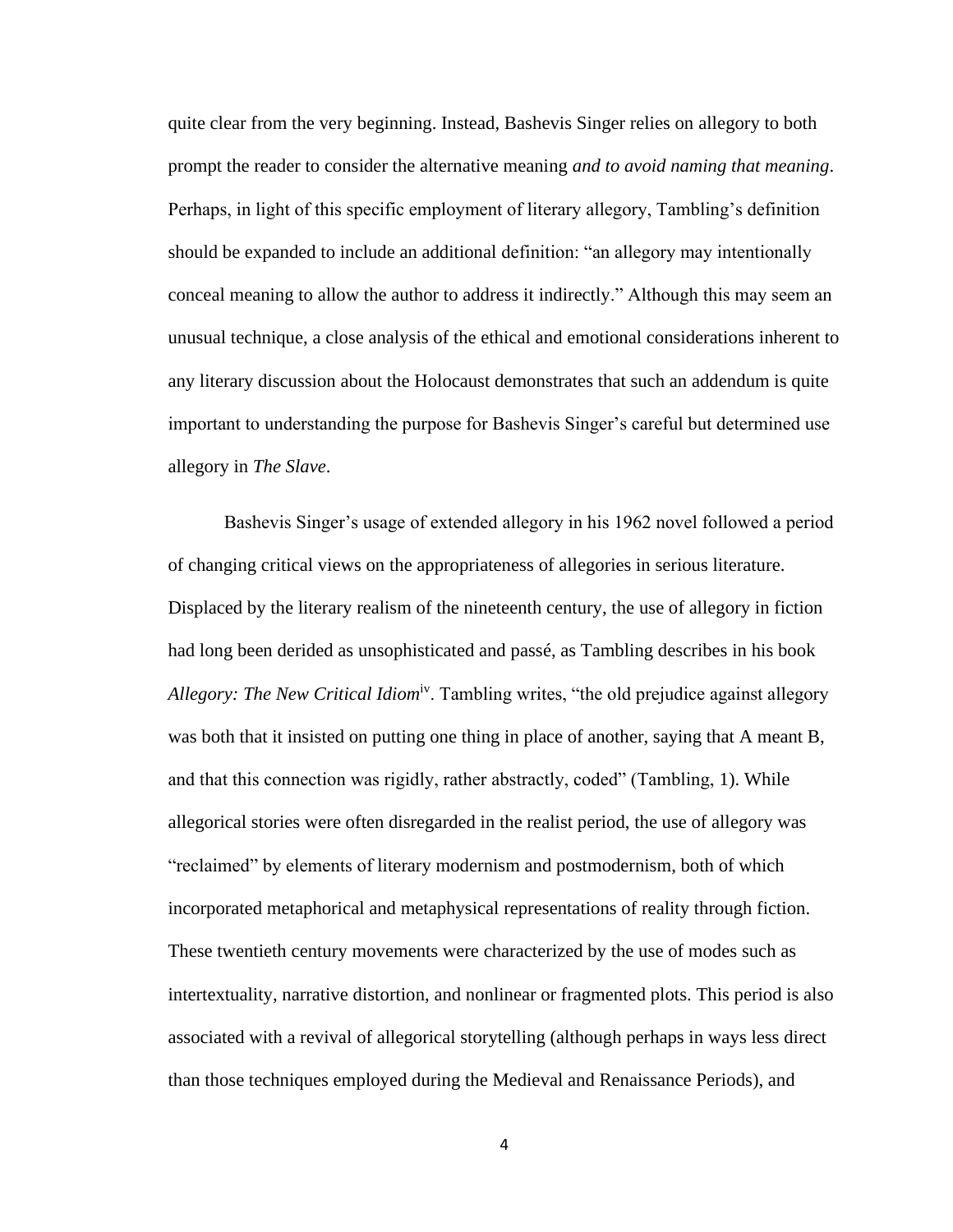quite clear from the very beginning. Instead, Bashevis Singer relies on allegory to both prompt the reader to consider the alternative meaning *and to avoid naming that meaning*. Perhaps, in light of this specific employment of literary allegory, Tambling's definition should be expanded to include an additional definition: "an allegory may intentionally conceal meaning to allow the author to address it indirectly." Although this may seem an unusual technique, a close analysis of the ethical and emotional considerations inherent to any literary discussion about the Holocaust demonstrates that such an addendum is quite important to understanding the purpose for Bashevis Singer's careful but determined use allegory in *The Slave*.

Bashevis Singer's usage of extended allegory in his 1962 novel followed a period of changing critical views on the appropriateness of allegories in serious literature. Displaced by the literary realism of the nineteenth century, the use of allegory in fiction had long been derided as unsophisticated and passé, as Tambling describes in his book *Allegory: The New Critical Idiom*[iv]. Tambling writes, "the old prejudice against allegory was both that it insisted on putting one thing in place of another, saying that A meant B, and that this connection was rigidly, rather abstractly, coded" (Tambling, 1). While allegorical stories were often disregarded in the realist period, the use of allegory was "reclaimed" by elements of literary modernism and postmodernism, both of which incorporated metaphorical and metaphysical representations of reality through fiction. These twentieth century movements were characterized by the use of modes such as intertextuality, narrative distortion, and nonlinear or fragmented plots. This period is also associated with a revival of allegorical storytelling (although perhaps in ways less direct than those techniques employed during the Medieval and Renaissance Periods), and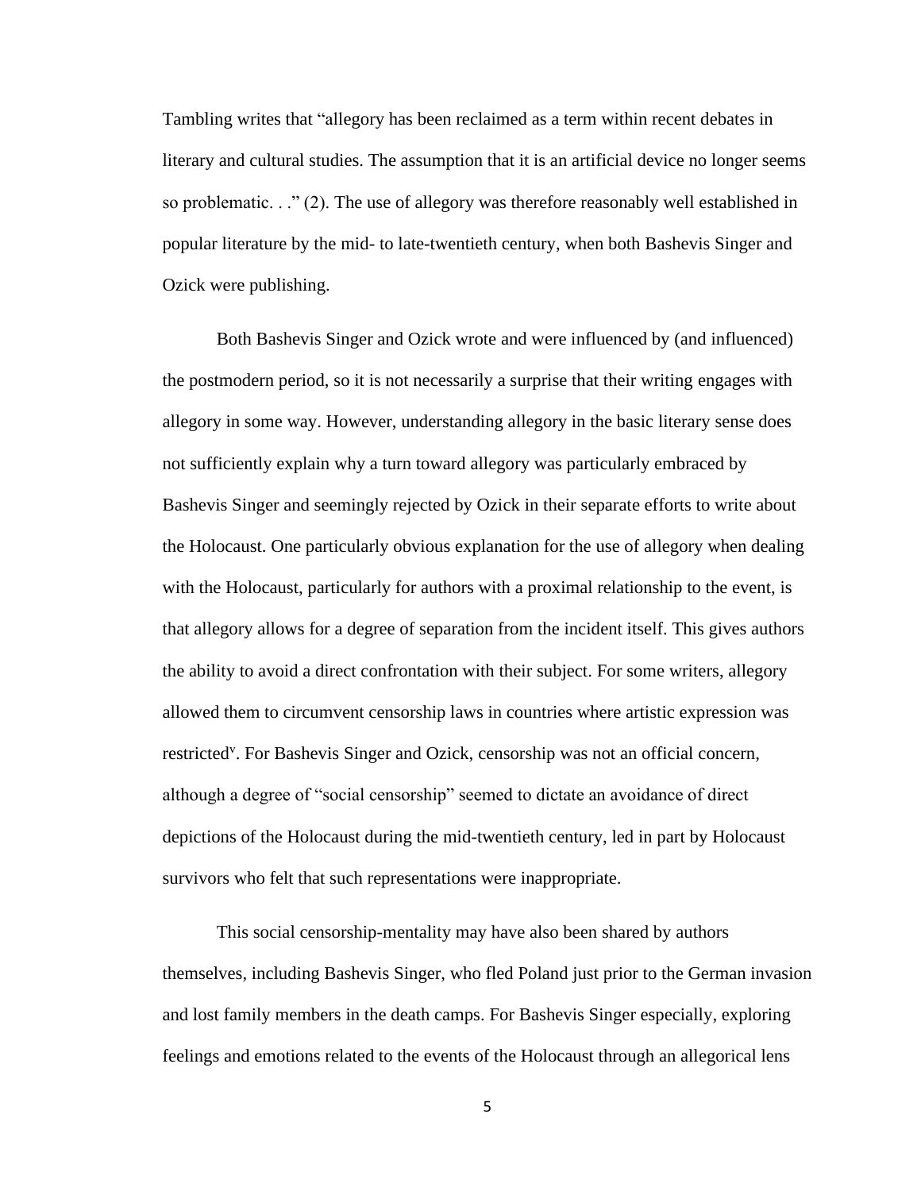Tambling writes that "allegory has been reclaimed as a term within recent debates in literary and cultural studies. The assumption that it is an artificial device no longer seems so problematic. . ." (2). The use of allegory was therefore reasonably well established in popular literature by the mid- to late-twentieth century, when both Bashevis Singer and Ozick were publishing.

Both Bashevis Singer and Ozick wrote and were influenced by (and influenced) the postmodern period, so it is not necessarily a surprise that their writing engages with allegory in some way. However, understanding allegory in the basic literary sense does not sufficiently explain why a turn toward allegory was particularly embraced by Bashevis Singer and seemingly rejected by Ozick in their separate efforts to write about the Holocaust. One particularly obvious explanation for the use of allegory when dealing with the Holocaust, particularly for authors with a proximal relationship to the event, is that allegory allows for a degree of separation from the incident itself. This gives authors the ability to avoid a direct confrontation with their subject. For some writers, allegory allowed them to circumvent censorship laws in countries where artistic expression was restricted[v]. For Bashevis Singer and Ozick, censorship was not an official concern, although a degree of "social censorship" seemed to dictate an avoidance of direct depictions of the Holocaust during the mid-twentieth century, led in part by Holocaust survivors who felt that such representations were inappropriate.

This social censorship-mentality may have also been shared by authors themselves, including Bashevis Singer, who fled Poland just prior to the German invasion and lost family members in the death camps. For Bashevis Singer especially, exploring feelings and emotions related to the events of the Holocaust through an allegorical lens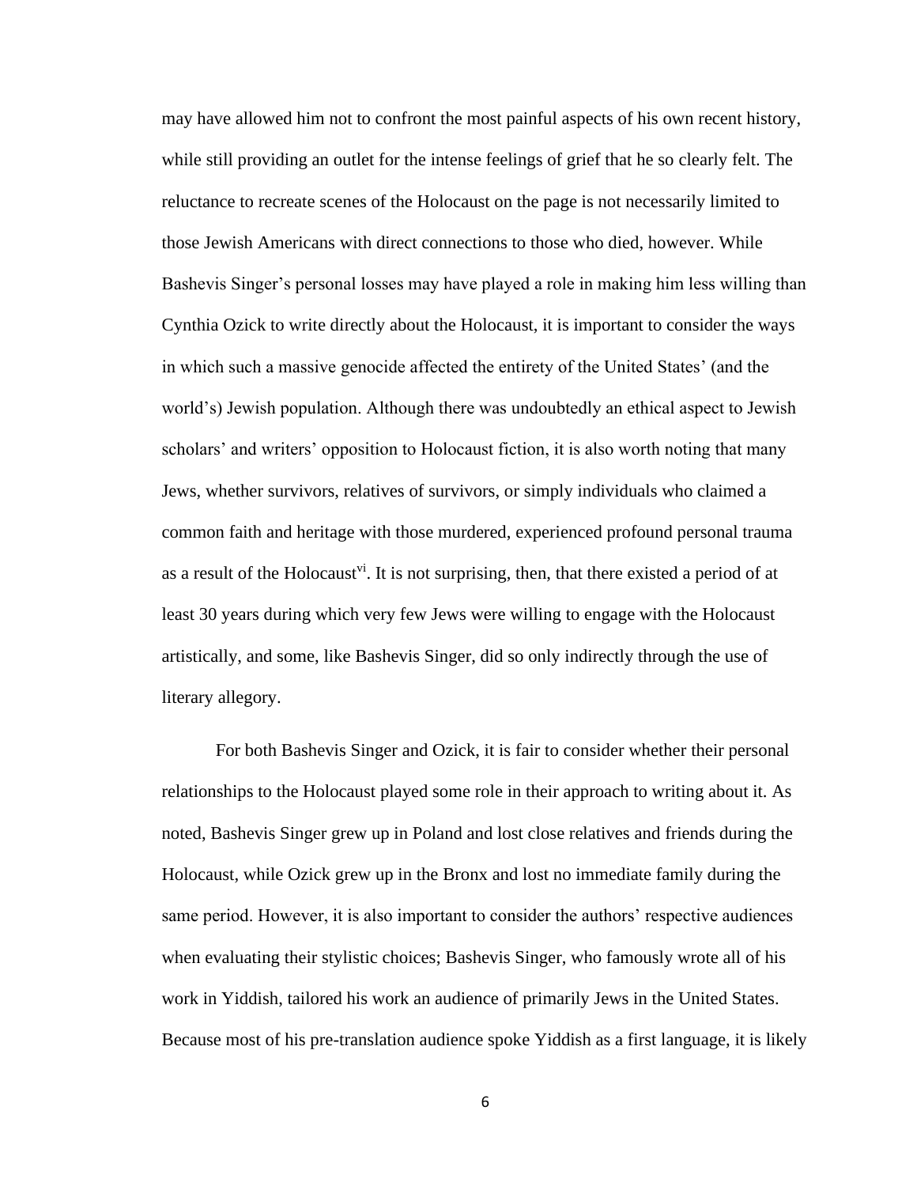may have allowed him not to confront the most painful aspects of his own recent history, while still providing an outlet for the intense feelings of grief that he so clearly felt. The reluctance to recreate scenes of the Holocaust on the page is not necessarily limited to those Jewish Americans with direct connections to those who died, however. While Bashevis Singer's personal losses may have played a role in making him less willing than Cynthia Ozick to write directly about the Holocaust, it is important to consider the ways in which such a massive genocide affected the entirety of the United States' (and the world's) Jewish population. Although there was undoubtedly an ethical aspect to Jewish scholars' and writers' opposition to Holocaust fiction, it is also worth noting that many Jews, whether survivors, relatives of survivors, or simply individuals who claimed a common faith and heritage with those murdered, experienced profound personal trauma as a result of the Holocaust[vi]. It is not surprising, then, that there existed a period of at least 30 years during which very few Jews were willing to engage with the Holocaust artistically, and some, like Bashevis Singer, did so only indirectly through the use of literary allegory.

For both Bashevis Singer and Ozick, it is fair to consider whether their personal relationships to the Holocaust played some role in their approach to writing about it. As noted, Bashevis Singer grew up in Poland and lost close relatives and friends during the Holocaust, while Ozick grew up in the Bronx and lost no immediate family during the same period. However, it is also important to consider the authors' respective audiences when evaluating their stylistic choices; Bashevis Singer, who famously wrote all of his work in Yiddish, tailored his work an audience of primarily Jews in the United States. Because most of his pre-translation audience spoke Yiddish as a first language, it is likely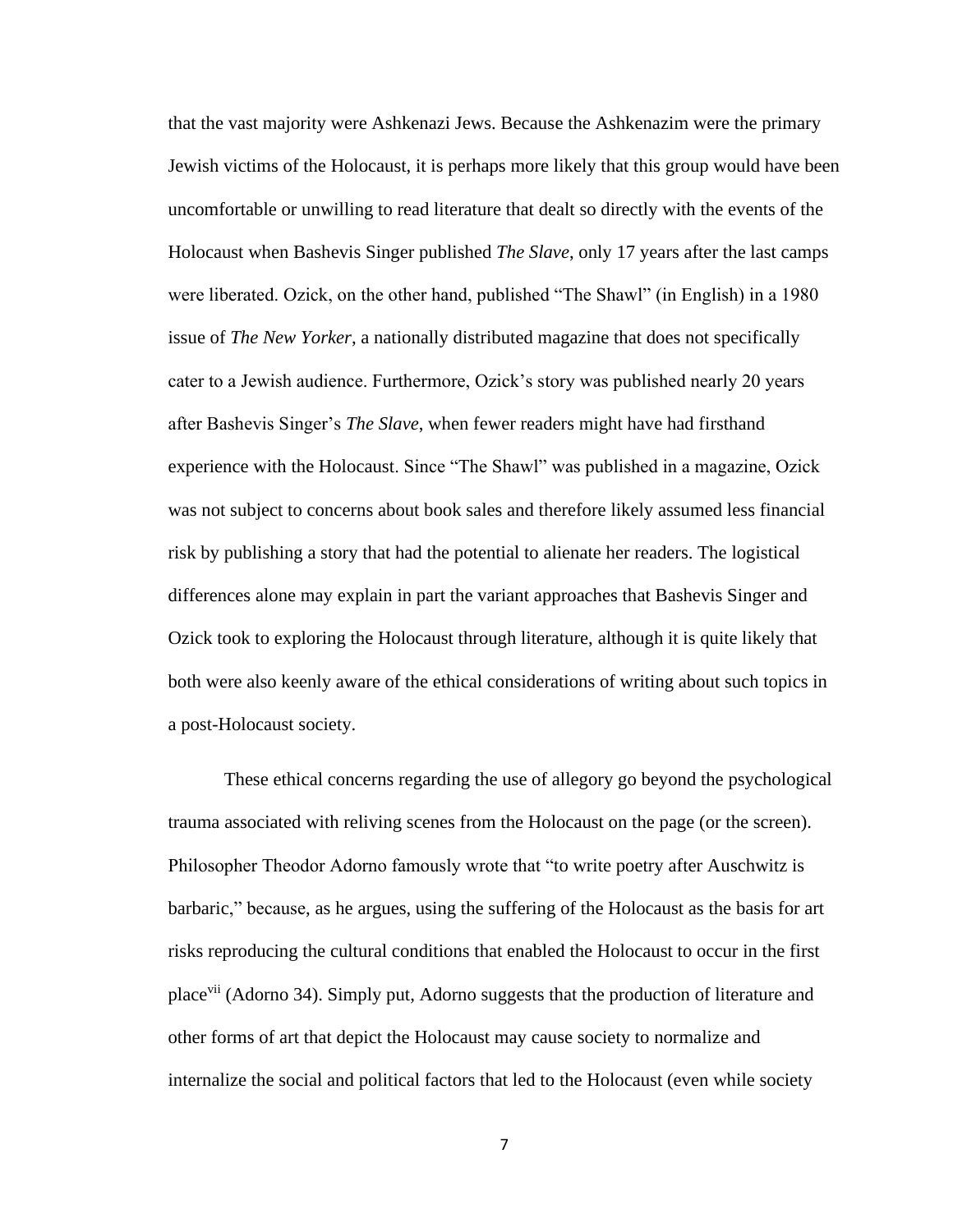that the vast majority were Ashkenazi Jews. Because the Ashkenazim were the primary Jewish victims of the Holocaust, it is perhaps more likely that this group would have been uncomfortable or unwilling to read literature that dealt so directly with the events of the Holocaust when Bashevis Singer published *The Slave*, only 17 years after the last camps were liberated. Ozick, on the other hand, published "The Shawl" (in English) in a 1980 issue of *The New Yorker*, a nationally distributed magazine that does not specifically cater to a Jewish audience. Furthermore, Ozick's story was published nearly 20 years after Bashevis Singer's *The Slave*, when fewer readers might have had firsthand experience with the Holocaust. Since "The Shawl" was published in a magazine, Ozick was not subject to concerns about book sales and therefore likely assumed less financial risk by publishing a story that had the potential to alienate her readers. The logistical differences alone may explain in part the variant approaches that Bashevis Singer and Ozick took to exploring the Holocaust through literature, although it is quite likely that both were also keenly aware of the ethical considerations of writing about such topics in a post-Holocaust society.

These ethical concerns regarding the use of allegory go beyond the psychological trauma associated with reliving scenes from the Holocaust on the page (or the screen). Philosopher Theodor Adorno famously wrote that "to write poetry after Auschwitz is barbaric," because, as he argues, using the suffering of the Holocaust as the basis for art risks reproducing the cultural conditions that enabled the Holocaust to occur in the first place[vii] (Adorno 34). Simply put, Adorno suggests that the production of literature and other forms of art that depict the Holocaust may cause society to normalize and internalize the social and political factors that led to the Holocaust (even while society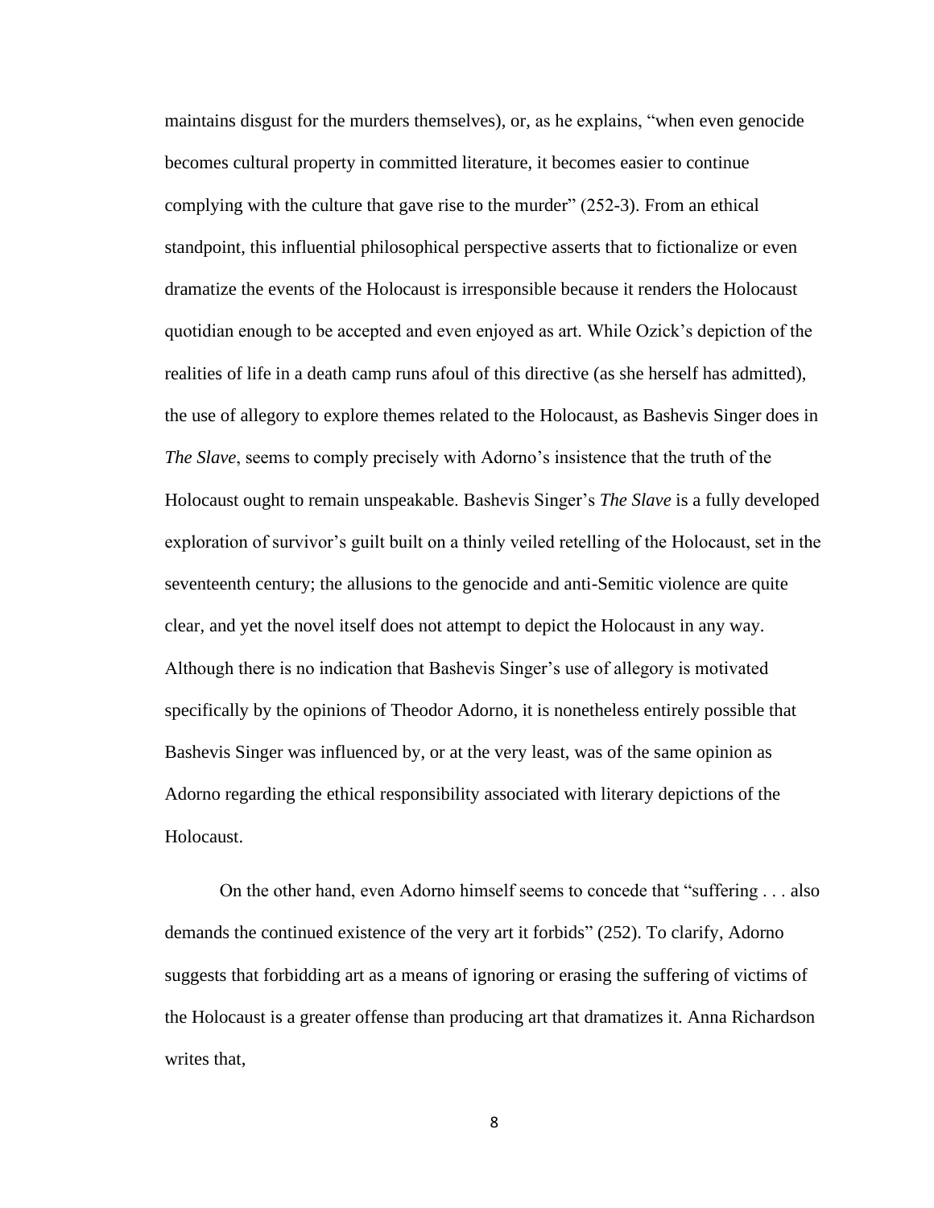maintains disgust for the murders themselves), or, as he explains, "when even genocide becomes cultural property in committed literature, it becomes easier to continue complying with the culture that gave rise to the murder" (252-3). From an ethical standpoint, this influential philosophical perspective asserts that to fictionalize or even dramatize the events of the Holocaust is irresponsible because it renders the Holocaust quotidian enough to be accepted and even enjoyed as art. While Ozick's depiction of the realities of life in a death camp runs afoul of this directive (as she herself has admitted), the use of allegory to explore themes related to the Holocaust, as Bashevis Singer does in *The Slave*, seems to comply precisely with Adorno's insistence that the truth of the Holocaust ought to remain unspeakable. Bashevis Singer's *The Slave* is a fully developed exploration of survivor's guilt built on a thinly veiled retelling of the Holocaust, set in the seventeenth century; the allusions to the genocide and anti-Semitic violence are quite clear, and yet the novel itself does not attempt to depict the Holocaust in any way. Although there is no indication that Bashevis Singer's use of allegory is motivated specifically by the opinions of Theodor Adorno, it is nonetheless entirely possible that Bashevis Singer was influenced by, or at the very least, was of the same opinion as Adorno regarding the ethical responsibility associated with literary depictions of the Holocaust.

On the other hand, even Adorno himself seems to concede that "suffering . . . also demands the continued existence of the very art it forbids" (252). To clarify, Adorno suggests that forbidding art as a means of ignoring or erasing the suffering of victims of the Holocaust is a greater offense than producing art that dramatizes it. Anna Richardson writes that,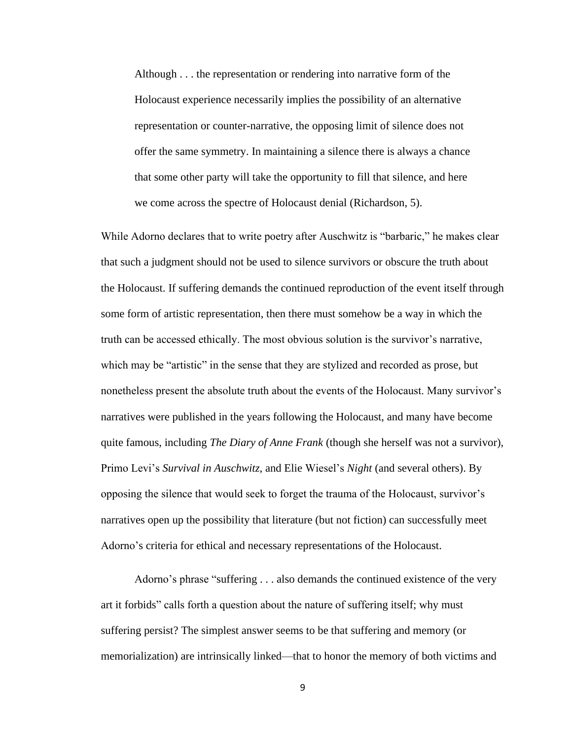> Although . . . the representation or rendering into narrative form of the Holocaust experience necessarily implies the possibility of an alternative representation or counter-narrative, the opposing limit of silence does not offer the same symmetry. In maintaining a silence there is always a chance that some other party will take the opportunity to fill that silence, and here we come across the spectre of Holocaust denial (Richardson, 5).

While Adorno declares that to write poetry after Auschwitz is "barbaric," he makes clear that such a judgment should not be used to silence survivors or obscure the truth about the Holocaust. If suffering demands the continued reproduction of the event itself through some form of artistic representation, then there must somehow be a way in which the truth can be accessed ethically. The most obvious solution is the survivor's narrative, which may be "artistic" in the sense that they are stylized and recorded as prose, but nonetheless present the absolute truth about the events of the Holocaust. Many survivor's narratives were published in the years following the Holocaust, and many have become quite famous, including *The Diary of Anne Frank* (though she herself was not a survivor), Primo Levi's *Survival in Auschwitz*, and Elie Wiesel's *Night* (and several others). By opposing the silence that would seek to forget the trauma of the Holocaust, survivor's narratives open up the possibility that literature (but not fiction) can successfully meet Adorno's criteria for ethical and necessary representations of the Holocaust.

Adorno's phrase "suffering . . . also demands the continued existence of the very art it forbids" calls forth a question about the nature of suffering itself; why must suffering persist? The simplest answer seems to be that suffering and memory (or memorialization) are intrinsically linked—that to honor the memory of both victims and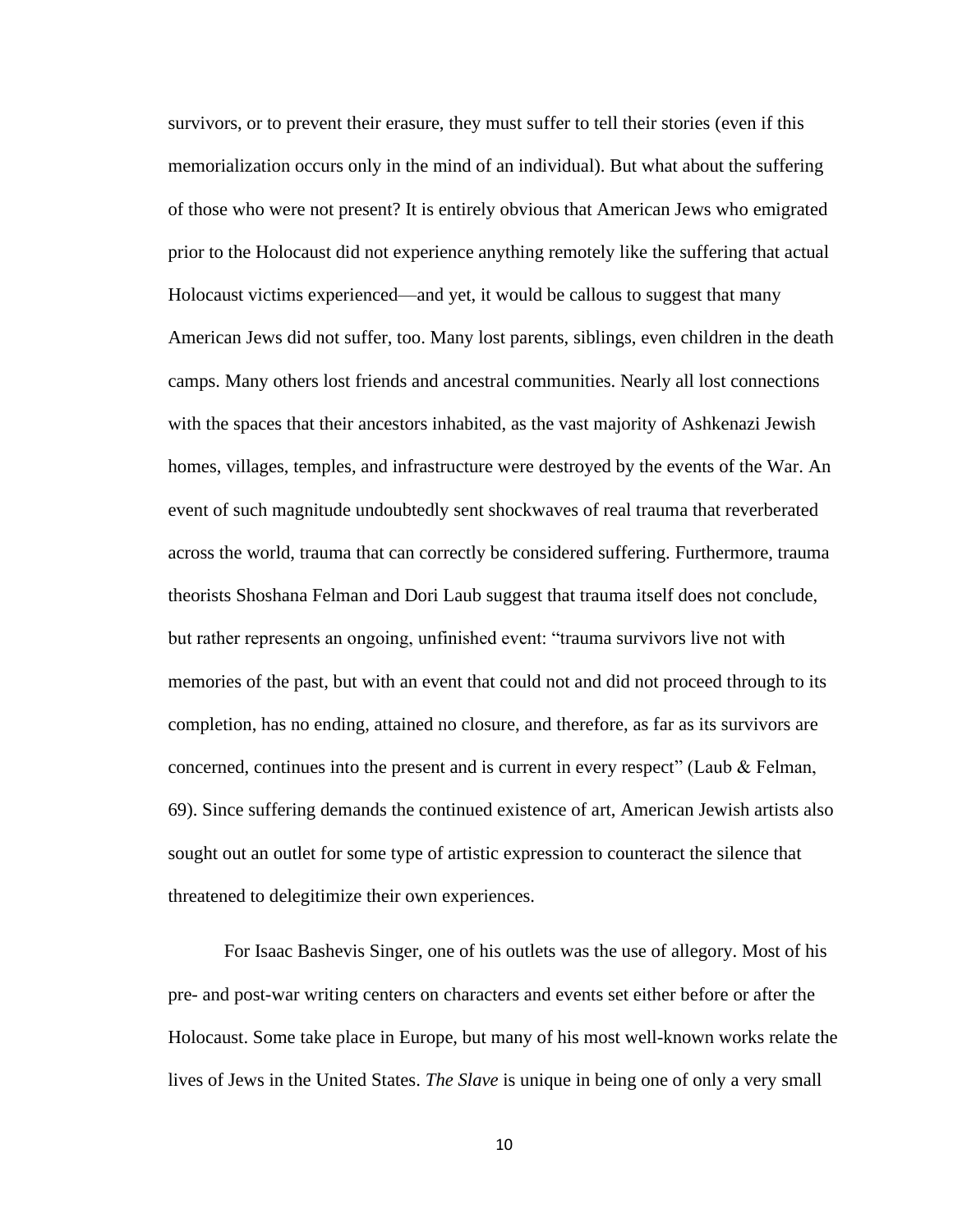survivors, or to prevent their erasure, they must suffer to tell their stories (even if this memorialization occurs only in the mind of an individual). But what about the suffering of those who were not present? It is entirely obvious that American Jews who emigrated prior to the Holocaust did not experience anything remotely like the suffering that actual Holocaust victims experienced—and yet, it would be callous to suggest that many American Jews did not suffer, too. Many lost parents, siblings, even children in the death camps. Many others lost friends and ancestral communities. Nearly all lost connections with the spaces that their ancestors inhabited, as the vast majority of Ashkenazi Jewish homes, villages, temples, and infrastructure were destroyed by the events of the War. An event of such magnitude undoubtedly sent shockwaves of real trauma that reverberated across the world, trauma that can correctly be considered suffering. Furthermore, trauma theorists Shoshana Felman and Dori Laub suggest that trauma itself does not conclude, but rather represents an ongoing, unfinished event: "trauma survivors live not with memories of the past, but with an event that could not and did not proceed through to its completion, has no ending, attained no closure, and therefore, as far as its survivors are concerned, continues into the present and is current in every respect" (Laub & Felman, 69). Since suffering demands the continued existence of art, American Jewish artists also sought out an outlet for some type of artistic expression to counteract the silence that threatened to delegitimize their own experiences.

For Isaac Bashevis Singer, one of his outlets was the use of allegory. Most of his pre- and post-war writing centers on characters and events set either before or after the Holocaust. Some take place in Europe, but many of his most well-known works relate the lives of Jews in the United States. *The Slave* is unique in being one of only a very small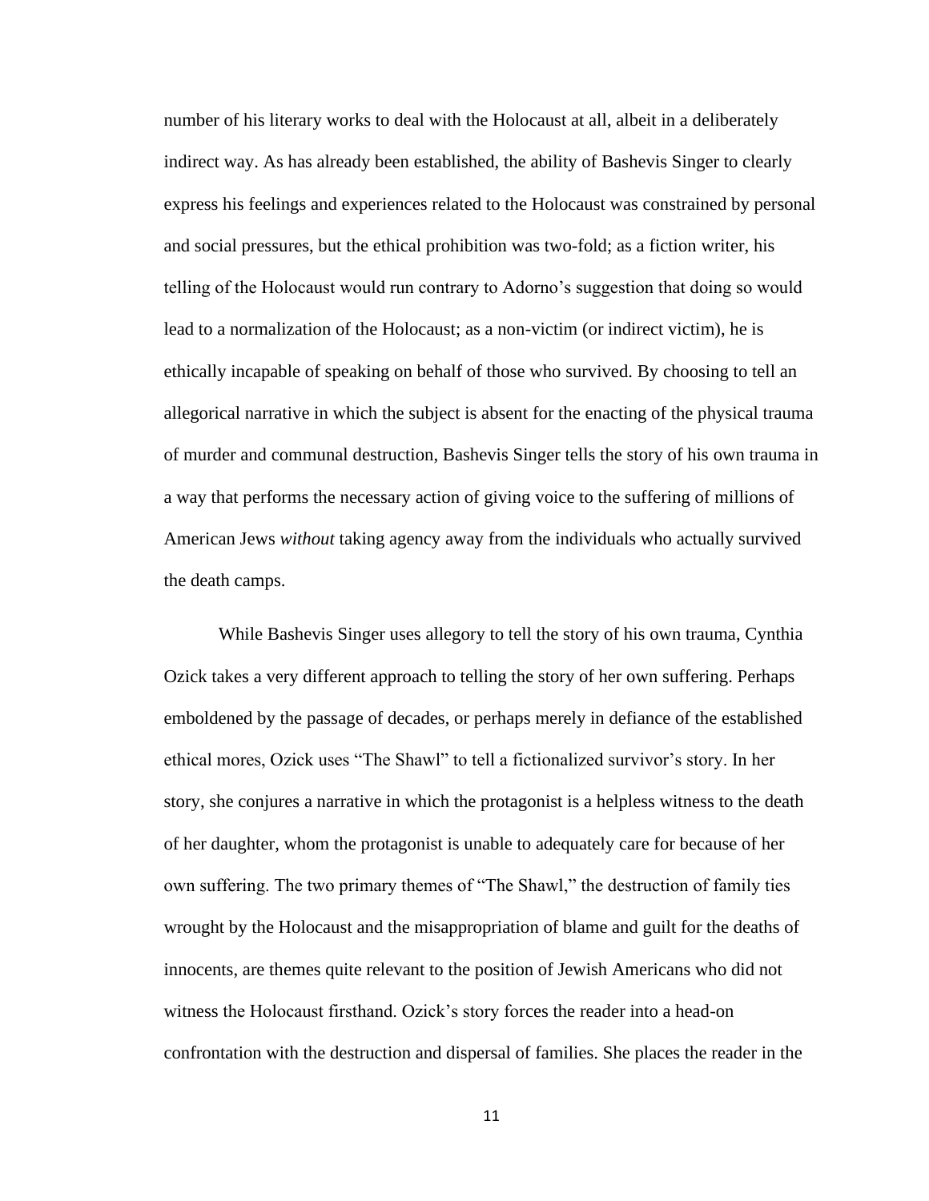number of his literary works to deal with the Holocaust at all, albeit in a deliberately indirect way. As has already been established, the ability of Bashevis Singer to clearly express his feelings and experiences related to the Holocaust was constrained by personal and social pressures, but the ethical prohibition was two-fold; as a fiction writer, his telling of the Holocaust would run contrary to Adorno's suggestion that doing so would lead to a normalization of the Holocaust; as a non-victim (or indirect victim), he is ethically incapable of speaking on behalf of those who survived. By choosing to tell an allegorical narrative in which the subject is absent for the enacting of the physical trauma of murder and communal destruction, Bashevis Singer tells the story of his own trauma in a way that performs the necessary action of giving voice to the suffering of millions of American Jews *without* taking agency away from the individuals who actually survived the death camps.

While Bashevis Singer uses allegory to tell the story of his own trauma, Cynthia Ozick takes a very different approach to telling the story of her own suffering. Perhaps emboldened by the passage of decades, or perhaps merely in defiance of the established ethical mores, Ozick uses "The Shawl" to tell a fictionalized survivor's story. In her story, she conjures a narrative in which the protagonist is a helpless witness to the death of her daughter, whom the protagonist is unable to adequately care for because of her own suffering. The two primary themes of "The Shawl," the destruction of family ties wrought by the Holocaust and the misappropriation of blame and guilt for the deaths of innocents, are themes quite relevant to the position of Jewish Americans who did not witness the Holocaust firsthand. Ozick's story forces the reader into a head-on confrontation with the destruction and dispersal of families. She places the reader in the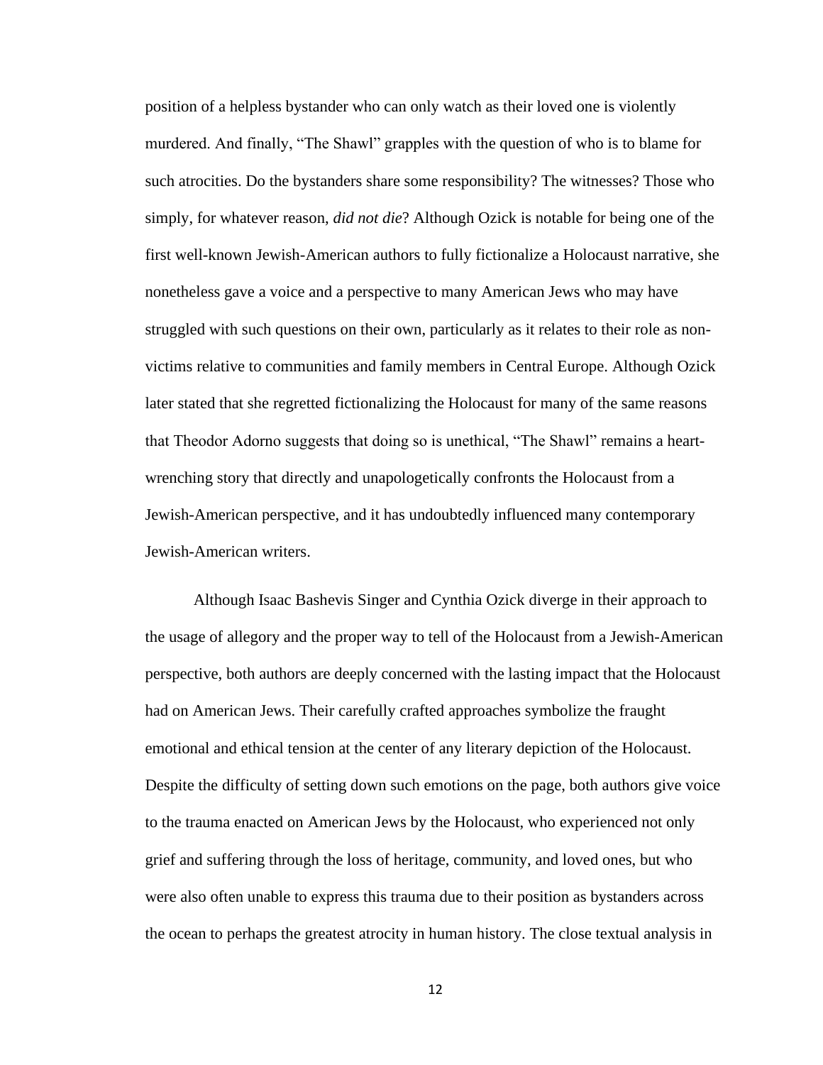position of a helpless bystander who can only watch as their loved one is violently murdered. And finally, "The Shawl" grapples with the question of who is to blame for such atrocities. Do the bystanders share some responsibility? The witnesses? Those who simply, for whatever reason, *did not die*? Although Ozick is notable for being one of the first well-known Jewish-American authors to fully fictionalize a Holocaust narrative, she nonetheless gave a voice and a perspective to many American Jews who may have struggled with such questions on their own, particularly as it relates to their role as non-victims relative to communities and family members in Central Europe. Although Ozick later stated that she regretted fictionalizing the Holocaust for many of the same reasons that Theodor Adorno suggests that doing so is unethical, "The Shawl" remains a heart-wrenching story that directly and unapologetically confronts the Holocaust from a Jewish-American perspective, and it has undoubtedly influenced many contemporary Jewish-American writers.

Although Isaac Bashevis Singer and Cynthia Ozick diverge in their approach to the usage of allegory and the proper way to tell of the Holocaust from a Jewish-American perspective, both authors are deeply concerned with the lasting impact that the Holocaust had on American Jews. Their carefully crafted approaches symbolize the fraught emotional and ethical tension at the center of any literary depiction of the Holocaust. Despite the difficulty of setting down such emotions on the page, both authors give voice to the trauma enacted on American Jews by the Holocaust, who experienced not only grief and suffering through the loss of heritage, community, and loved ones, but who were also often unable to express this trauma due to their position as bystanders across the ocean to perhaps the greatest atrocity in human history. The close textual analysis in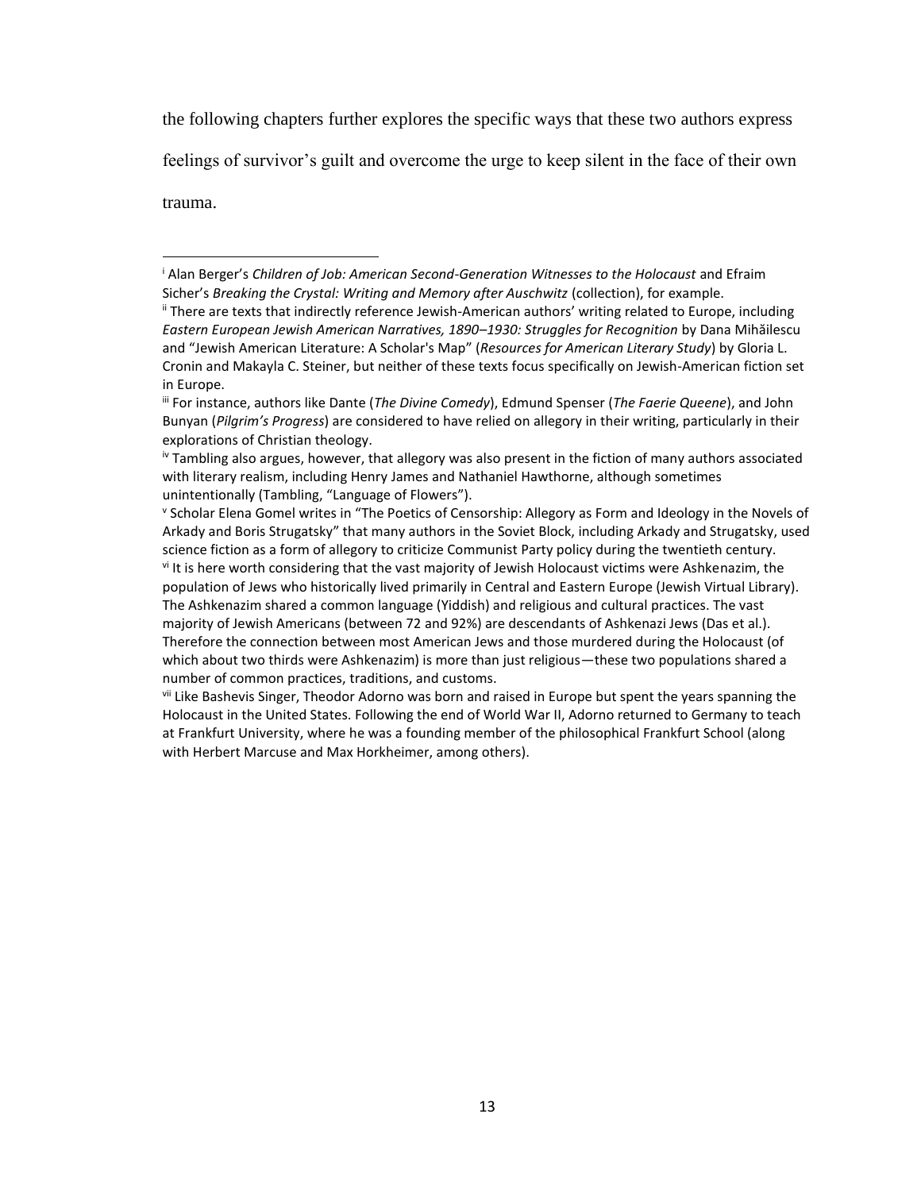the following chapters further explores the specific ways that these two authors express feelings of survivor's guilt and overcome the urge to keep silent in the face of their own trauma.

---

[i] Alan Berger's *Children of Job: American Second-Generation Witnesses to the Holocaust* and Efraim Sicher's *Breaking the Crystal: Writing and Memory after Auschwitz* (collection), for example.

[ii] There are texts that indirectly reference Jewish-American authors' writing related to Europe, including *Eastern European Jewish American Narratives, 1890–1930: Struggles for Recognition* by Dana Mihăilescu and "Jewish American Literature: A Scholar's Map" (*Resources for American Literary Study*) by Gloria L. Cronin and Makayla C. Steiner, but neither of these texts focus specifically on Jewish-American fiction set in Europe.

[iii] For instance, authors like Dante (*The Divine Comedy*), Edmund Spenser (*The Faerie Queene*), and John Bunyan (*Pilgrim's Progress*) are considered to have relied on allegory in their writing, particularly in their explorations of Christian theology.

[iv] Tambling also argues, however, that allegory was also present in the fiction of many authors associated with literary realism, including Henry James and Nathaniel Hawthorne, although sometimes unintentionally (Tambling, "Language of Flowers").

[v] Scholar Elena Gomel writes in "The Poetics of Censorship: Allegory as Form and Ideology in the Novels of Arkady and Boris Strugatsky" that many authors in the Soviet Block, including Arkady and Strugatsky, used science fiction as a form of allegory to criticize Communist Party policy during the twentieth century.

[vi] It is here worth considering that the vast majority of Jewish Holocaust victims were Ashkenazim, the population of Jews who historically lived primarily in Central and Eastern Europe (Jewish Virtual Library). The Ashkenazim shared a common language (Yiddish) and religious and cultural practices. The vast majority of Jewish Americans (between 72 and 92%) are descendants of Ashkenazi Jews (Das et al.). Therefore the connection between most American Jews and those murdered during the Holocaust (of which about two thirds were Ashkenazim) is more than just religious—these two populations shared a number of common practices, traditions, and customs.

[vii] Like Bashevis Singer, Theodor Adorno was born and raised in Europe but spent the years spanning the Holocaust in the United States. Following the end of World War II, Adorno returned to Germany to teach at Frankfurt University, where he was a founding member of the philosophical Frankfurt School (along with Herbert Marcuse and Max Horkheimer, among others).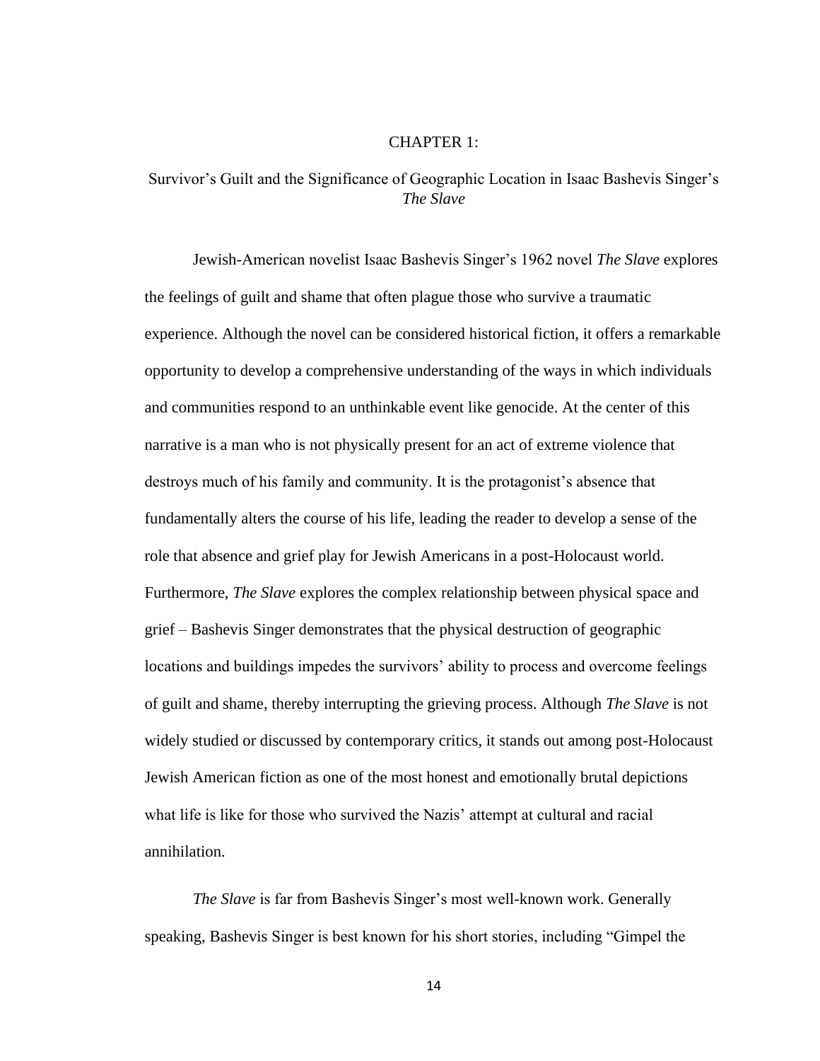# CHAPTER 1:

## Survivor's Guilt and the Significance of Geographic Location in Isaac Bashevis Singer's *The Slave*

Jewish-American novelist Isaac Bashevis Singer's 1962 novel *The Slave* explores the feelings of guilt and shame that often plague those who survive a traumatic experience. Although the novel can be considered historical fiction, it offers a remarkable opportunity to develop a comprehensive understanding of the ways in which individuals and communities respond to an unthinkable event like genocide. At the center of this narrative is a man who is not physically present for an act of extreme violence that destroys much of his family and community. It is the protagonist's absence that fundamentally alters the course of his life, leading the reader to develop a sense of the role that absence and grief play for Jewish Americans in a post-Holocaust world. Furthermore, *The Slave* explores the complex relationship between physical space and grief – Bashevis Singer demonstrates that the physical destruction of geographic locations and buildings impedes the survivors' ability to process and overcome feelings of guilt and shame, thereby interrupting the grieving process. Although *The Slave* is not widely studied or discussed by contemporary critics, it stands out among post-Holocaust Jewish American fiction as one of the most honest and emotionally brutal depictions what life is like for those who survived the Nazis' attempt at cultural and racial annihilation.

*The Slave* is far from Bashevis Singer's most well-known work. Generally speaking, Bashevis Singer is best known for his short stories, including "Gimpel the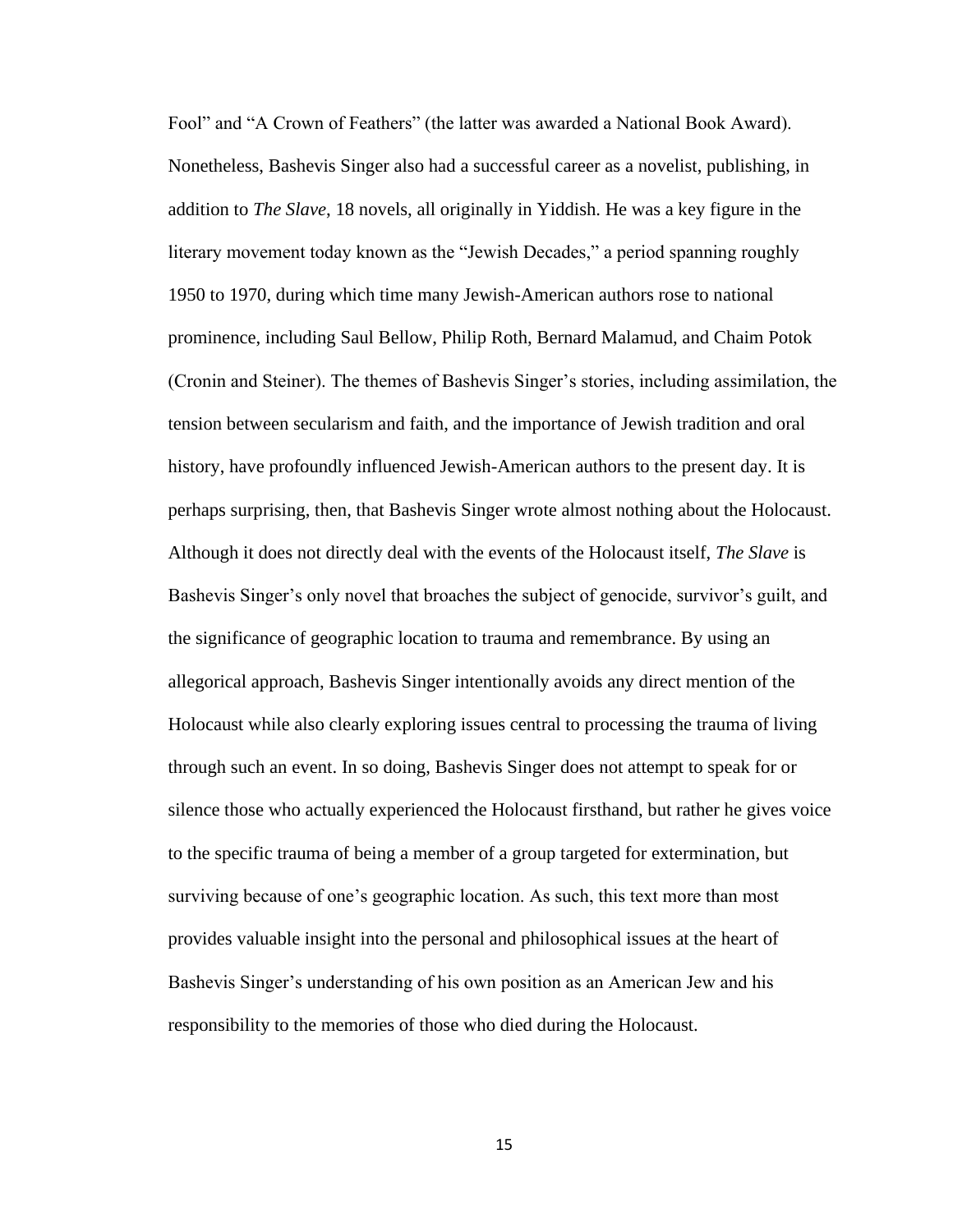Fool" and "A Crown of Feathers" (the latter was awarded a National Book Award). Nonetheless, Bashevis Singer also had a successful career as a novelist, publishing, in addition to *The Slave*, 18 novels, all originally in Yiddish. He was a key figure in the literary movement today known as the "Jewish Decades," a period spanning roughly 1950 to 1970, during which time many Jewish-American authors rose to national prominence, including Saul Bellow, Philip Roth, Bernard Malamud, and Chaim Potok (Cronin and Steiner). The themes of Bashevis Singer's stories, including assimilation, the tension between secularism and faith, and the importance of Jewish tradition and oral history, have profoundly influenced Jewish-American authors to the present day. It is perhaps surprising, then, that Bashevis Singer wrote almost nothing about the Holocaust. Although it does not directly deal with the events of the Holocaust itself, *The Slave* is Bashevis Singer's only novel that broaches the subject of genocide, survivor's guilt, and the significance of geographic location to trauma and remembrance. By using an allegorical approach, Bashevis Singer intentionally avoids any direct mention of the Holocaust while also clearly exploring issues central to processing the trauma of living through such an event. In so doing, Bashevis Singer does not attempt to speak for or silence those who actually experienced the Holocaust firsthand, but rather he gives voice to the specific trauma of being a member of a group targeted for extermination, but surviving because of one's geographic location. As such, this text more than most provides valuable insight into the personal and philosophical issues at the heart of Bashevis Singer's understanding of his own position as an American Jew and his responsibility to the memories of those who died during the Holocaust.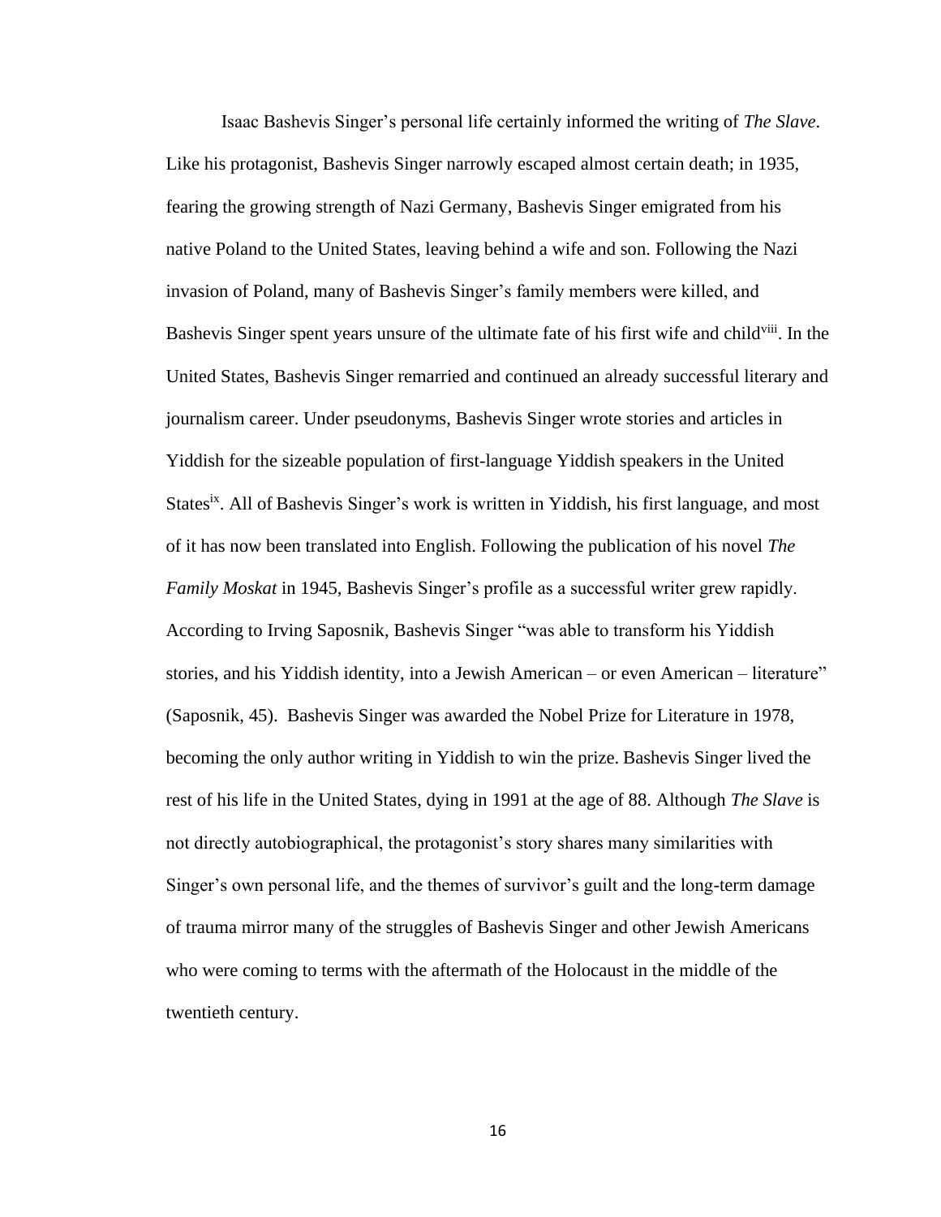Isaac Bashevis Singer's personal life certainly informed the writing of *The Slave*. Like his protagonist, Bashevis Singer narrowly escaped almost certain death; in 1935, fearing the growing strength of Nazi Germany, Bashevis Singer emigrated from his native Poland to the United States, leaving behind a wife and son. Following the Nazi invasion of Poland, many of Bashevis Singer's family members were killed, and Bashevis Singer spent years unsure of the ultimate fate of his first wife and child[viii]. In the United States, Bashevis Singer remarried and continued an already successful literary and journalism career. Under pseudonyms, Bashevis Singer wrote stories and articles in Yiddish for the sizeable population of first-language Yiddish speakers in the United States[ix]. All of Bashevis Singer's work is written in Yiddish, his first language, and most of it has now been translated into English. Following the publication of his novel *The Family Moskat* in 1945, Bashevis Singer's profile as a successful writer grew rapidly. According to Irving Saposnik, Bashevis Singer "was able to transform his Yiddish stories, and his Yiddish identity, into a Jewish American – or even American – literature" (Saposnik, 45). Bashevis Singer was awarded the Nobel Prize for Literature in 1978, becoming the only author writing in Yiddish to win the prize. Bashevis Singer lived the rest of his life in the United States, dying in 1991 at the age of 88. Although *The Slave* is not directly autobiographical, the protagonist's story shares many similarities with Singer's own personal life, and the themes of survivor's guilt and the long-term damage of trauma mirror many of the struggles of Bashevis Singer and other Jewish Americans who were coming to terms with the aftermath of the Holocaust in the middle of the twentieth century.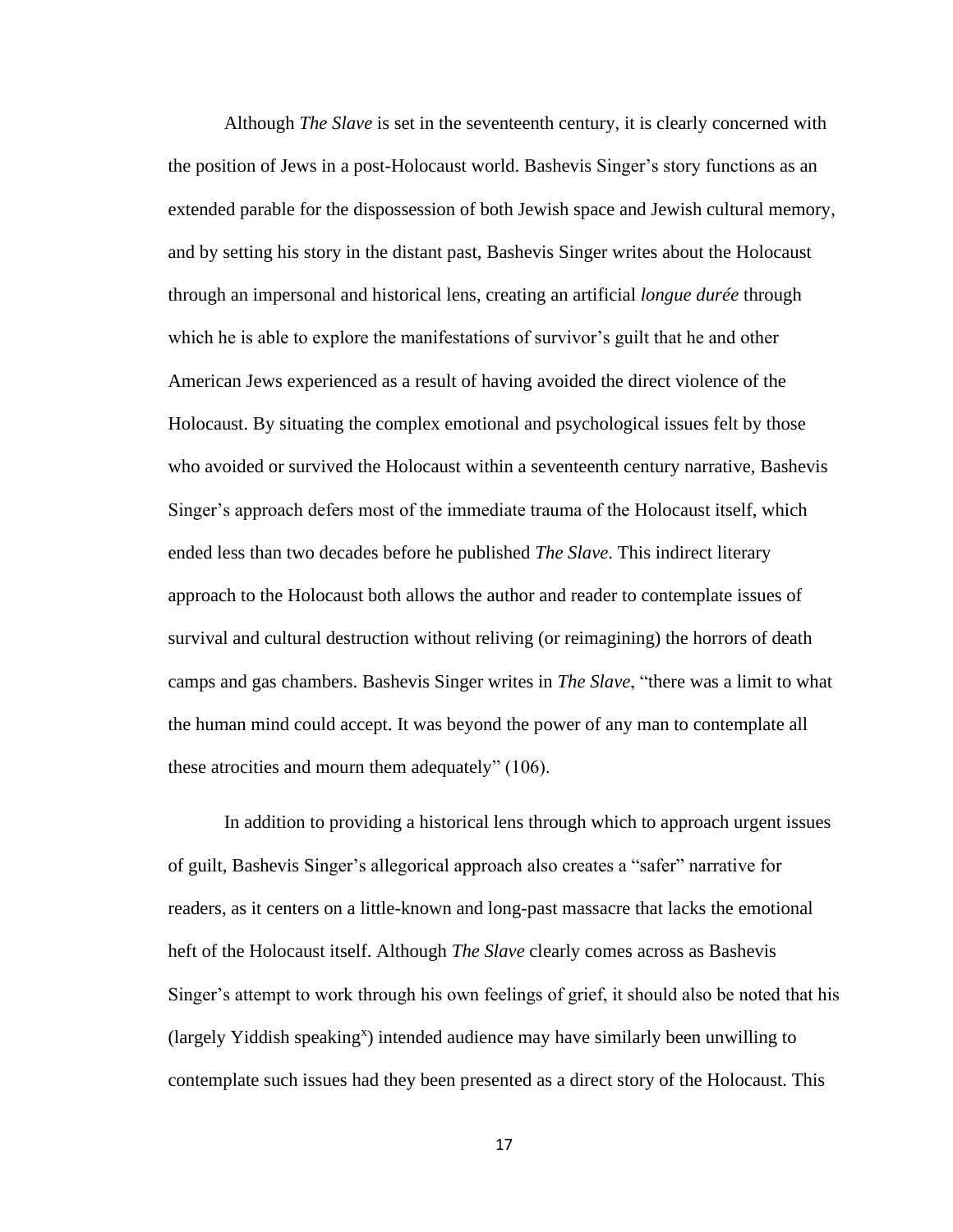Although *The Slave* is set in the seventeenth century, it is clearly concerned with the position of Jews in a post-Holocaust world. Bashevis Singer's story functions as an extended parable for the dispossession of both Jewish space and Jewish cultural memory, and by setting his story in the distant past, Bashevis Singer writes about the Holocaust through an impersonal and historical lens, creating an artificial *longue durée* through which he is able to explore the manifestations of survivor's guilt that he and other American Jews experienced as a result of having avoided the direct violence of the Holocaust. By situating the complex emotional and psychological issues felt by those who avoided or survived the Holocaust within a seventeenth century narrative, Bashevis Singer's approach defers most of the immediate trauma of the Holocaust itself, which ended less than two decades before he published *The Slave*. This indirect literary approach to the Holocaust both allows the author and reader to contemplate issues of survival and cultural destruction without reliving (or reimagining) the horrors of death camps and gas chambers. Bashevis Singer writes in *The Slave*, "there was a limit to what the human mind could accept. It was beyond the power of any man to contemplate all these atrocities and mourn them adequately" (106).

In addition to providing a historical lens through which to approach urgent issues of guilt, Bashevis Singer's allegorical approach also creates a "safer" narrative for readers, as it centers on a little-known and long-past massacre that lacks the emotional heft of the Holocaust itself. Although *The Slave* clearly comes across as Bashevis Singer's attempt to work through his own feelings of grief, it should also be noted that his (largely Yiddish speaking[x]) intended audience may have similarly been unwilling to contemplate such issues had they been presented as a direct story of the Holocaust. This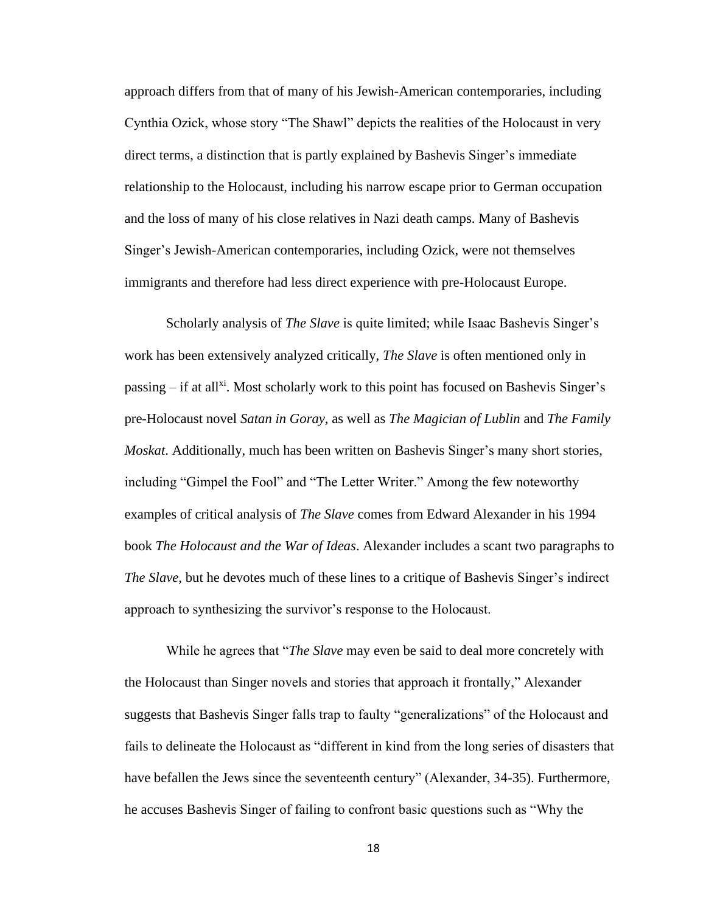approach differs from that of many of his Jewish-American contemporaries, including Cynthia Ozick, whose story "The Shawl" depicts the realities of the Holocaust in very direct terms, a distinction that is partly explained by Bashevis Singer's immediate relationship to the Holocaust, including his narrow escape prior to German occupation and the loss of many of his close relatives in Nazi death camps. Many of Bashevis Singer's Jewish-American contemporaries, including Ozick, were not themselves immigrants and therefore had less direct experience with pre-Holocaust Europe.

Scholarly analysis of *The Slave* is quite limited; while Isaac Bashevis Singer's work has been extensively analyzed critically, *The Slave* is often mentioned only in passing – if at all[xi]. Most scholarly work to this point has focused on Bashevis Singer's pre-Holocaust novel *Satan in Goray*, as well as *The Magician of Lublin* and *The Family Moskat*. Additionally, much has been written on Bashevis Singer's many short stories, including "Gimpel the Fool" and "The Letter Writer." Among the few noteworthy examples of critical analysis of *The Slave* comes from Edward Alexander in his 1994 book *The Holocaust and the War of Ideas*. Alexander includes a scant two paragraphs to *The Slave*, but he devotes much of these lines to a critique of Bashevis Singer's indirect approach to synthesizing the survivor's response to the Holocaust.

While he agrees that "*The Slave* may even be said to deal more concretely with the Holocaust than Singer novels and stories that approach it frontally," Alexander suggests that Bashevis Singer falls trap to faulty "generalizations" of the Holocaust and fails to delineate the Holocaust as "different in kind from the long series of disasters that have befallen the Jews since the seventeenth century" (Alexander, 34-35). Furthermore, he accuses Bashevis Singer of failing to confront basic questions such as "Why the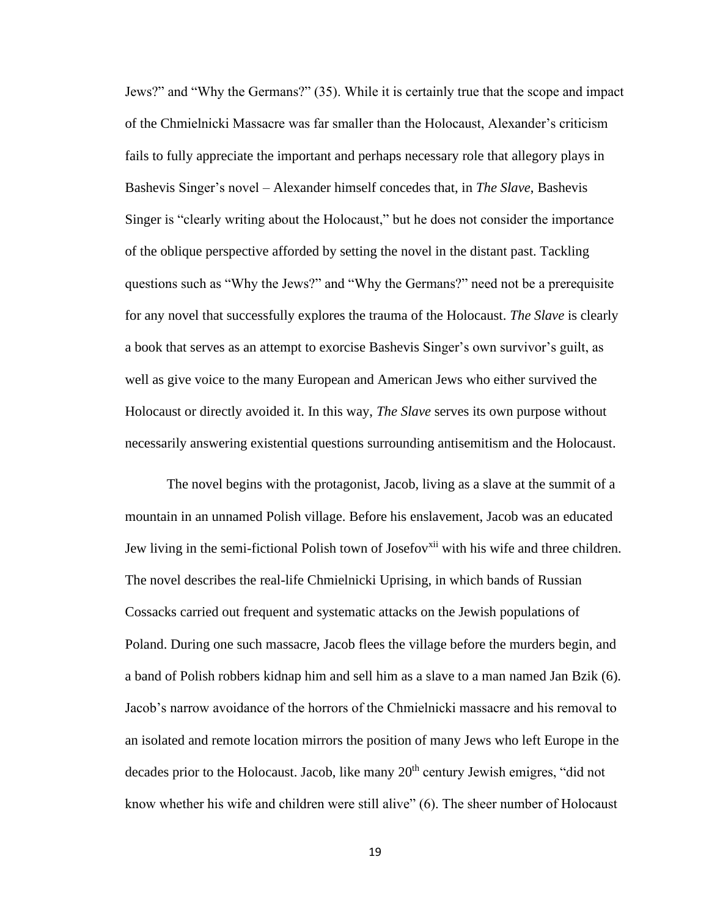Jews?" and "Why the Germans?" (35). While it is certainly true that the scope and impact of the Chmielnicki Massacre was far smaller than the Holocaust, Alexander's criticism fails to fully appreciate the important and perhaps necessary role that allegory plays in Bashevis Singer's novel – Alexander himself concedes that, in *The Slave*, Bashevis Singer is "clearly writing about the Holocaust," but he does not consider the importance of the oblique perspective afforded by setting the novel in the distant past. Tackling questions such as "Why the Jews?" and "Why the Germans?" need not be a prerequisite for any novel that successfully explores the trauma of the Holocaust. *The Slave* is clearly a book that serves as an attempt to exorcise Bashevis Singer's own survivor's guilt, as well as give voice to the many European and American Jews who either survived the Holocaust or directly avoided it. In this way, *The Slave* serves its own purpose without necessarily answering existential questions surrounding antisemitism and the Holocaust.

The novel begins with the protagonist, Jacob, living as a slave at the summit of a mountain in an unnamed Polish village. Before his enslavement, Jacob was an educated Jew living in the semi-fictional Polish town of Josefov[xii] with his wife and three children. The novel describes the real-life Chmielnicki Uprising, in which bands of Russian Cossacks carried out frequent and systematic attacks on the Jewish populations of Poland. During one such massacre, Jacob flees the village before the murders begin, and a band of Polish robbers kidnap him and sell him as a slave to a man named Jan Bzik (6). Jacob's narrow avoidance of the horrors of the Chmielnicki massacre and his removal to an isolated and remote location mirrors the position of many Jews who left Europe in the decades prior to the Holocaust. Jacob, like many 20th century Jewish emigres, "did not know whether his wife and children were still alive" (6). The sheer number of Holocaust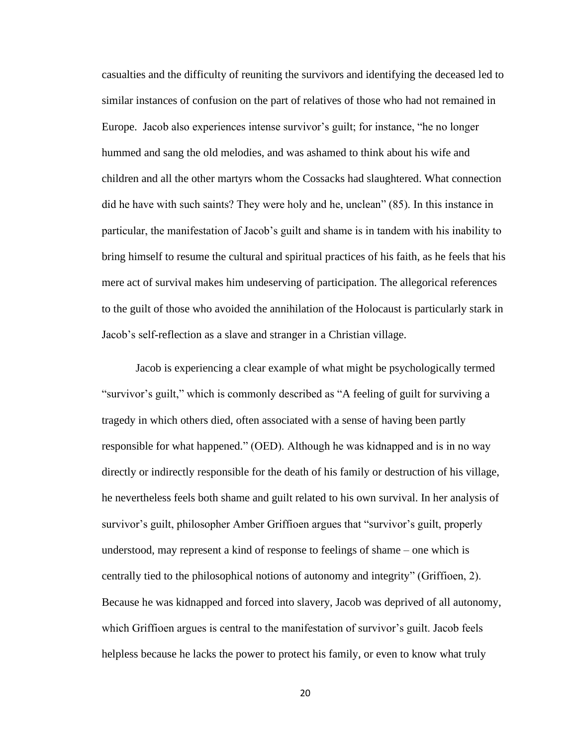casualties and the difficulty of reuniting the survivors and identifying the deceased led to similar instances of confusion on the part of relatives of those who had not remained in Europe. Jacob also experiences intense survivor's guilt; for instance, "he no longer hummed and sang the old melodies, and was ashamed to think about his wife and children and all the other martyrs whom the Cossacks had slaughtered. What connection did he have with such saints? They were holy and he, unclean" (85). In this instance in particular, the manifestation of Jacob's guilt and shame is in tandem with his inability to bring himself to resume the cultural and spiritual practices of his faith, as he feels that his mere act of survival makes him undeserving of participation. The allegorical references to the guilt of those who avoided the annihilation of the Holocaust is particularly stark in Jacob's self-reflection as a slave and stranger in a Christian village.

Jacob is experiencing a clear example of what might be psychologically termed "survivor's guilt," which is commonly described as "A feeling of guilt for surviving a tragedy in which others died, often associated with a sense of having been partly responsible for what happened." (OED). Although he was kidnapped and is in no way directly or indirectly responsible for the death of his family or destruction of his village, he nevertheless feels both shame and guilt related to his own survival. In her analysis of survivor's guilt, philosopher Amber Griffioen argues that "survivor's guilt, properly understood, may represent a kind of response to feelings of shame – one which is centrally tied to the philosophical notions of autonomy and integrity" (Griffioen, 2). Because he was kidnapped and forced into slavery, Jacob was deprived of all autonomy, which Griffioen argues is central to the manifestation of survivor's guilt. Jacob feels helpless because he lacks the power to protect his family, or even to know what truly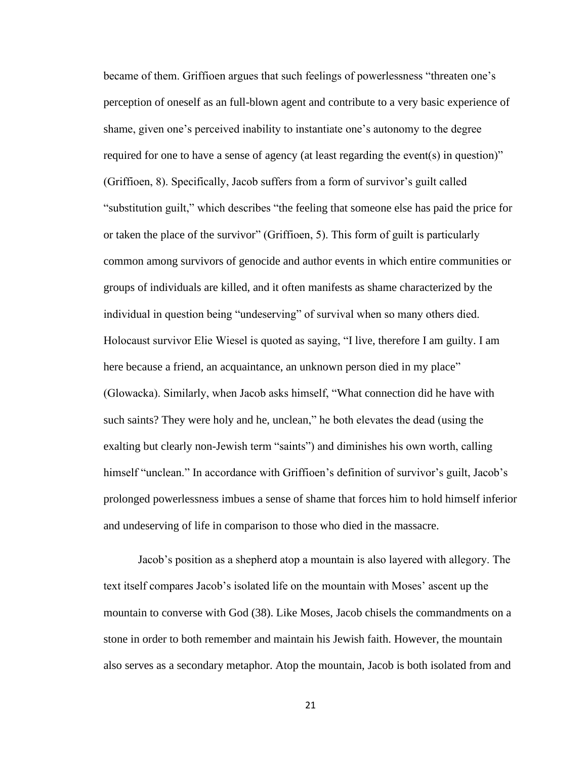became of them. Griffioen argues that such feelings of powerlessness "threaten one's perception of oneself as an full-blown agent and contribute to a very basic experience of shame, given one's perceived inability to instantiate one's autonomy to the degree required for one to have a sense of agency (at least regarding the event(s) in question)" (Griffioen, 8). Specifically, Jacob suffers from a form of survivor's guilt called "substitution guilt," which describes "the feeling that someone else has paid the price for or taken the place of the survivor" (Griffioen, 5). This form of guilt is particularly common among survivors of genocide and author events in which entire communities or groups of individuals are killed, and it often manifests as shame characterized by the individual in question being "undeserving" of survival when so many others died. Holocaust survivor Elie Wiesel is quoted as saying, "I live, therefore I am guilty. I am here because a friend, an acquaintance, an unknown person died in my place" (Glowacka). Similarly, when Jacob asks himself, "What connection did he have with such saints? They were holy and he, unclean," he both elevates the dead (using the exalting but clearly non-Jewish term "saints") and diminishes his own worth, calling himself "unclean." In accordance with Griffioen's definition of survivor's guilt, Jacob's prolonged powerlessness imbues a sense of shame that forces him to hold himself inferior and undeserving of life in comparison to those who died in the massacre.

Jacob's position as a shepherd atop a mountain is also layered with allegory. The text itself compares Jacob's isolated life on the mountain with Moses' ascent up the mountain to converse with God (38). Like Moses, Jacob chisels the commandments on a stone in order to both remember and maintain his Jewish faith. However, the mountain also serves as a secondary metaphor. Atop the mountain, Jacob is both isolated from and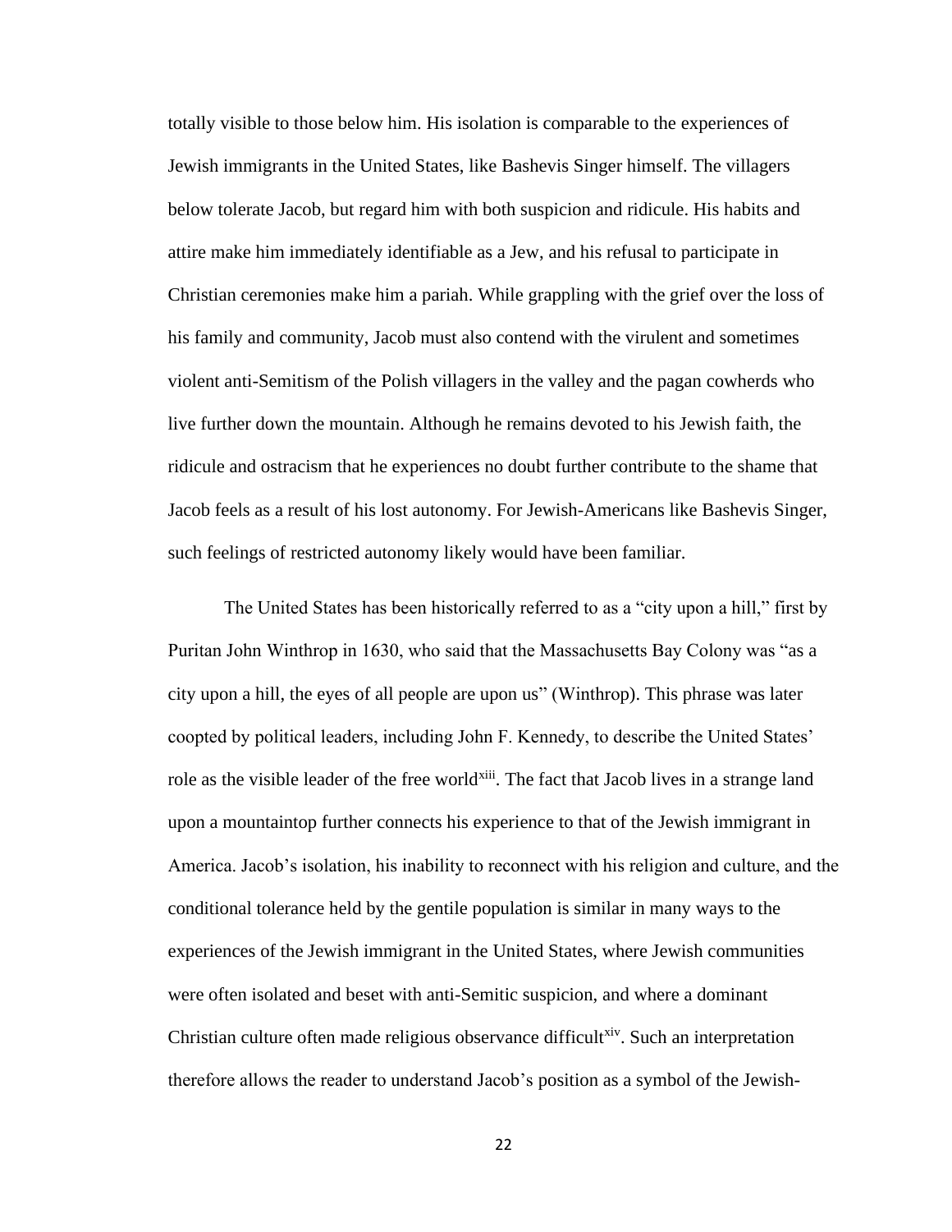totally visible to those below him. His isolation is comparable to the experiences of Jewish immigrants in the United States, like Bashevis Singer himself. The villagers below tolerate Jacob, but regard him with both suspicion and ridicule. His habits and attire make him immediately identifiable as a Jew, and his refusal to participate in Christian ceremonies make him a pariah. While grappling with the grief over the loss of his family and community, Jacob must also contend with the virulent and sometimes violent anti-Semitism of the Polish villagers in the valley and the pagan cowherds who live further down the mountain. Although he remains devoted to his Jewish faith, the ridicule and ostracism that he experiences no doubt further contribute to the shame that Jacob feels as a result of his lost autonomy. For Jewish-Americans like Bashevis Singer, such feelings of restricted autonomy likely would have been familiar.

The United States has been historically referred to as a "city upon a hill," first by Puritan John Winthrop in 1630, who said that the Massachusetts Bay Colony was "as a city upon a hill, the eyes of all people are upon us" (Winthrop). This phrase was later coopted by political leaders, including John F. Kennedy, to describe the United States' role as the visible leader of the free world[xiii]. The fact that Jacob lives in a strange land upon a mountaintop further connects his experience to that of the Jewish immigrant in America. Jacob's isolation, his inability to reconnect with his religion and culture, and the conditional tolerance held by the gentile population is similar in many ways to the experiences of the Jewish immigrant in the United States, where Jewish communities were often isolated and beset with anti-Semitic suspicion, and where a dominant Christian culture often made religious observance difficult[xiv]. Such an interpretation therefore allows the reader to understand Jacob's position as a symbol of the Jewish-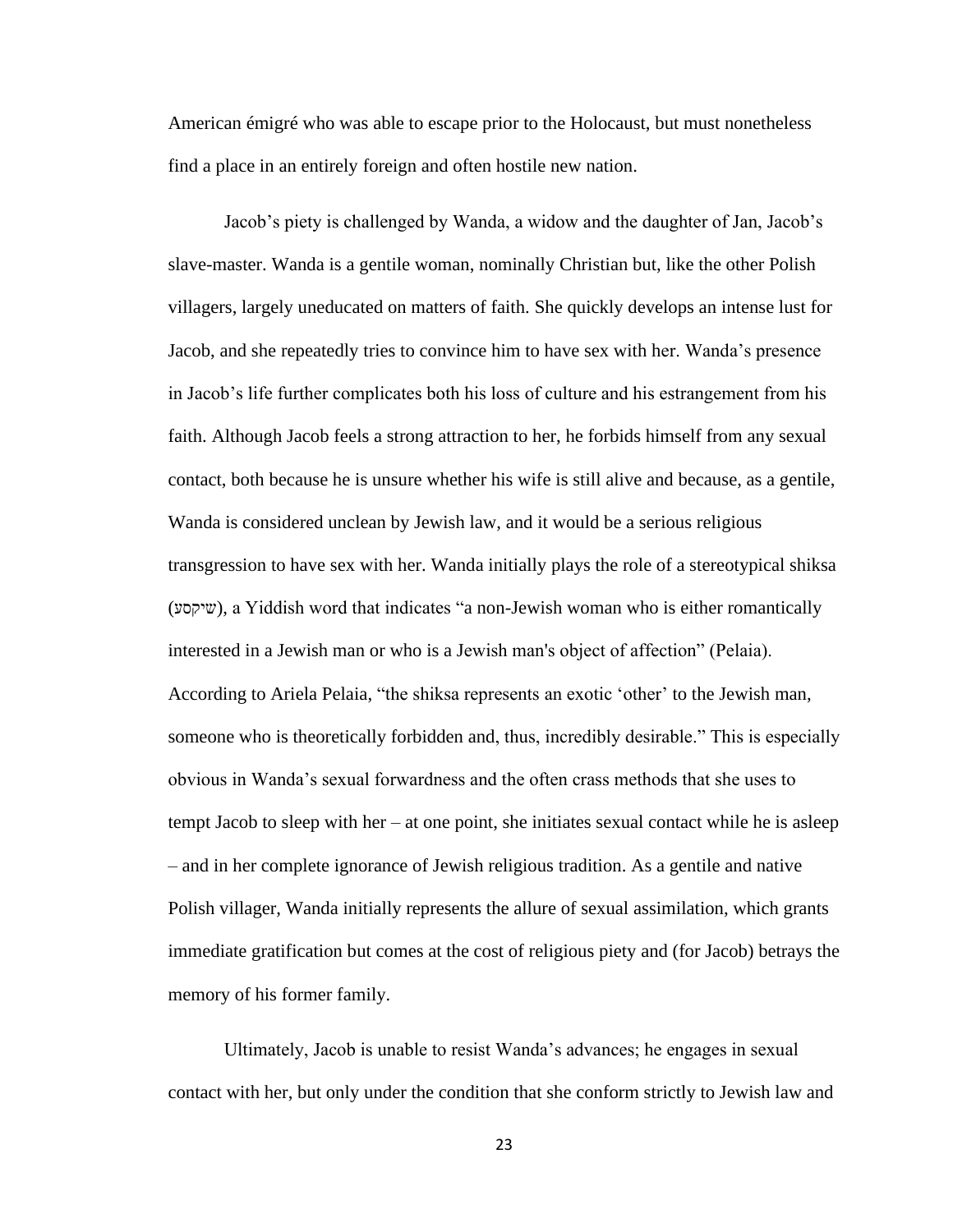American émigré who was able to escape prior to the Holocaust, but must nonetheless find a place in an entirely foreign and often hostile new nation.

Jacob's piety is challenged by Wanda, a widow and the daughter of Jan, Jacob's slave-master. Wanda is a gentile woman, nominally Christian but, like the other Polish villagers, largely uneducated on matters of faith. She quickly develops an intense lust for Jacob, and she repeatedly tries to convince him to have sex with her. Wanda's presence in Jacob's life further complicates both his loss of culture and his estrangement from his faith. Although Jacob feels a strong attraction to her, he forbids himself from any sexual contact, both because he is unsure whether his wife is still alive and because, as a gentile, Wanda is considered unclean by Jewish law, and it would be a serious religious transgression to have sex with her. Wanda initially plays the role of a stereotypical shiksa (שיקסע), a Yiddish word that indicates "a non-Jewish woman who is either romantically interested in a Jewish man or who is a Jewish man's object of affection" (Pelaia). According to Ariela Pelaia, "the shiksa represents an exotic 'other' to the Jewish man, someone who is theoretically forbidden and, thus, incredibly desirable." This is especially obvious in Wanda's sexual forwardness and the often crass methods that she uses to tempt Jacob to sleep with her – at one point, she initiates sexual contact while he is asleep – and in her complete ignorance of Jewish religious tradition. As a gentile and native Polish villager, Wanda initially represents the allure of sexual assimilation, which grants immediate gratification but comes at the cost of religious piety and (for Jacob) betrays the memory of his former family.

Ultimately, Jacob is unable to resist Wanda's advances; he engages in sexual contact with her, but only under the condition that she conform strictly to Jewish law and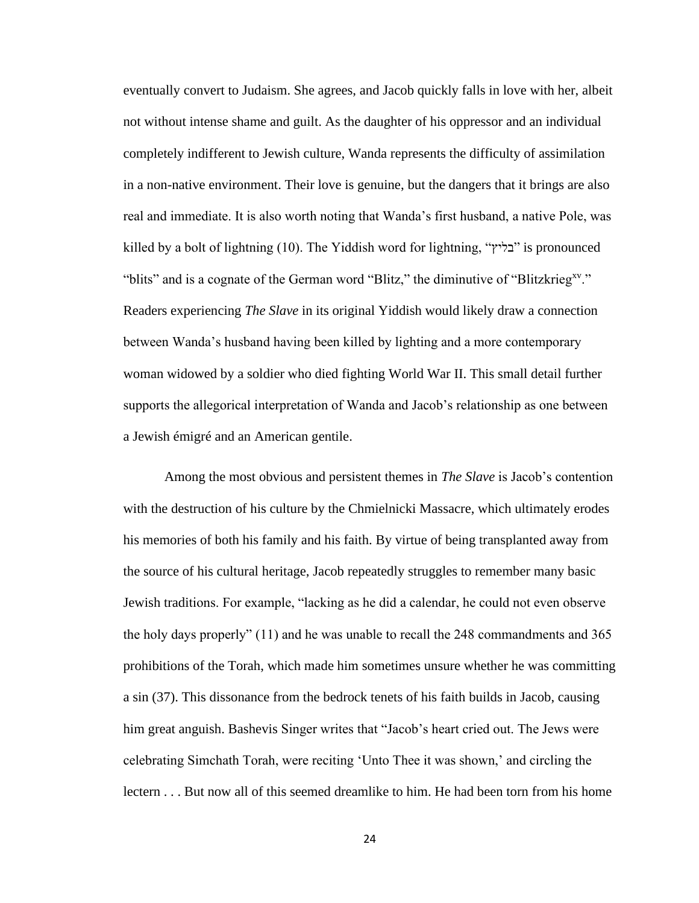eventually convert to Judaism. She agrees, and Jacob quickly falls in love with her, albeit not without intense shame and guilt. As the daughter of his oppressor and an individual completely indifferent to Jewish culture, Wanda represents the difficulty of assimilation in a non-native environment. Their love is genuine, but the dangers that it brings are also real and immediate. It is also worth noting that Wanda's first husband, a native Pole, was killed by a bolt of lightning (10). The Yiddish word for lightning, "בליץ" is pronounced "blits" and is a cognate of the German word "Blitz," the diminutive of "Blitzkrieg[xv]." Readers experiencing *The Slave* in its original Yiddish would likely draw a connection between Wanda's husband having been killed by lighting and a more contemporary woman widowed by a soldier who died fighting World War II. This small detail further supports the allegorical interpretation of Wanda and Jacob's relationship as one between a Jewish émigré and an American gentile.

Among the most obvious and persistent themes in *The Slave* is Jacob's contention with the destruction of his culture by the Chmielnicki Massacre, which ultimately erodes his memories of both his family and his faith. By virtue of being transplanted away from the source of his cultural heritage, Jacob repeatedly struggles to remember many basic Jewish traditions. For example, "lacking as he did a calendar, he could not even observe the holy days properly" (11) and he was unable to recall the 248 commandments and 365 prohibitions of the Torah, which made him sometimes unsure whether he was committing a sin (37). This dissonance from the bedrock tenets of his faith builds in Jacob, causing him great anguish. Bashevis Singer writes that "Jacob's heart cried out. The Jews were celebrating Simchath Torah, were reciting 'Unto Thee it was shown,' and circling the lectern . . . But now all of this seemed dreamlike to him. He had been torn from his home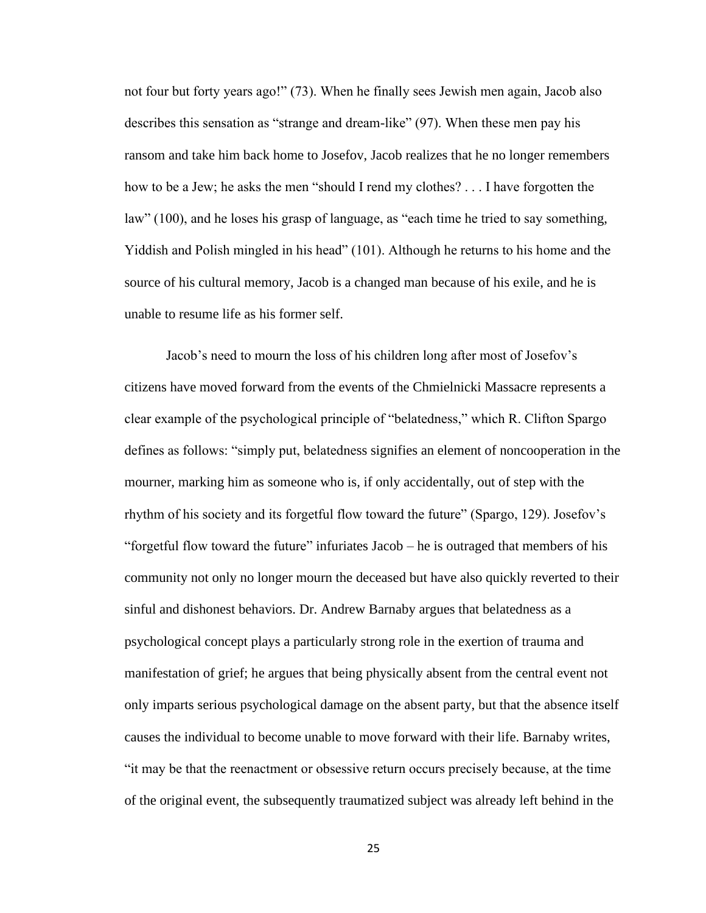not four but forty years ago!" (73). When he finally sees Jewish men again, Jacob also describes this sensation as "strange and dream-like" (97). When these men pay his ransom and take him back home to Josefov, Jacob realizes that he no longer remembers how to be a Jew; he asks the men "should I rend my clothes? . . . I have forgotten the law" (100), and he loses his grasp of language, as "each time he tried to say something, Yiddish and Polish mingled in his head" (101). Although he returns to his home and the source of his cultural memory, Jacob is a changed man because of his exile, and he is unable to resume life as his former self.

Jacob's need to mourn the loss of his children long after most of Josefov's citizens have moved forward from the events of the Chmielnicki Massacre represents a clear example of the psychological principle of "belatedness," which R. Clifton Spargo defines as follows: "simply put, belatedness signifies an element of noncooperation in the mourner, marking him as someone who is, if only accidentally, out of step with the rhythm of his society and its forgetful flow toward the future" (Spargo, 129). Josefov's "forgetful flow toward the future" infuriates Jacob – he is outraged that members of his community not only no longer mourn the deceased but have also quickly reverted to their sinful and dishonest behaviors. Dr. Andrew Barnaby argues that belatedness as a psychological concept plays a particularly strong role in the exertion of trauma and manifestation of grief; he argues that being physically absent from the central event not only imparts serious psychological damage on the absent party, but that the absence itself causes the individual to become unable to move forward with their life. Barnaby writes, "it may be that the reenactment or obsessive return occurs precisely because, at the time of the original event, the subsequently traumatized subject was already left behind in the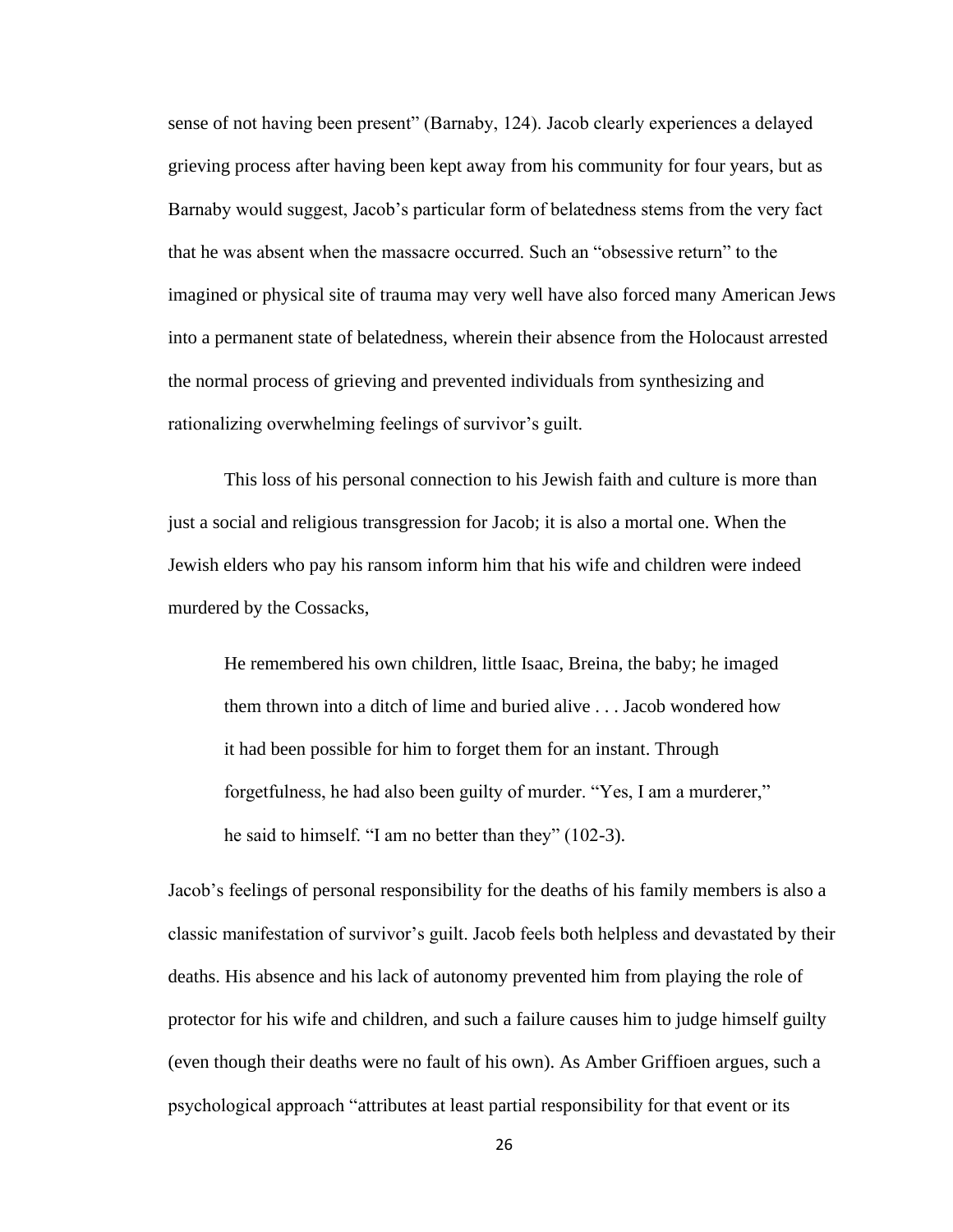sense of not having been present" (Barnaby, 124). Jacob clearly experiences a delayed grieving process after having been kept away from his community for four years, but as Barnaby would suggest, Jacob's particular form of belatedness stems from the very fact that he was absent when the massacre occurred. Such an "obsessive return" to the imagined or physical site of trauma may very well have also forced many American Jews into a permanent state of belatedness, wherein their absence from the Holocaust arrested the normal process of grieving and prevented individuals from synthesizing and rationalizing overwhelming feelings of survivor's guilt.

This loss of his personal connection to his Jewish faith and culture is more than just a social and religious transgression for Jacob; it is also a mortal one. When the Jewish elders who pay his ransom inform him that his wife and children were indeed murdered by the Cossacks,

> He remembered his own children, little Isaac, Breina, the baby; he imaged them thrown into a ditch of lime and buried alive . . . Jacob wondered how it had been possible for him to forget them for an instant. Through forgetfulness, he had also been guilty of murder. "Yes, I am a murderer," he said to himself. "I am no better than they" (102-3).

Jacob's feelings of personal responsibility for the deaths of his family members is also a classic manifestation of survivor's guilt. Jacob feels both helpless and devastated by their deaths. His absence and his lack of autonomy prevented him from playing the role of protector for his wife and children, and such a failure causes him to judge himself guilty (even though their deaths were no fault of his own). As Amber Griffioen argues, such a psychological approach "attributes at least partial responsibility for that event or its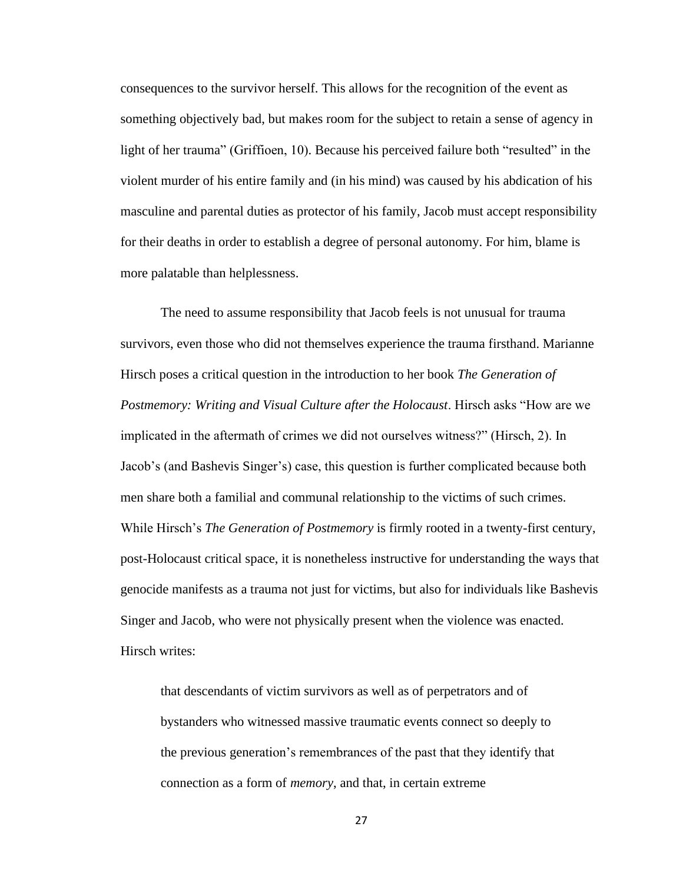consequences to the survivor herself. This allows for the recognition of the event as something objectively bad, but makes room for the subject to retain a sense of agency in light of her trauma" (Griffioen, 10). Because his perceived failure both "resulted" in the violent murder of his entire family and (in his mind) was caused by his abdication of his masculine and parental duties as protector of his family, Jacob must accept responsibility for their deaths in order to establish a degree of personal autonomy. For him, blame is more palatable than helplessness.

The need to assume responsibility that Jacob feels is not unusual for trauma survivors, even those who did not themselves experience the trauma firsthand. Marianne Hirsch poses a critical question in the introduction to her book *The Generation of Postmemory: Writing and Visual Culture after the Holocaust*. Hirsch asks "How are we implicated in the aftermath of crimes we did not ourselves witness?" (Hirsch, 2). In Jacob's (and Bashevis Singer's) case, this question is further complicated because both men share both a familial and communal relationship to the victims of such crimes. While Hirsch's *The Generation of Postmemory* is firmly rooted in a twenty-first century, post-Holocaust critical space, it is nonetheless instructive for understanding the ways that genocide manifests as a trauma not just for victims, but also for individuals like Bashevis Singer and Jacob, who were not physically present when the violence was enacted. Hirsch writes:

> that descendants of victim survivors as well as of perpetrators and of bystanders who witnessed massive traumatic events connect so deeply to the previous generation's remembrances of the past that they identify that connection as a form of *memory*, and that, in certain extreme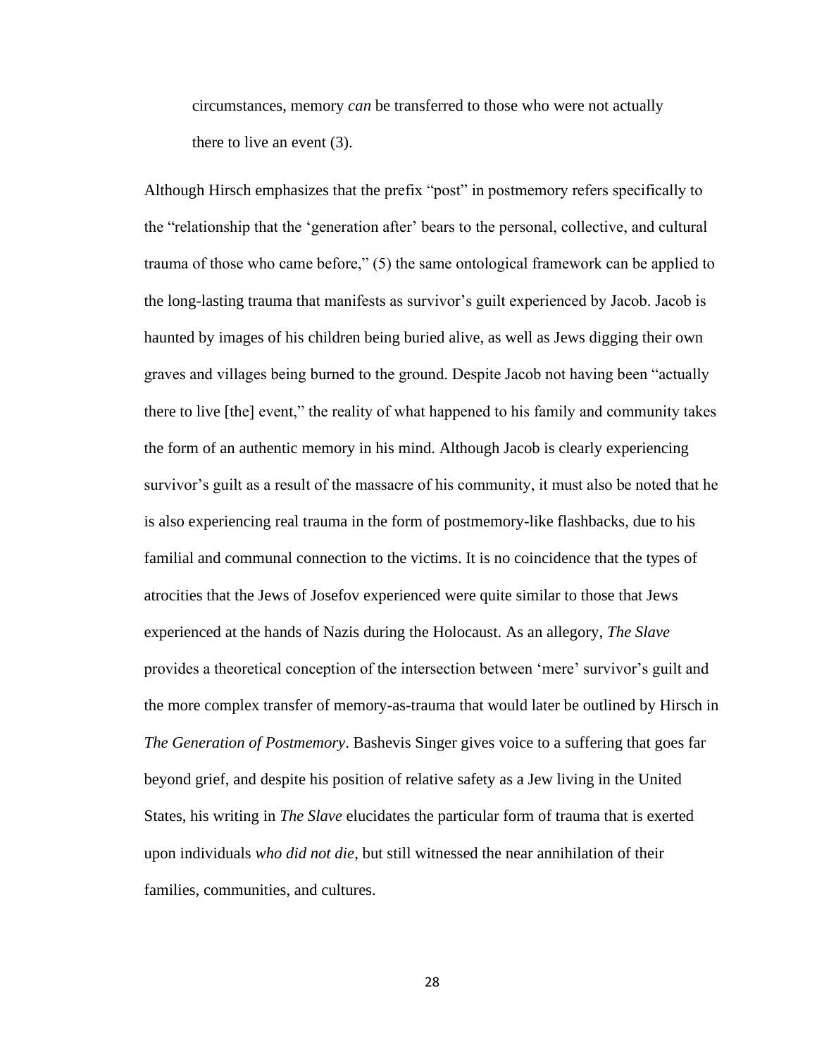> circumstances, memory *can* be transferred to those who were not actually there to live an event (3).

Although Hirsch emphasizes that the prefix "post" in postmemory refers specifically to the "relationship that the 'generation after' bears to the personal, collective, and cultural trauma of those who came before," (5) the same ontological framework can be applied to the long-lasting trauma that manifests as survivor's guilt experienced by Jacob. Jacob is haunted by images of his children being buried alive, as well as Jews digging their own graves and villages being burned to the ground. Despite Jacob not having been "actually there to live [the] event," the reality of what happened to his family and community takes the form of an authentic memory in his mind. Although Jacob is clearly experiencing survivor's guilt as a result of the massacre of his community, it must also be noted that he is also experiencing real trauma in the form of postmemory-like flashbacks, due to his familial and communal connection to the victims. It is no coincidence that the types of atrocities that the Jews of Josefov experienced were quite similar to those that Jews experienced at the hands of Nazis during the Holocaust. As an allegory, *The Slave* provides a theoretical conception of the intersection between 'mere' survivor's guilt and the more complex transfer of memory-as-trauma that would later be outlined by Hirsch in *The Generation of Postmemory*. Bashevis Singer gives voice to a suffering that goes far beyond grief, and despite his position of relative safety as a Jew living in the United States, his writing in *The Slave* elucidates the particular form of trauma that is exerted upon individuals *who did not die*, but still witnessed the near annihilation of their families, communities, and cultures.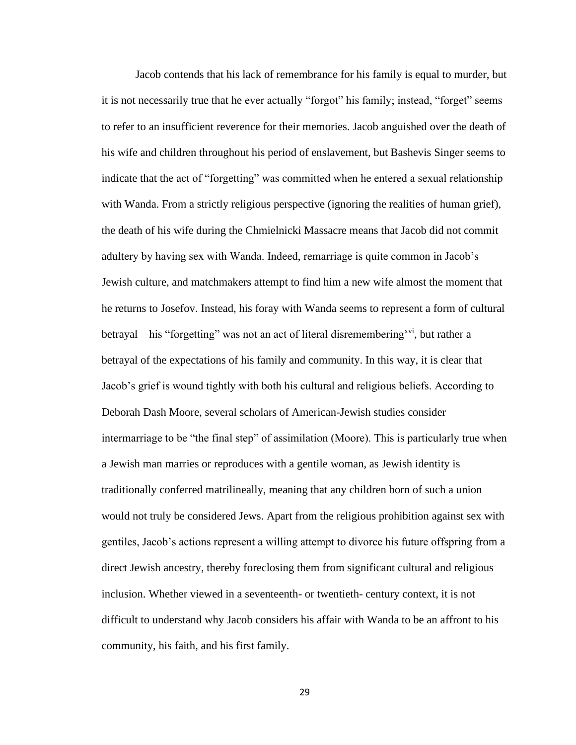Jacob contends that his lack of remembrance for his family is equal to murder, but it is not necessarily true that he ever actually "forgot" his family; instead, "forget" seems to refer to an insufficient reverence for their memories. Jacob anguished over the death of his wife and children throughout his period of enslavement, but Bashevis Singer seems to indicate that the act of "forgetting" was committed when he entered a sexual relationship with Wanda. From a strictly religious perspective (ignoring the realities of human grief), the death of his wife during the Chmielnicki Massacre means that Jacob did not commit adultery by having sex with Wanda. Indeed, remarriage is quite common in Jacob's Jewish culture, and matchmakers attempt to find him a new wife almost the moment that he returns to Josefov. Instead, his foray with Wanda seems to represent a form of cultural betrayal – his "forgetting" was not an act of literal disremembering[xvi], but rather a betrayal of the expectations of his family and community. In this way, it is clear that Jacob's grief is wound tightly with both his cultural and religious beliefs. According to Deborah Dash Moore, several scholars of American-Jewish studies consider intermarriage to be "the final step" of assimilation (Moore). This is particularly true when a Jewish man marries or reproduces with a gentile woman, as Jewish identity is traditionally conferred matrilineally, meaning that any children born of such a union would not truly be considered Jews. Apart from the religious prohibition against sex with gentiles, Jacob's actions represent a willing attempt to divorce his future offspring from a direct Jewish ancestry, thereby foreclosing them from significant cultural and religious inclusion. Whether viewed in a seventeenth- or twentieth- century context, it is not difficult to understand why Jacob considers his affair with Wanda to be an affront to his community, his faith, and his first family.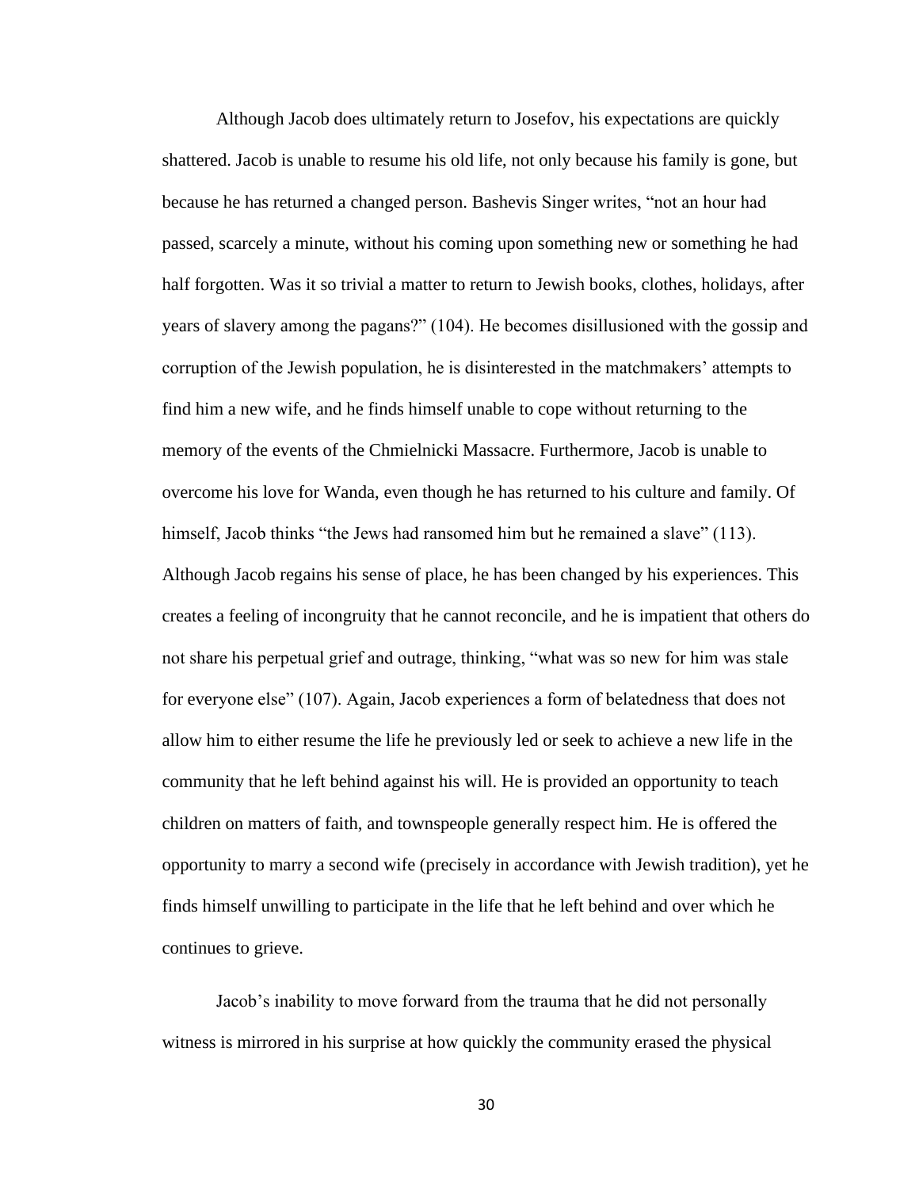Although Jacob does ultimately return to Josefov, his expectations are quickly shattered. Jacob is unable to resume his old life, not only because his family is gone, but because he has returned a changed person. Bashevis Singer writes, "not an hour had passed, scarcely a minute, without his coming upon something new or something he had half forgotten. Was it so trivial a matter to return to Jewish books, clothes, holidays, after years of slavery among the pagans?" (104). He becomes disillusioned with the gossip and corruption of the Jewish population, he is disinterested in the matchmakers' attempts to find him a new wife, and he finds himself unable to cope without returning to the memory of the events of the Chmielnicki Massacre. Furthermore, Jacob is unable to overcome his love for Wanda, even though he has returned to his culture and family. Of himself, Jacob thinks "the Jews had ransomed him but he remained a slave" (113). Although Jacob regains his sense of place, he has been changed by his experiences. This creates a feeling of incongruity that he cannot reconcile, and he is impatient that others do not share his perpetual grief and outrage, thinking, "what was so new for him was stale for everyone else" (107). Again, Jacob experiences a form of belatedness that does not allow him to either resume the life he previously led or seek to achieve a new life in the community that he left behind against his will. He is provided an opportunity to teach children on matters of faith, and townspeople generally respect him. He is offered the opportunity to marry a second wife (precisely in accordance with Jewish tradition), yet he finds himself unwilling to participate in the life that he left behind and over which he continues to grieve.

Jacob's inability to move forward from the trauma that he did not personally witness is mirrored in his surprise at how quickly the community erased the physical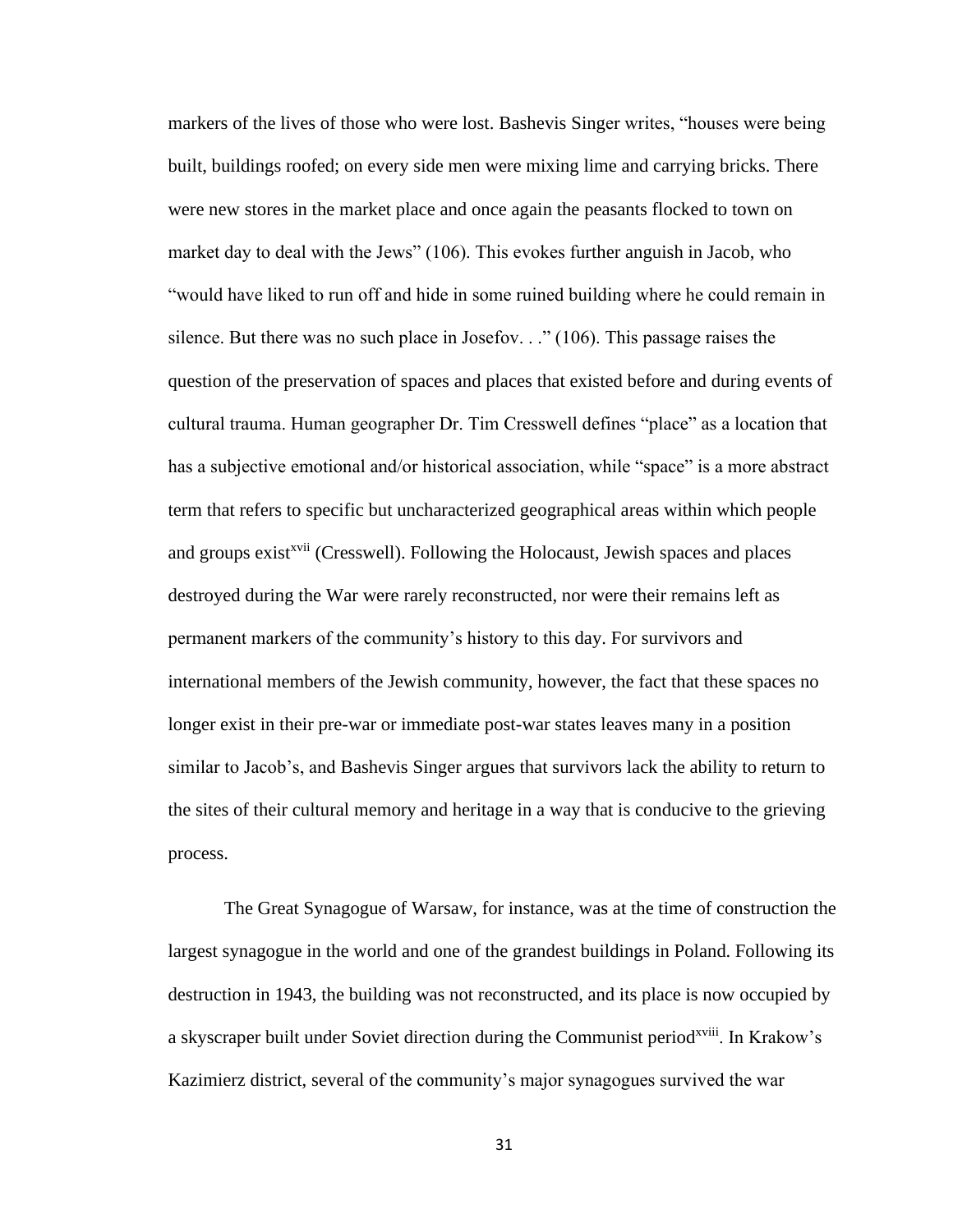markers of the lives of those who were lost. Bashevis Singer writes, “houses were being built, buildings roofed; on every side men were mixing lime and carrying bricks. There were new stores in the market place and once again the peasants flocked to town on market day to deal with the Jews” (106). This evokes further anguish in Jacob, who “would have liked to run off and hide in some ruined building where he could remain in silence. But there was no such place in Josefov. . .” (106). This passage raises the question of the preservation of spaces and places that existed before and during events of cultural trauma. Human geographer Dr. Tim Cresswell defines “place” as a location that has a subjective emotional and/or historical association, while “space” is a more abstract term that refers to specific but uncharacterized geographical areas within which people and groups exist[xvii] (Cresswell). Following the Holocaust, Jewish spaces and places destroyed during the War were rarely reconstructed, nor were their remains left as permanent markers of the community’s history to this day. For survivors and international members of the Jewish community, however, the fact that these spaces no longer exist in their pre-war or immediate post-war states leaves many in a position similar to Jacob’s, and Bashevis Singer argues that survivors lack the ability to return to the sites of their cultural memory and heritage in a way that is conducive to the grieving process.

The Great Synagogue of Warsaw, for instance, was at the time of construction the largest synagogue in the world and one of the grandest buildings in Poland. Following its destruction in 1943, the building was not reconstructed, and its place is now occupied by a skyscraper built under Soviet direction during the Communist period[xviii]. In Krakow’s Kazimierz district, several of the community’s major synagogues survived the war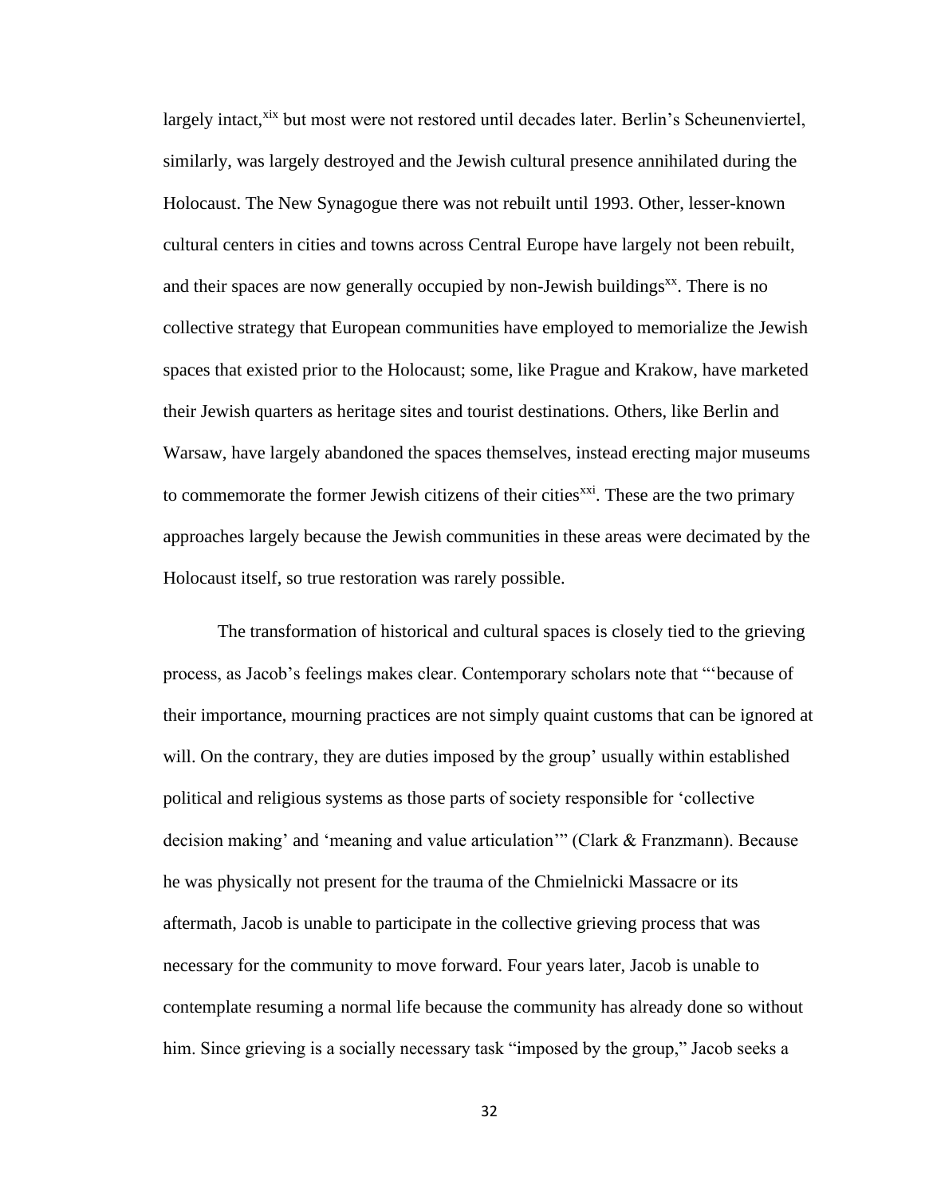largely intact,[xix] but most were not restored until decades later. Berlin's Scheunenviertel, similarly, was largely destroyed and the Jewish cultural presence annihilated during the Holocaust. The New Synagogue there was not rebuilt until 1993. Other, lesser-known cultural centers in cities and towns across Central Europe have largely not been rebuilt, and their spaces are now generally occupied by non-Jewish buildings[xx]. There is no collective strategy that European communities have employed to memorialize the Jewish spaces that existed prior to the Holocaust; some, like Prague and Krakow, have marketed their Jewish quarters as heritage sites and tourist destinations. Others, like Berlin and Warsaw, have largely abandoned the spaces themselves, instead erecting major museums to commemorate the former Jewish citizens of their cities[xxi]. These are the two primary approaches largely because the Jewish communities in these areas were decimated by the Holocaust itself, so true restoration was rarely possible.

The transformation of historical and cultural spaces is closely tied to the grieving process, as Jacob's feelings makes clear. Contemporary scholars note that "'because of their importance, mourning practices are not simply quaint customs that can be ignored at will. On the contrary, they are duties imposed by the group' usually within established political and religious systems as those parts of society responsible for 'collective decision making' and 'meaning and value articulation'" (Clark & Franzmann). Because he was physically not present for the trauma of the Chmielnicki Massacre or its aftermath, Jacob is unable to participate in the collective grieving process that was necessary for the community to move forward. Four years later, Jacob is unable to contemplate resuming a normal life because the community has already done so without him. Since grieving is a socially necessary task "imposed by the group," Jacob seeks a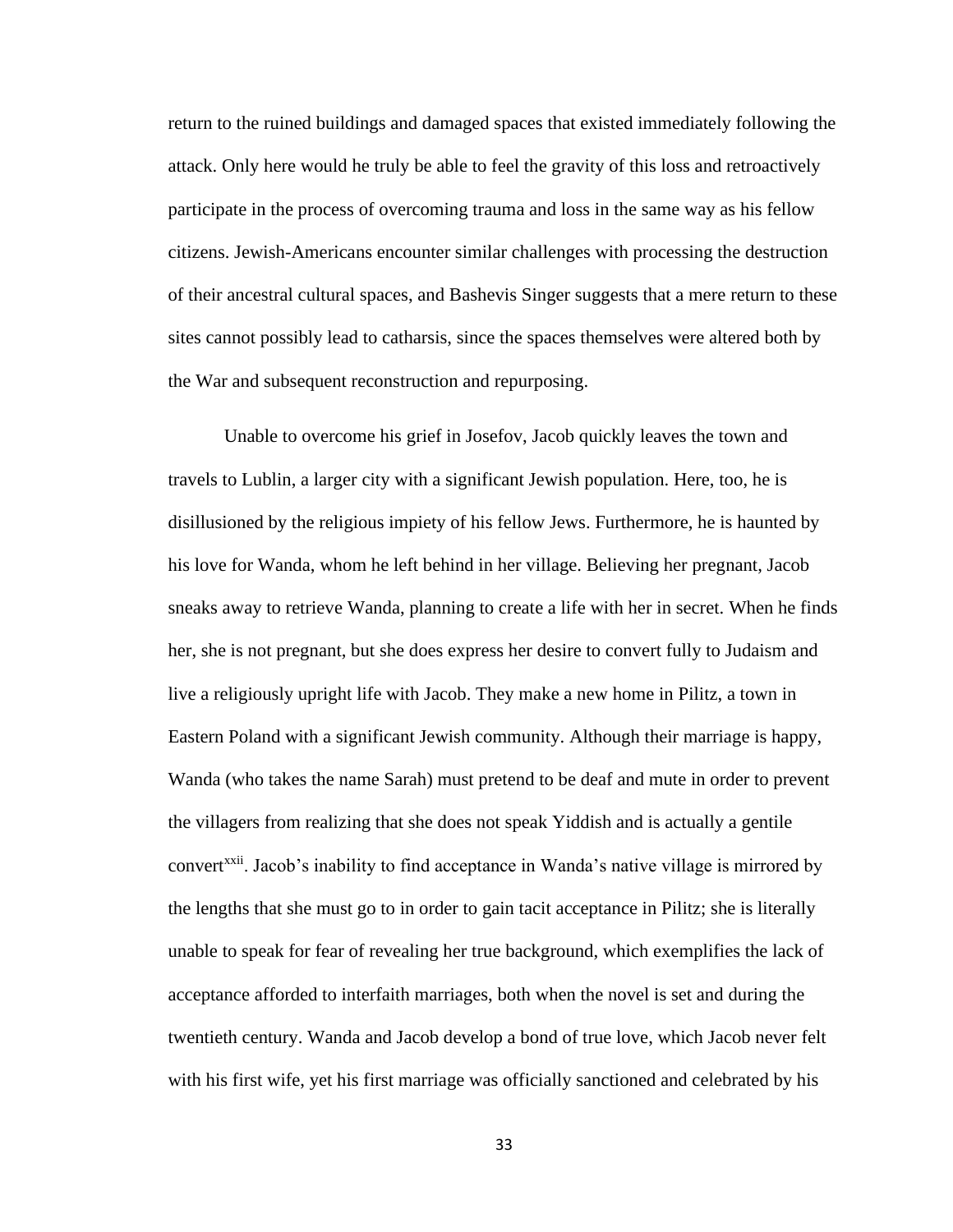return to the ruined buildings and damaged spaces that existed immediately following the attack. Only here would he truly be able to feel the gravity of this loss and retroactively participate in the process of overcoming trauma and loss in the same way as his fellow citizens. Jewish-Americans encounter similar challenges with processing the destruction of their ancestral cultural spaces, and Bashevis Singer suggests that a mere return to these sites cannot possibly lead to catharsis, since the spaces themselves were altered both by the War and subsequent reconstruction and repurposing.

Unable to overcome his grief in Josefov, Jacob quickly leaves the town and travels to Lublin, a larger city with a significant Jewish population. Here, too, he is disillusioned by the religious impiety of his fellow Jews. Furthermore, he is haunted by his love for Wanda, whom he left behind in her village. Believing her pregnant, Jacob sneaks away to retrieve Wanda, planning to create a life with her in secret. When he finds her, she is not pregnant, but she does express her desire to convert fully to Judaism and live a religiously upright life with Jacob. They make a new home in Pilitz, a town in Eastern Poland with a significant Jewish community. Although their marriage is happy, Wanda (who takes the name Sarah) must pretend to be deaf and mute in order to prevent the villagers from realizing that she does not speak Yiddish and is actually a gentile convert[xxii]. Jacob's inability to find acceptance in Wanda's native village is mirrored by the lengths that she must go to in order to gain tacit acceptance in Pilitz; she is literally unable to speak for fear of revealing her true background, which exemplifies the lack of acceptance afforded to interfaith marriages, both when the novel is set and during the twentieth century. Wanda and Jacob develop a bond of true love, which Jacob never felt with his first wife, yet his first marriage was officially sanctioned and celebrated by his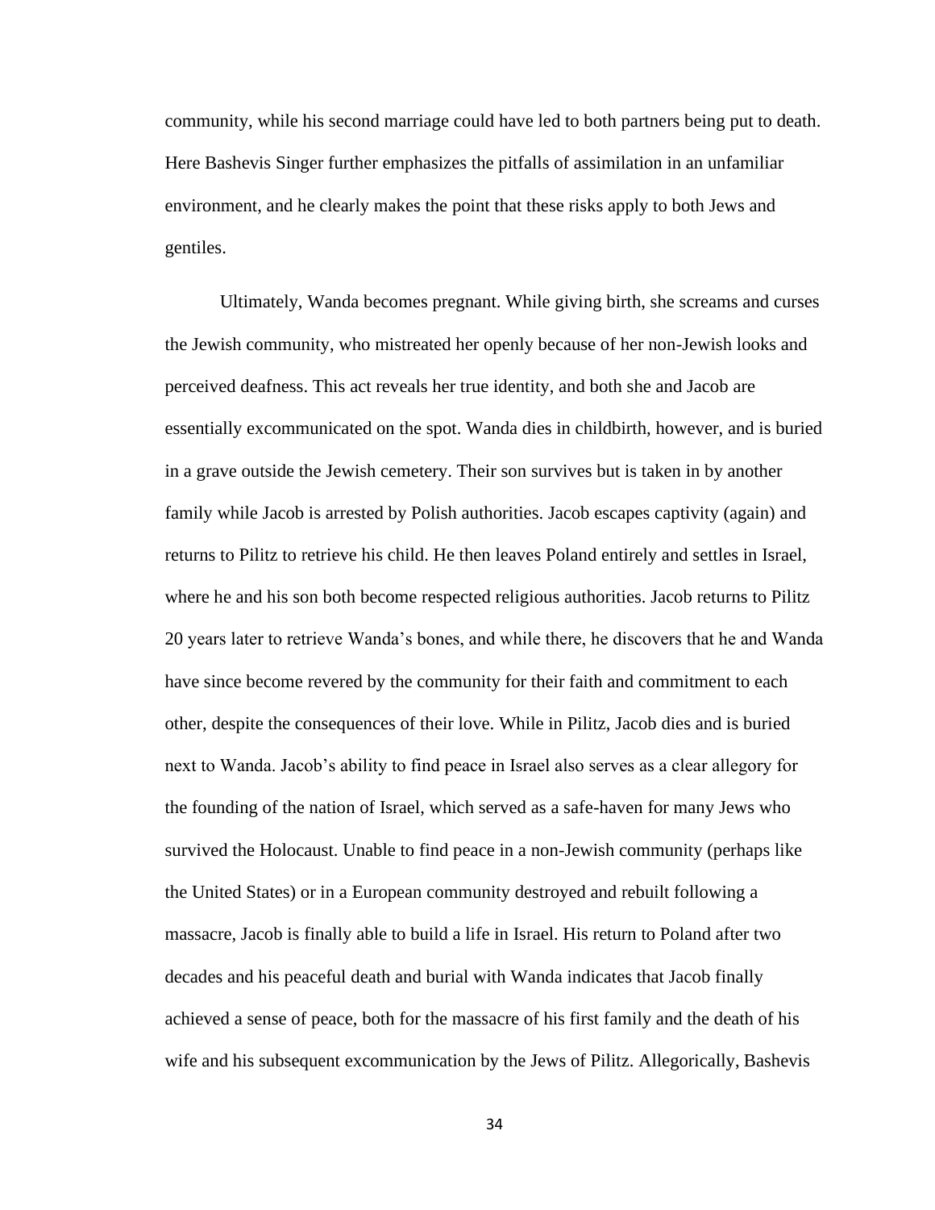community, while his second marriage could have led to both partners being put to death. Here Bashevis Singer further emphasizes the pitfalls of assimilation in an unfamiliar environment, and he clearly makes the point that these risks apply to both Jews and gentiles.

Ultimately, Wanda becomes pregnant. While giving birth, she screams and curses the Jewish community, who mistreated her openly because of her non-Jewish looks and perceived deafness. This act reveals her true identity, and both she and Jacob are essentially excommunicated on the spot. Wanda dies in childbirth, however, and is buried in a grave outside the Jewish cemetery. Their son survives but is taken in by another family while Jacob is arrested by Polish authorities. Jacob escapes captivity (again) and returns to Pilitz to retrieve his child. He then leaves Poland entirely and settles in Israel, where he and his son both become respected religious authorities. Jacob returns to Pilitz 20 years later to retrieve Wanda's bones, and while there, he discovers that he and Wanda have since become revered by the community for their faith and commitment to each other, despite the consequences of their love. While in Pilitz, Jacob dies and is buried next to Wanda. Jacob's ability to find peace in Israel also serves as a clear allegory for the founding of the nation of Israel, which served as a safe-haven for many Jews who survived the Holocaust. Unable to find peace in a non-Jewish community (perhaps like the United States) or in a European community destroyed and rebuilt following a massacre, Jacob is finally able to build a life in Israel. His return to Poland after two decades and his peaceful death and burial with Wanda indicates that Jacob finally achieved a sense of peace, both for the massacre of his first family and the death of his wife and his subsequent excommunication by the Jews of Pilitz. Allegorically, Bashevis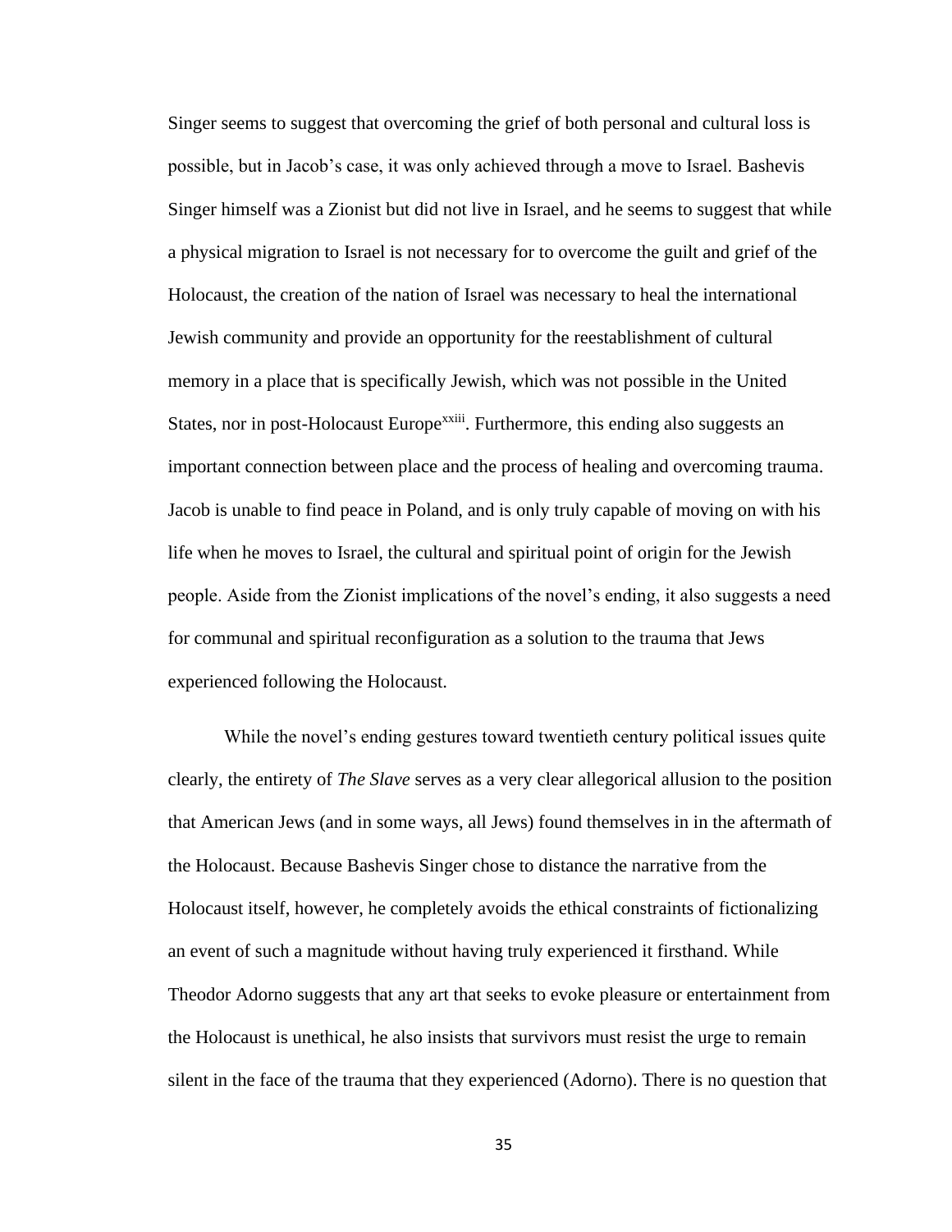Singer seems to suggest that overcoming the grief of both personal and cultural loss is possible, but in Jacob's case, it was only achieved through a move to Israel. Bashevis Singer himself was a Zionist but did not live in Israel, and he seems to suggest that while a physical migration to Israel is not necessary for to overcome the guilt and grief of the Holocaust, the creation of the nation of Israel was necessary to heal the international Jewish community and provide an opportunity for the reestablishment of cultural memory in a place that is specifically Jewish, which was not possible in the United States, nor in post-Holocaust Europe[xxiii]. Furthermore, this ending also suggests an important connection between place and the process of healing and overcoming trauma. Jacob is unable to find peace in Poland, and is only truly capable of moving on with his life when he moves to Israel, the cultural and spiritual point of origin for the Jewish people. Aside from the Zionist implications of the novel's ending, it also suggests a need for communal and spiritual reconfiguration as a solution to the trauma that Jews experienced following the Holocaust.

While the novel's ending gestures toward twentieth century political issues quite clearly, the entirety of *The Slave* serves as a very clear allegorical allusion to the position that American Jews (and in some ways, all Jews) found themselves in in the aftermath of the Holocaust. Because Bashevis Singer chose to distance the narrative from the Holocaust itself, however, he completely avoids the ethical constraints of fictionalizing an event of such a magnitude without having truly experienced it firsthand. While Theodor Adorno suggests that any art that seeks to evoke pleasure or entertainment from the Holocaust is unethical, he also insists that survivors must resist the urge to remain silent in the face of the trauma that they experienced (Adorno). There is no question that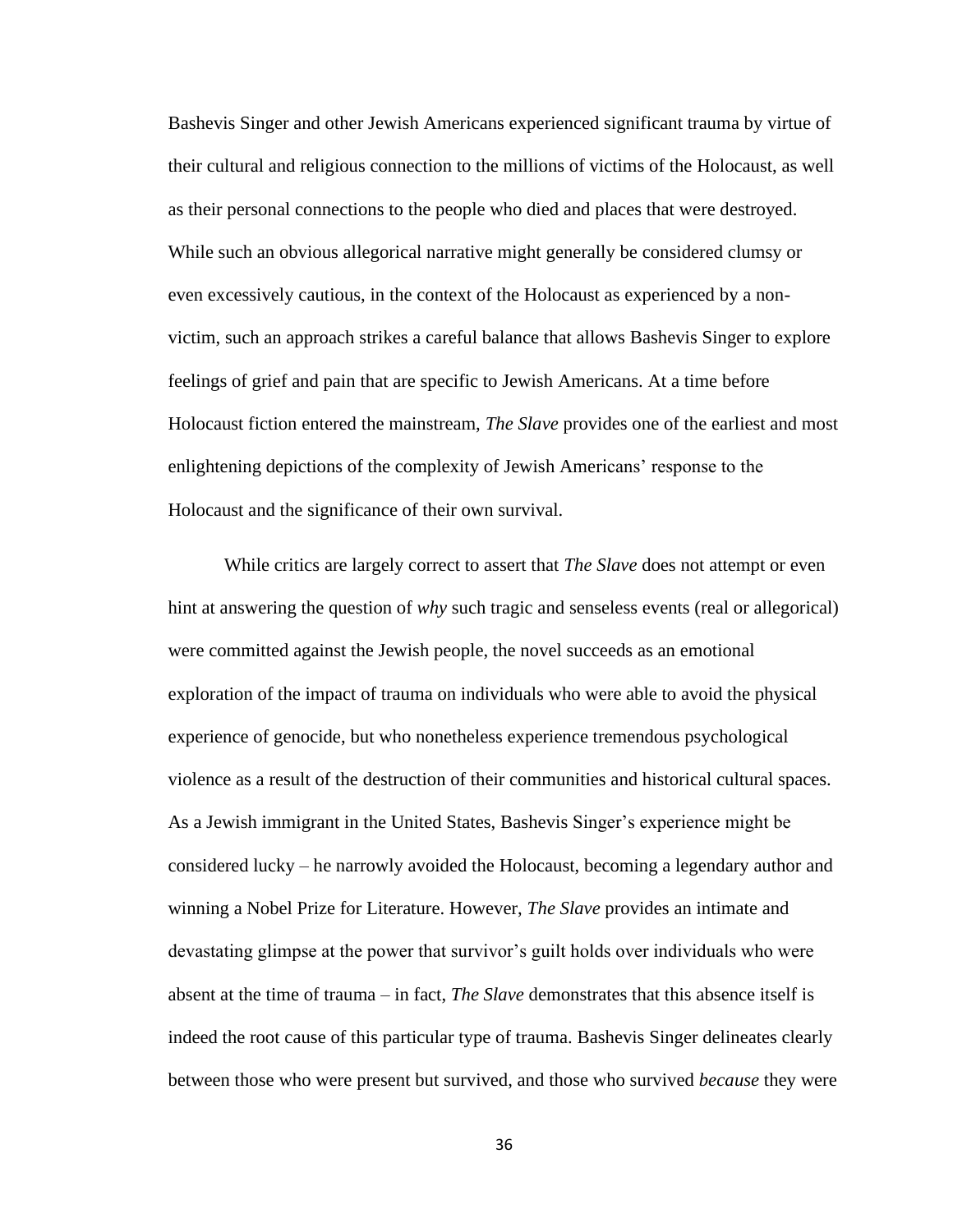Bashevis Singer and other Jewish Americans experienced significant trauma by virtue of their cultural and religious connection to the millions of victims of the Holocaust, as well as their personal connections to the people who died and places that were destroyed. While such an obvious allegorical narrative might generally be considered clumsy or even excessively cautious, in the context of the Holocaust as experienced by a non-victim, such an approach strikes a careful balance that allows Bashevis Singer to explore feelings of grief and pain that are specific to Jewish Americans. At a time before Holocaust fiction entered the mainstream, *The Slave* provides one of the earliest and most enlightening depictions of the complexity of Jewish Americans' response to the Holocaust and the significance of their own survival.

While critics are largely correct to assert that *The Slave* does not attempt or even hint at answering the question of *why* such tragic and senseless events (real or allegorical) were committed against the Jewish people, the novel succeeds as an emotional exploration of the impact of trauma on individuals who were able to avoid the physical experience of genocide, but who nonetheless experience tremendous psychological violence as a result of the destruction of their communities and historical cultural spaces. As a Jewish immigrant in the United States, Bashevis Singer's experience might be considered lucky – he narrowly avoided the Holocaust, becoming a legendary author and winning a Nobel Prize for Literature. However, *The Slave* provides an intimate and devastating glimpse at the power that survivor's guilt holds over individuals who were absent at the time of trauma – in fact, *The Slave* demonstrates that this absence itself is indeed the root cause of this particular type of trauma. Bashevis Singer delineates clearly between those who were present but survived, and those who survived *because* they were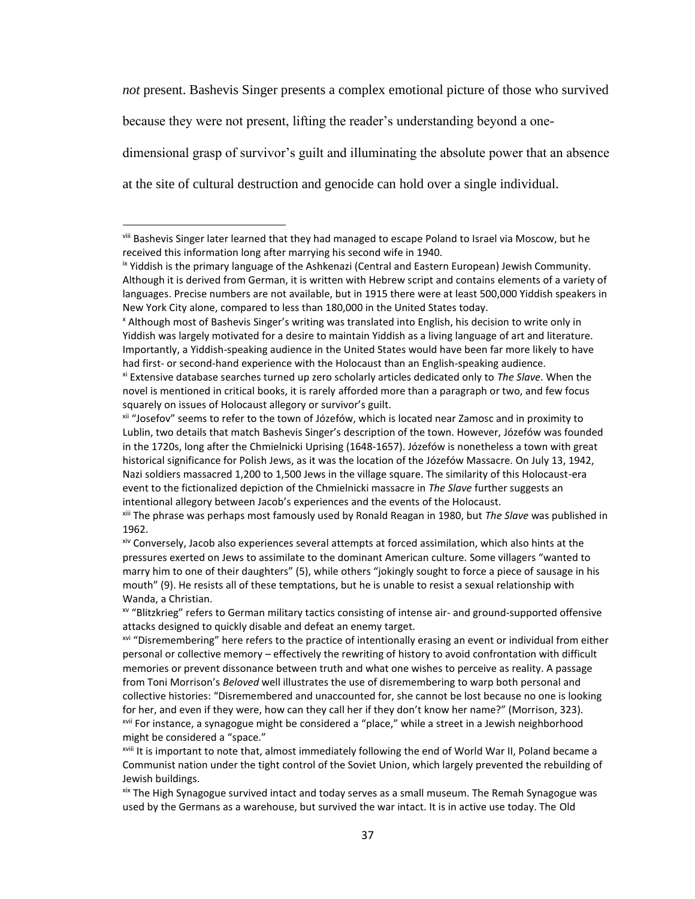*not* present. Bashevis Singer presents a complex emotional picture of those who survived because they were not present, lifting the reader's understanding beyond a one-dimensional grasp of survivor's guilt and illuminating the absolute power that an absence at the site of cultural destruction and genocide can hold over a single individual.

---

[viii] Bashevis Singer later learned that they had managed to escape Poland to Israel via Moscow, but he received this information long after marrying his second wife in 1940.

[ix] Yiddish is the primary language of the Ashkenazi (Central and Eastern European) Jewish Community. Although it is derived from German, it is written with Hebrew script and contains elements of a variety of languages. Precise numbers are not available, but in 1915 there were at least 500,000 Yiddish speakers in New York City alone, compared to less than 180,000 in the United States today.

[x] Although most of Bashevis Singer's writing was translated into English, his decision to write only in Yiddish was largely motivated for a desire to maintain Yiddish as a living language of art and literature. Importantly, a Yiddish-speaking audience in the United States would have been far more likely to have had first- or second-hand experience with the Holocaust than an English-speaking audience.

[xi] Extensive database searches turned up zero scholarly articles dedicated only to *The Slave*. When the novel is mentioned in critical books, it is rarely afforded more than a paragraph or two, and few focus squarely on issues of Holocaust allegory or survivor's guilt.

[xii] "Josefov" seems to refer to the town of Józefów, which is located near Zamosc and in proximity to Lublin, two details that match Bashevis Singer's description of the town. However, Józefów was founded in the 1720s, long after the Chmielnicki Uprising (1648-1657). Józefów is nonetheless a town with great historical significance for Polish Jews, as it was the location of the Józefów Massacre. On July 13, 1942, Nazi soldiers massacred 1,200 to 1,500 Jews in the village square. The similarity of this Holocaust-era event to the fictionalized depiction of the Chmielnicki massacre in *The Slave* further suggests an intentional allegory between Jacob's experiences and the events of the Holocaust.

[xiii] The phrase was perhaps most famously used by Ronald Reagan in 1980, but *The Slave* was published in 1962.

[xiv] Conversely, Jacob also experiences several attempts at forced assimilation, which also hints at the pressures exerted on Jews to assimilate to the dominant American culture. Some villagers "wanted to marry him to one of their daughters" (5), while others "jokingly sought to force a piece of sausage in his mouth" (9). He resists all of these temptations, but he is unable to resist a sexual relationship with Wanda, a Christian.

[xv] "Blitzkrieg" refers to German military tactics consisting of intense air- and ground-supported offensive attacks designed to quickly disable and defeat an enemy target.

[xvi] "Disremembering" here refers to the practice of intentionally erasing an event or individual from either personal or collective memory – effectively the rewriting of history to avoid confrontation with difficult memories or prevent dissonance between truth and what one wishes to perceive as reality. A passage from Toni Morrison's *Beloved* well illustrates the use of disremembering to warp both personal and collective histories: "Disremembered and unaccounted for, she cannot be lost because no one is looking for her, and even if they were, how can they call her if they don't know her name?" (Morrison, 323).

[xvii] For instance, a synagogue might be considered a "place," while a street in a Jewish neighborhood might be considered a "space."

[xviii] It is important to note that, almost immediately following the end of World War II, Poland became a Communist nation under the tight control of the Soviet Union, which largely prevented the rebuilding of Jewish buildings.

[xix] The High Synagogue survived intact and today serves as a small museum. The Remah Synagogue was used by the Germans as a warehouse, but survived the war intact. It is in active use today. The Old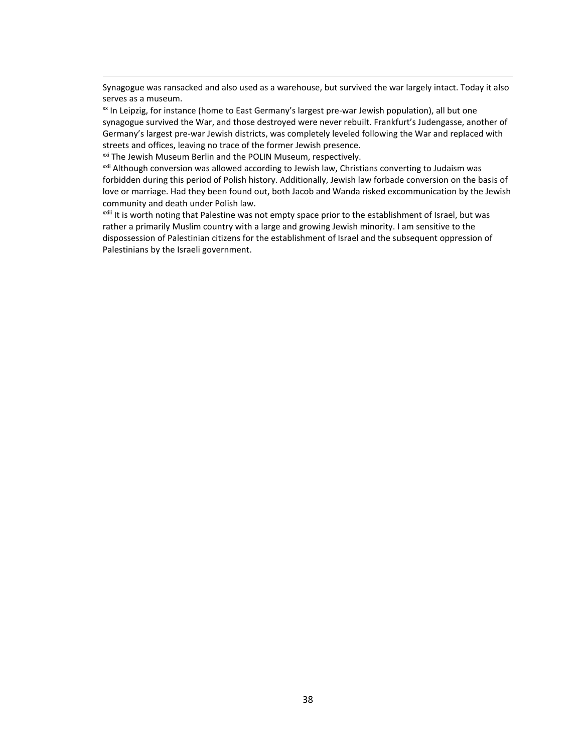Synagogue was ransacked and also used as a warehouse, but survived the war largely intact. Today it also serves as a museum.

[xx] In Leipzig, for instance (home to East Germany's largest pre-war Jewish population), all but one synagogue survived the War, and those destroyed were never rebuilt. Frankfurt's Judengasse, another of Germany's largest pre-war Jewish districts, was completely leveled following the War and replaced with streets and offices, leaving no trace of the former Jewish presence.

[xxi] The Jewish Museum Berlin and the POLIN Museum, respectively.

[xxii] Although conversion was allowed according to Jewish law, Christians converting to Judaism was forbidden during this period of Polish history. Additionally, Jewish law forbade conversion on the basis of love or marriage. Had they been found out, both Jacob and Wanda risked excommunication by the Jewish community and death under Polish law.

[xxiii] It is worth noting that Palestine was not empty space prior to the establishment of Israel, but was rather a primarily Muslim country with a large and growing Jewish minority. I am sensitive to the dispossession of Palestinian citizens for the establishment of Israel and the subsequent oppression of Palestinians by the Israeli government.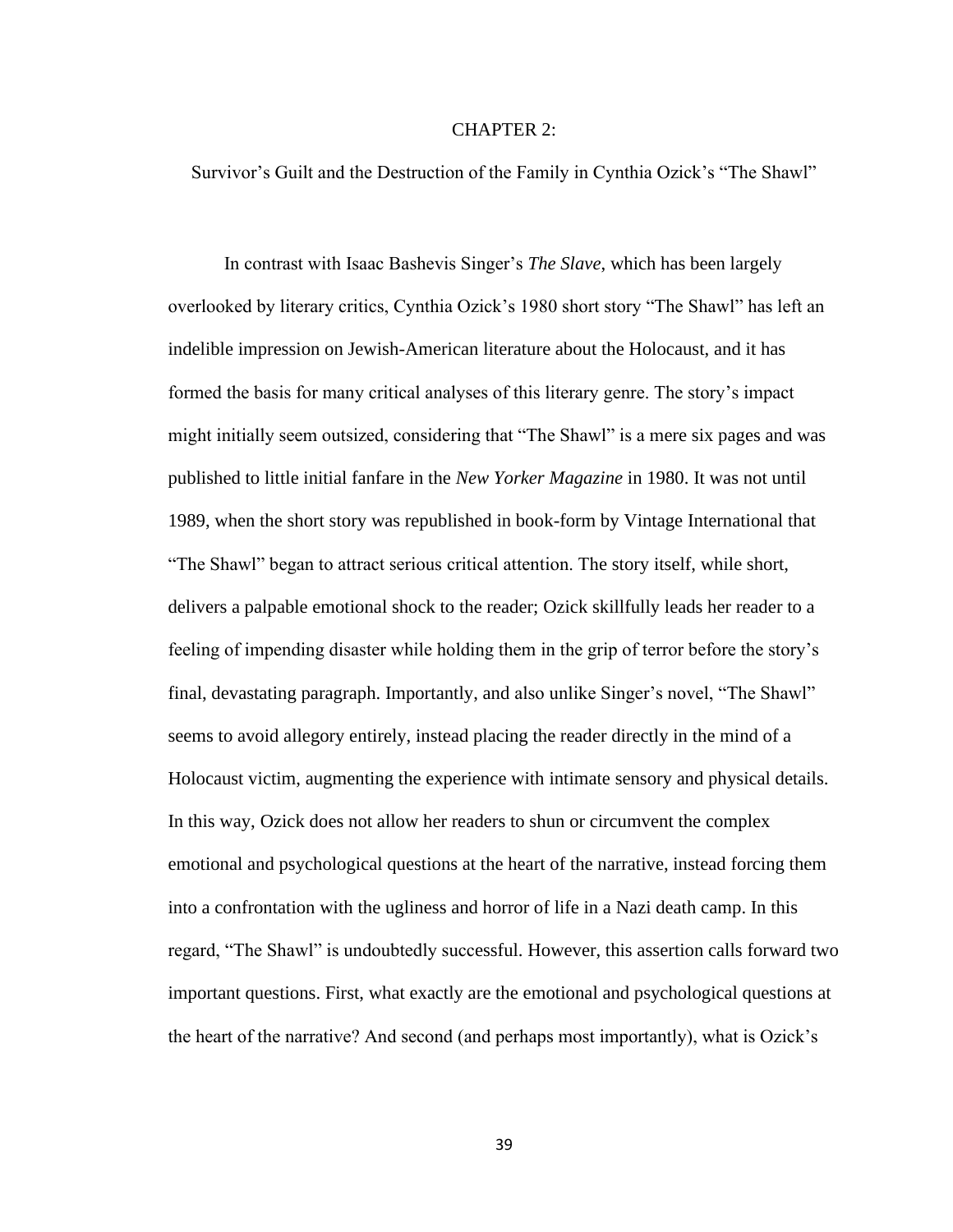# CHAPTER 2:

## Survivor's Guilt and the Destruction of the Family in Cynthia Ozick's "The Shawl"

In contrast with Isaac Bashevis Singer's *The Slave*, which has been largely overlooked by literary critics, Cynthia Ozick's 1980 short story "The Shawl" has left an indelible impression on Jewish-American literature about the Holocaust, and it has formed the basis for many critical analyses of this literary genre. The story's impact might initially seem outsized, considering that "The Shawl" is a mere six pages and was published to little initial fanfare in the *New Yorker Magazine* in 1980. It was not until 1989, when the short story was republished in book-form by Vintage International that "The Shawl" began to attract serious critical attention. The story itself, while short, delivers a palpable emotional shock to the reader; Ozick skillfully leads her reader to a feeling of impending disaster while holding them in the grip of terror before the story's final, devastating paragraph. Importantly, and also unlike Singer's novel, "The Shawl" seems to avoid allegory entirely, instead placing the reader directly in the mind of a Holocaust victim, augmenting the experience with intimate sensory and physical details. In this way, Ozick does not allow her readers to shun or circumvent the complex emotional and psychological questions at the heart of the narrative, instead forcing them into a confrontation with the ugliness and horror of life in a Nazi death camp. In this regard, "The Shawl" is undoubtedly successful. However, this assertion calls forward two important questions. First, what exactly are the emotional and psychological questions at the heart of the narrative? And second (and perhaps most importantly), what is Ozick's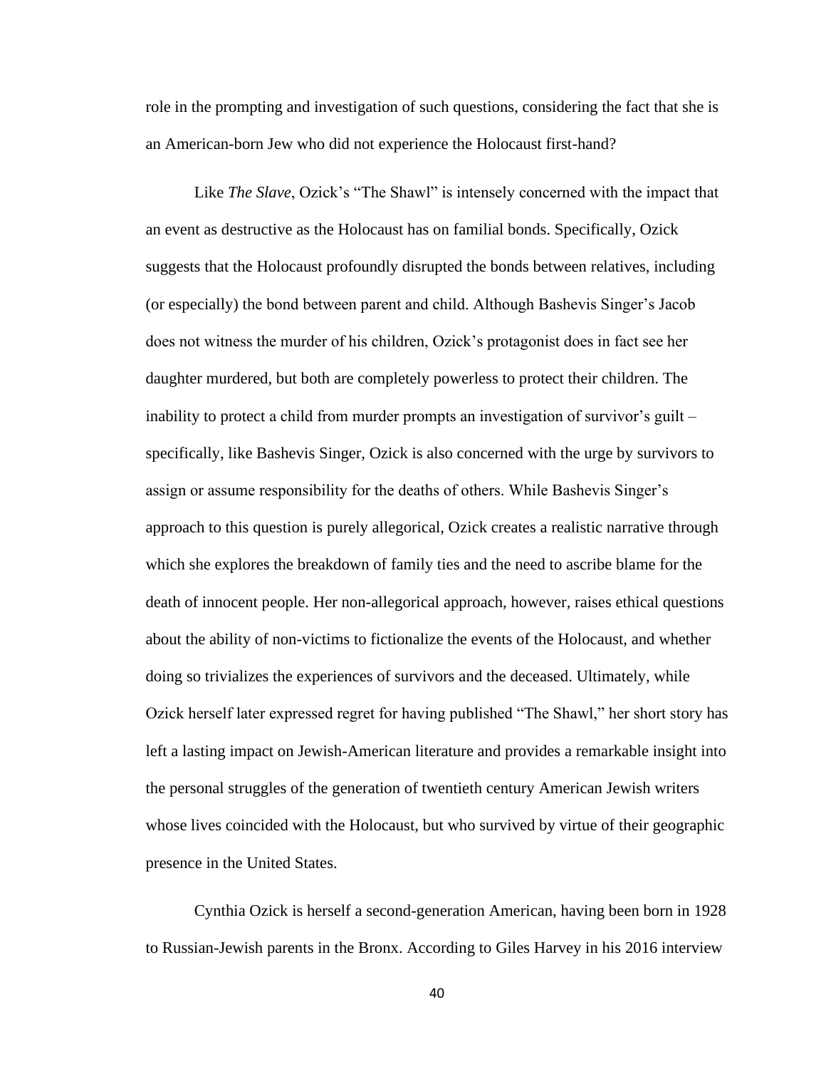role in the prompting and investigation of such questions, considering the fact that she is an American-born Jew who did not experience the Holocaust first-hand?

Like *The Slave*, Ozick's "The Shawl" is intensely concerned with the impact that an event as destructive as the Holocaust has on familial bonds. Specifically, Ozick suggests that the Holocaust profoundly disrupted the bonds between relatives, including (or especially) the bond between parent and child. Although Bashevis Singer's Jacob does not witness the murder of his children, Ozick's protagonist does in fact see her daughter murdered, but both are completely powerless to protect their children. The inability to protect a child from murder prompts an investigation of survivor's guilt – specifically, like Bashevis Singer, Ozick is also concerned with the urge by survivors to assign or assume responsibility for the deaths of others. While Bashevis Singer's approach to this question is purely allegorical, Ozick creates a realistic narrative through which she explores the breakdown of family ties and the need to ascribe blame for the death of innocent people. Her non-allegorical approach, however, raises ethical questions about the ability of non-victims to fictionalize the events of the Holocaust, and whether doing so trivializes the experiences of survivors and the deceased. Ultimately, while Ozick herself later expressed regret for having published "The Shawl," her short story has left a lasting impact on Jewish-American literature and provides a remarkable insight into the personal struggles of the generation of twentieth century American Jewish writers whose lives coincided with the Holocaust, but who survived by virtue of their geographic presence in the United States.

Cynthia Ozick is herself a second-generation American, having been born in 1928 to Russian-Jewish parents in the Bronx. According to Giles Harvey in his 2016 interview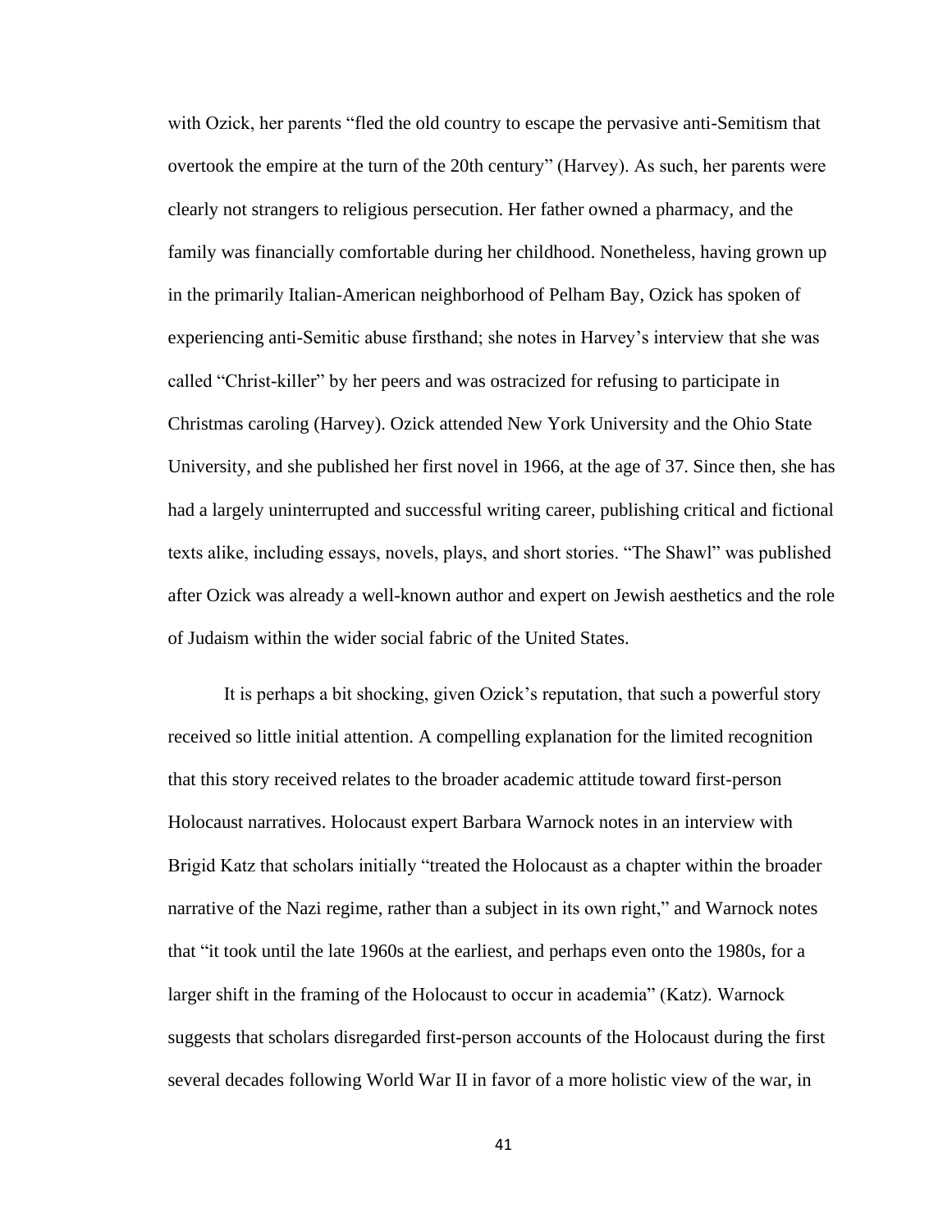with Ozick, her parents "fled the old country to escape the pervasive anti-Semitism that overtook the empire at the turn of the 20th century" (Harvey). As such, her parents were clearly not strangers to religious persecution. Her father owned a pharmacy, and the family was financially comfortable during her childhood. Nonetheless, having grown up in the primarily Italian-American neighborhood of Pelham Bay, Ozick has spoken of experiencing anti-Semitic abuse firsthand; she notes in Harvey's interview that she was called "Christ-killer" by her peers and was ostracized for refusing to participate in Christmas caroling (Harvey). Ozick attended New York University and the Ohio State University, and she published her first novel in 1966, at the age of 37. Since then, she has had a largely uninterrupted and successful writing career, publishing critical and fictional texts alike, including essays, novels, plays, and short stories. "The Shawl" was published after Ozick was already a well-known author and expert on Jewish aesthetics and the role of Judaism within the wider social fabric of the United States.

It is perhaps a bit shocking, given Ozick's reputation, that such a powerful story received so little initial attention. A compelling explanation for the limited recognition that this story received relates to the broader academic attitude toward first-person Holocaust narratives. Holocaust expert Barbara Warnock notes in an interview with Brigid Katz that scholars initially "treated the Holocaust as a chapter within the broader narrative of the Nazi regime, rather than a subject in its own right," and Warnock notes that "it took until the late 1960s at the earliest, and perhaps even onto the 1980s, for a larger shift in the framing of the Holocaust to occur in academia" (Katz). Warnock suggests that scholars disregarded first-person accounts of the Holocaust during the first several decades following World War II in favor of a more holistic view of the war, in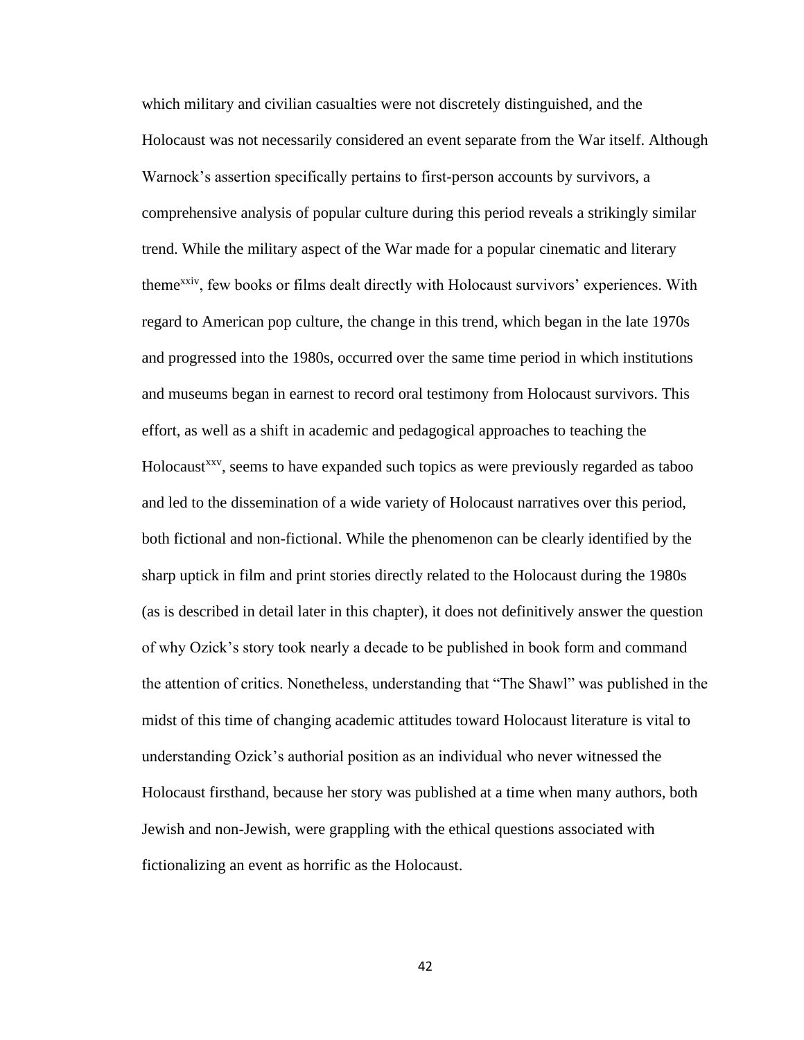which military and civilian casualties were not discretely distinguished, and the Holocaust was not necessarily considered an event separate from the War itself. Although Warnock's assertion specifically pertains to first-person accounts by survivors, a comprehensive analysis of popular culture during this period reveals a strikingly similar trend. While the military aspect of the War made for a popular cinematic and literary theme[xxiv], few books or films dealt directly with Holocaust survivors' experiences. With regard to American pop culture, the change in this trend, which began in the late 1970s and progressed into the 1980s, occurred over the same time period in which institutions and museums began in earnest to record oral testimony from Holocaust survivors. This effort, as well as a shift in academic and pedagogical approaches to teaching the Holocaust[xxv], seems to have expanded such topics as were previously regarded as taboo and led to the dissemination of a wide variety of Holocaust narratives over this period, both fictional and non-fictional. While the phenomenon can be clearly identified by the sharp uptick in film and print stories directly related to the Holocaust during the 1980s (as is described in detail later in this chapter), it does not definitively answer the question of why Ozick's story took nearly a decade to be published in book form and command the attention of critics. Nonetheless, understanding that "The Shawl" was published in the midst of this time of changing academic attitudes toward Holocaust literature is vital to understanding Ozick's authorial position as an individual who never witnessed the Holocaust firsthand, because her story was published at a time when many authors, both Jewish and non-Jewish, were grappling with the ethical questions associated with fictionalizing an event as horrific as the Holocaust.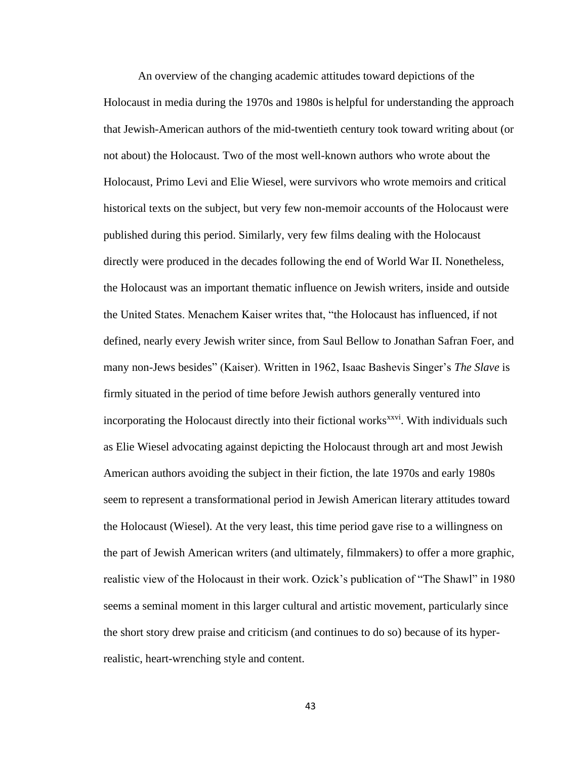An overview of the changing academic attitudes toward depictions of the Holocaust in media during the 1970s and 1980s is helpful for understanding the approach that Jewish-American authors of the mid-twentieth century took toward writing about (or not about) the Holocaust. Two of the most well-known authors who wrote about the Holocaust, Primo Levi and Elie Wiesel, were survivors who wrote memoirs and critical historical texts on the subject, but very few non-memoir accounts of the Holocaust were published during this period. Similarly, very few films dealing with the Holocaust directly were produced in the decades following the end of World War II. Nonetheless, the Holocaust was an important thematic influence on Jewish writers, inside and outside the United States. Menachem Kaiser writes that, "the Holocaust has influenced, if not defined, nearly every Jewish writer since, from Saul Bellow to Jonathan Safran Foer, and many non-Jews besides" (Kaiser). Written in 1962, Isaac Bashevis Singer's *The Slave* is firmly situated in the period of time before Jewish authors generally ventured into incorporating the Holocaust directly into their fictional works[xxvi]. With individuals such as Elie Wiesel advocating against depicting the Holocaust through art and most Jewish American authors avoiding the subject in their fiction, the late 1970s and early 1980s seem to represent a transformational period in Jewish American literary attitudes toward the Holocaust (Wiesel). At the very least, this time period gave rise to a willingness on the part of Jewish American writers (and ultimately, filmmakers) to offer a more graphic, realistic view of the Holocaust in their work. Ozick's publication of "The Shawl" in 1980 seems a seminal moment in this larger cultural and artistic movement, particularly since the short story drew praise and criticism (and continues to do so) because of its hyper-realistic, heart-wrenching style and content.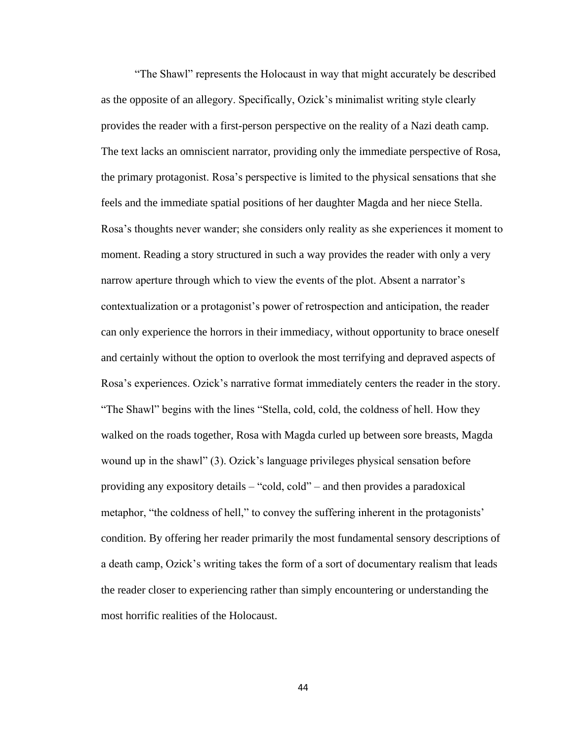“The Shawl” represents the Holocaust in way that might accurately be described as the opposite of an allegory. Specifically, Ozick’s minimalist writing style clearly provides the reader with a first-person perspective on the reality of a Nazi death camp. The text lacks an omniscient narrator, providing only the immediate perspective of Rosa, the primary protagonist. Rosa’s perspective is limited to the physical sensations that she feels and the immediate spatial positions of her daughter Magda and her niece Stella. Rosa’s thoughts never wander; she considers only reality as she experiences it moment to moment. Reading a story structured in such a way provides the reader with only a very narrow aperture through which to view the events of the plot. Absent a narrator’s contextualization or a protagonist’s power of retrospection and anticipation, the reader can only experience the horrors in their immediacy, without opportunity to brace oneself and certainly without the option to overlook the most terrifying and depraved aspects of Rosa’s experiences. Ozick’s narrative format immediately centers the reader in the story. “The Shawl” begins with the lines “Stella, cold, cold, the coldness of hell. How they walked on the roads together, Rosa with Magda curled up between sore breasts, Magda wound up in the shawl” (3). Ozick’s language privileges physical sensation before providing any expository details – “cold, cold” – and then provides a paradoxical metaphor, “the coldness of hell,” to convey the suffering inherent in the protagonists’ condition. By offering her reader primarily the most fundamental sensory descriptions of a death camp, Ozick’s writing takes the form of a sort of documentary realism that leads the reader closer to experiencing rather than simply encountering or understanding the most horrific realities of the Holocaust.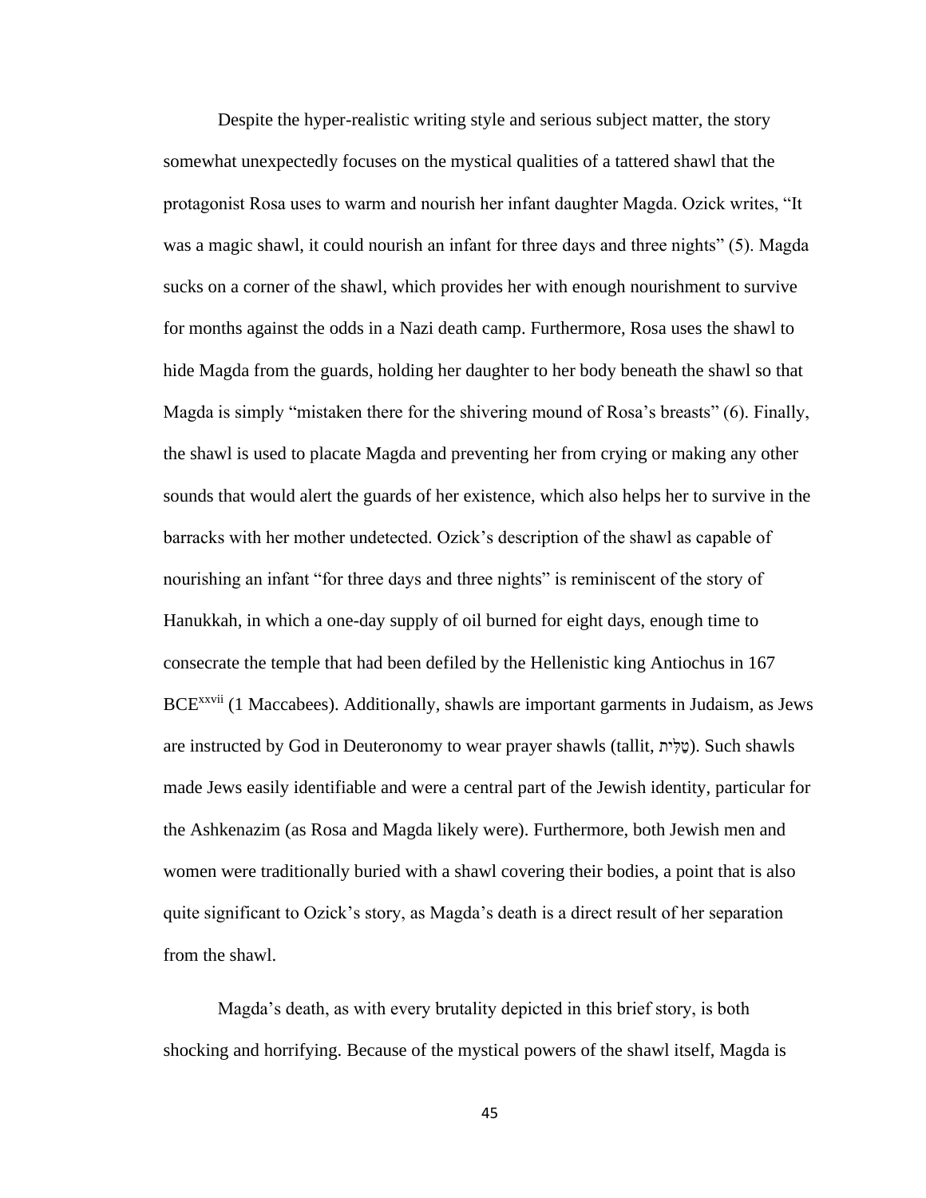Despite the hyper-realistic writing style and serious subject matter, the story somewhat unexpectedly focuses on the mystical qualities of a tattered shawl that the protagonist Rosa uses to warm and nourish her infant daughter Magda. Ozick writes, "It was a magic shawl, it could nourish an infant for three days and three nights" (5). Magda sucks on a corner of the shawl, which provides her with enough nourishment to survive for months against the odds in a Nazi death camp. Furthermore, Rosa uses the shawl to hide Magda from the guards, holding her daughter to her body beneath the shawl so that Magda is simply "mistaken there for the shivering mound of Rosa's breasts" (6). Finally, the shawl is used to placate Magda and preventing her from crying or making any other sounds that would alert the guards of her existence, which also helps her to survive in the barracks with her mother undetected. Ozick's description of the shawl as capable of nourishing an infant "for three days and three nights" is reminiscent of the story of Hanukkah, in which a one-day supply of oil burned for eight days, enough time to consecrate the temple that had been defiled by the Hellenistic king Antiochus in 167 BCE[xxvii] (1 Maccabees). Additionally, shawls are important garments in Judaism, as Jews are instructed by God in Deuteronomy to wear prayer shawls (tallit, טַלִּית). Such shawls made Jews easily identifiable and were a central part of the Jewish identity, particular for the Ashkenazim (as Rosa and Magda likely were). Furthermore, both Jewish men and women were traditionally buried with a shawl covering their bodies, a point that is also quite significant to Ozick's story, as Magda's death is a direct result of her separation from the shawl.

Magda's death, as with every brutality depicted in this brief story, is both shocking and horrifying. Because of the mystical powers of the shawl itself, Magda is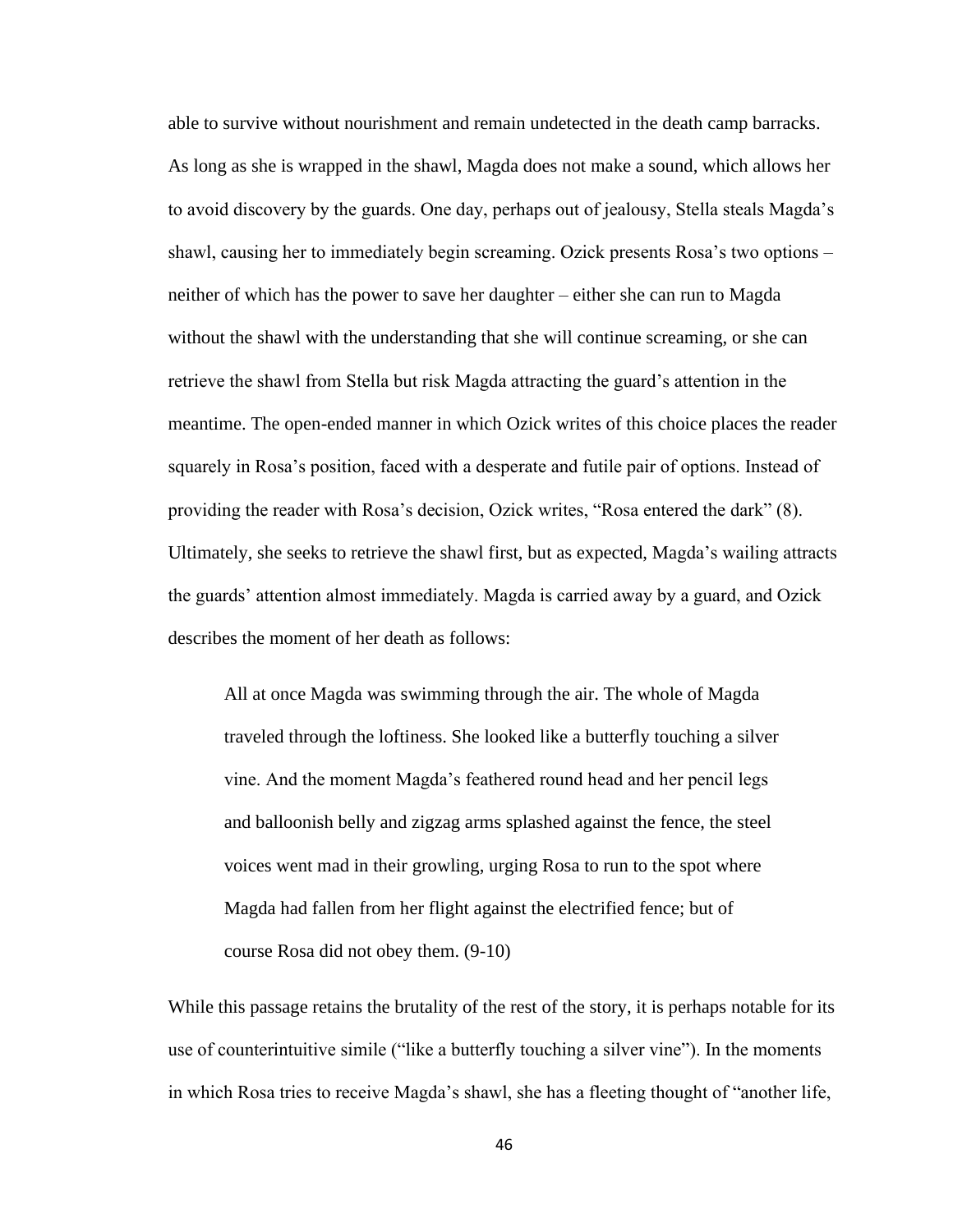able to survive without nourishment and remain undetected in the death camp barracks. As long as she is wrapped in the shawl, Magda does not make a sound, which allows her to avoid discovery by the guards. One day, perhaps out of jealousy, Stella steals Magda's shawl, causing her to immediately begin screaming. Ozick presents Rosa's two options – neither of which has the power to save her daughter – either she can run to Magda without the shawl with the understanding that she will continue screaming, or she can retrieve the shawl from Stella but risk Magda attracting the guard's attention in the meantime. The open-ended manner in which Ozick writes of this choice places the reader squarely in Rosa's position, faced with a desperate and futile pair of options. Instead of providing the reader with Rosa's decision, Ozick writes, "Rosa entered the dark" (8). Ultimately, she seeks to retrieve the shawl first, but as expected, Magda's wailing attracts the guards' attention almost immediately. Magda is carried away by a guard, and Ozick describes the moment of her death as follows:

> All at once Magda was swimming through the air. The whole of Magda traveled through the loftiness. She looked like a butterfly touching a silver vine. And the moment Magda's feathered round head and her pencil legs and balloonish belly and zigzag arms splashed against the fence, the steel voices went mad in their growling, urging Rosa to run to the spot where Magda had fallen from her flight against the electrified fence; but of course Rosa did not obey them. (9-10)

While this passage retains the brutality of the rest of the story, it is perhaps notable for its use of counterintuitive simile ("like a butterfly touching a silver vine"). In the moments in which Rosa tries to receive Magda's shawl, she has a fleeting thought of "another life,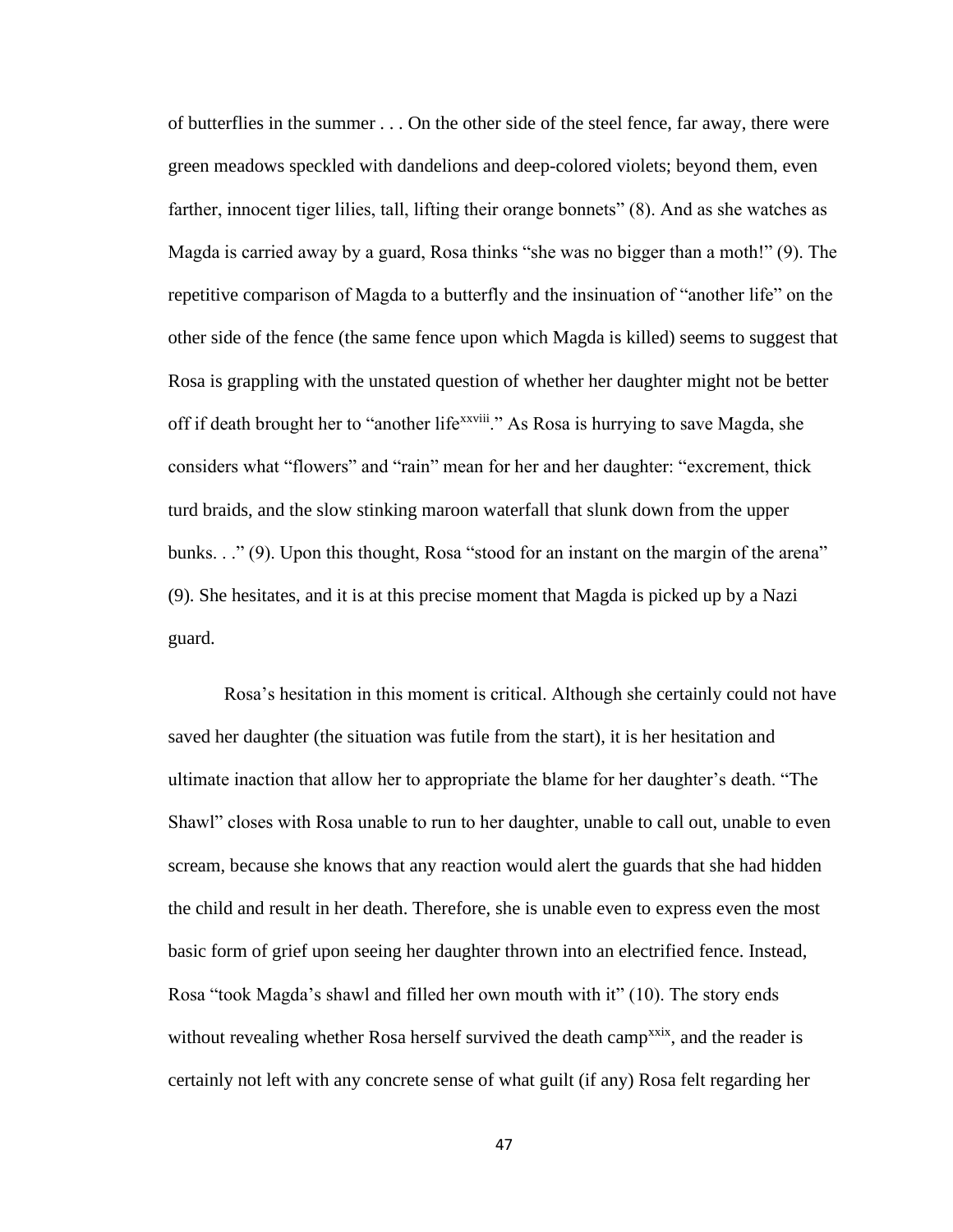of butterflies in the summer . . . On the other side of the steel fence, far away, there were green meadows speckled with dandelions and deep-colored violets; beyond them, even farther, innocent tiger lilies, tall, lifting their orange bonnets" (8). And as she watches as Magda is carried away by a guard, Rosa thinks "she was no bigger than a moth!" (9). The repetitive comparison of Magda to a butterfly and the insinuation of "another life" on the other side of the fence (the same fence upon which Magda is killed) seems to suggest that Rosa is grappling with the unstated question of whether her daughter might not be better off if death brought her to "another life[xxviii]." As Rosa is hurrying to save Magda, she considers what "flowers" and "rain" mean for her and her daughter: "excrement, thick turd braids, and the slow stinking maroon waterfall that slunk down from the upper bunks. . ." (9). Upon this thought, Rosa "stood for an instant on the margin of the arena" (9). She hesitates, and it is at this precise moment that Magda is picked up by a Nazi guard.

Rosa's hesitation in this moment is critical. Although she certainly could not have saved her daughter (the situation was futile from the start), it is her hesitation and ultimate inaction that allow her to appropriate the blame for her daughter's death. "The Shawl" closes with Rosa unable to run to her daughter, unable to call out, unable to even scream, because she knows that any reaction would alert the guards that she had hidden the child and result in her death. Therefore, she is unable even to express even the most basic form of grief upon seeing her daughter thrown into an electrified fence. Instead, Rosa "took Magda's shawl and filled her own mouth with it" (10). The story ends without revealing whether Rosa herself survived the death camp[xxix], and the reader is certainly not left with any concrete sense of what guilt (if any) Rosa felt regarding her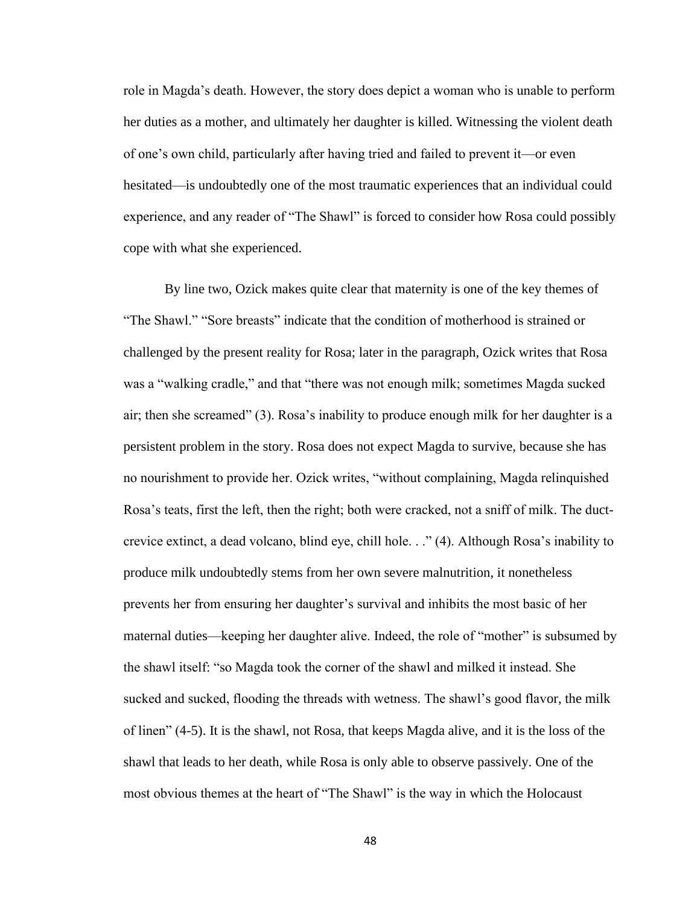role in Magda's death. However, the story does depict a woman who is unable to perform her duties as a mother, and ultimately her daughter is killed. Witnessing the violent death of one's own child, particularly after having tried and failed to prevent it—or even hesitated—is undoubtedly one of the most traumatic experiences that an individual could experience, and any reader of "The Shawl" is forced to consider how Rosa could possibly cope with what she experienced.

By line two, Ozick makes quite clear that maternity is one of the key themes of "The Shawl." "Sore breasts" indicate that the condition of motherhood is strained or challenged by the present reality for Rosa; later in the paragraph, Ozick writes that Rosa was a "walking cradle," and that "there was not enough milk; sometimes Magda sucked air; then she screamed" (3). Rosa's inability to produce enough milk for her daughter is a persistent problem in the story. Rosa does not expect Magda to survive, because she has no nourishment to provide her. Ozick writes, "without complaining, Magda relinquished Rosa's teats, first the left, then the right; both were cracked, not a sniff of milk. The duct-crevice extinct, a dead volcano, blind eye, chill hole. . ." (4). Although Rosa's inability to produce milk undoubtedly stems from her own severe malnutrition, it nonetheless prevents her from ensuring her daughter's survival and inhibits the most basic of her maternal duties—keeping her daughter alive. Indeed, the role of "mother" is subsumed by the shawl itself: "so Magda took the corner of the shawl and milked it instead. She sucked and sucked, flooding the threads with wetness. The shawl's good flavor, the milk of linen" (4-5). It is the shawl, not Rosa, that keeps Magda alive, and it is the loss of the shawl that leads to her death, while Rosa is only able to observe passively. One of the most obvious themes at the heart of "The Shawl" is the way in which the Holocaust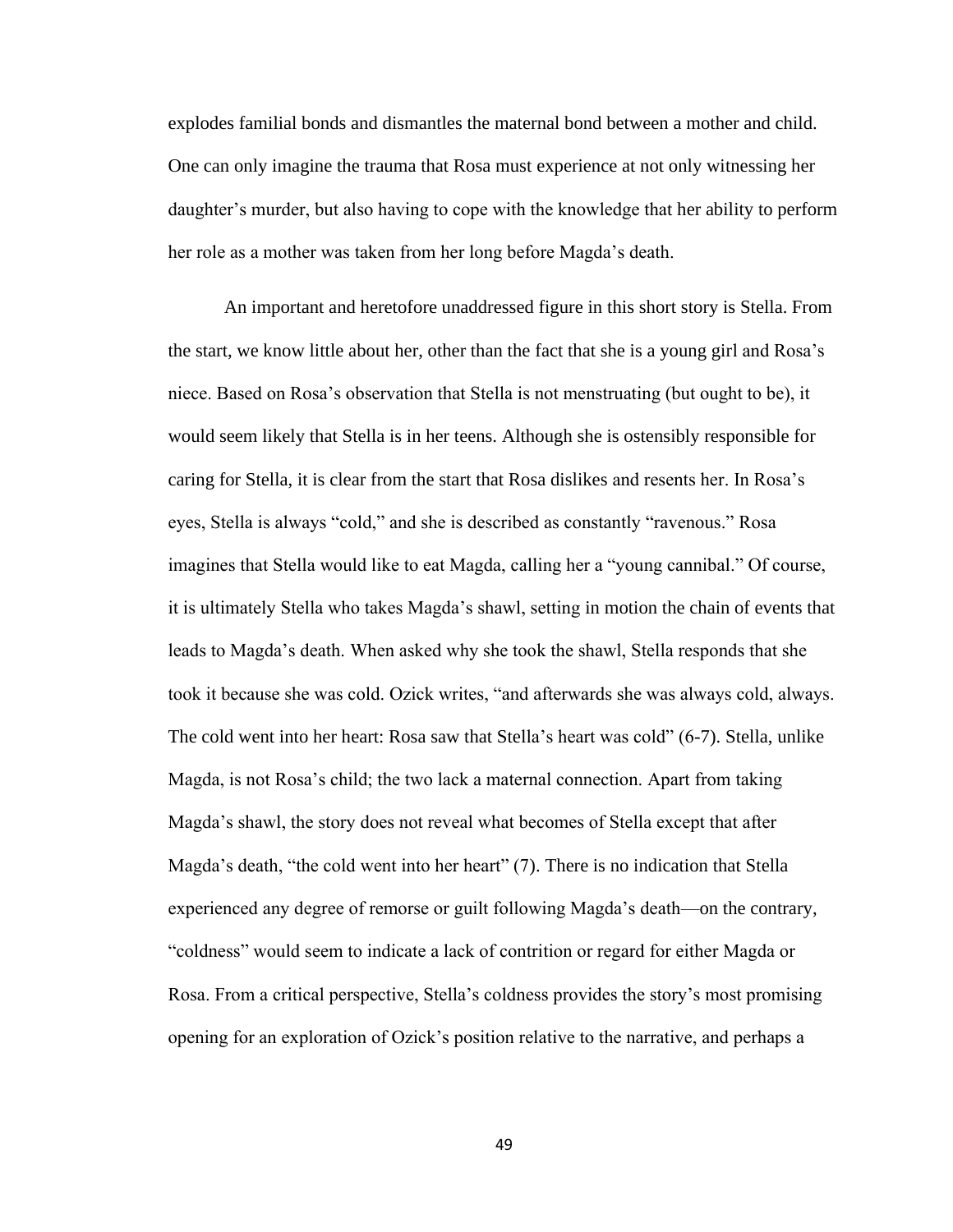explodes familial bonds and dismantles the maternal bond between a mother and child. One can only imagine the trauma that Rosa must experience at not only witnessing her daughter's murder, but also having to cope with the knowledge that her ability to perform her role as a mother was taken from her long before Magda's death.

An important and heretofore unaddressed figure in this short story is Stella. From the start, we know little about her, other than the fact that she is a young girl and Rosa's niece. Based on Rosa's observation that Stella is not menstruating (but ought to be), it would seem likely that Stella is in her teens. Although she is ostensibly responsible for caring for Stella, it is clear from the start that Rosa dislikes and resents her. In Rosa's eyes, Stella is always "cold," and she is described as constantly "ravenous." Rosa imagines that Stella would like to eat Magda, calling her a "young cannibal." Of course, it is ultimately Stella who takes Magda's shawl, setting in motion the chain of events that leads to Magda's death. When asked why she took the shawl, Stella responds that she took it because she was cold. Ozick writes, "and afterwards she was always cold, always. The cold went into her heart: Rosa saw that Stella's heart was cold" (6-7). Stella, unlike Magda, is not Rosa's child; the two lack a maternal connection. Apart from taking Magda's shawl, the story does not reveal what becomes of Stella except that after Magda's death, "the cold went into her heart" (7). There is no indication that Stella experienced any degree of remorse or guilt following Magda's death—on the contrary, "coldness" would seem to indicate a lack of contrition or regard for either Magda or Rosa. From a critical perspective, Stella's coldness provides the story's most promising opening for an exploration of Ozick's position relative to the narrative, and perhaps a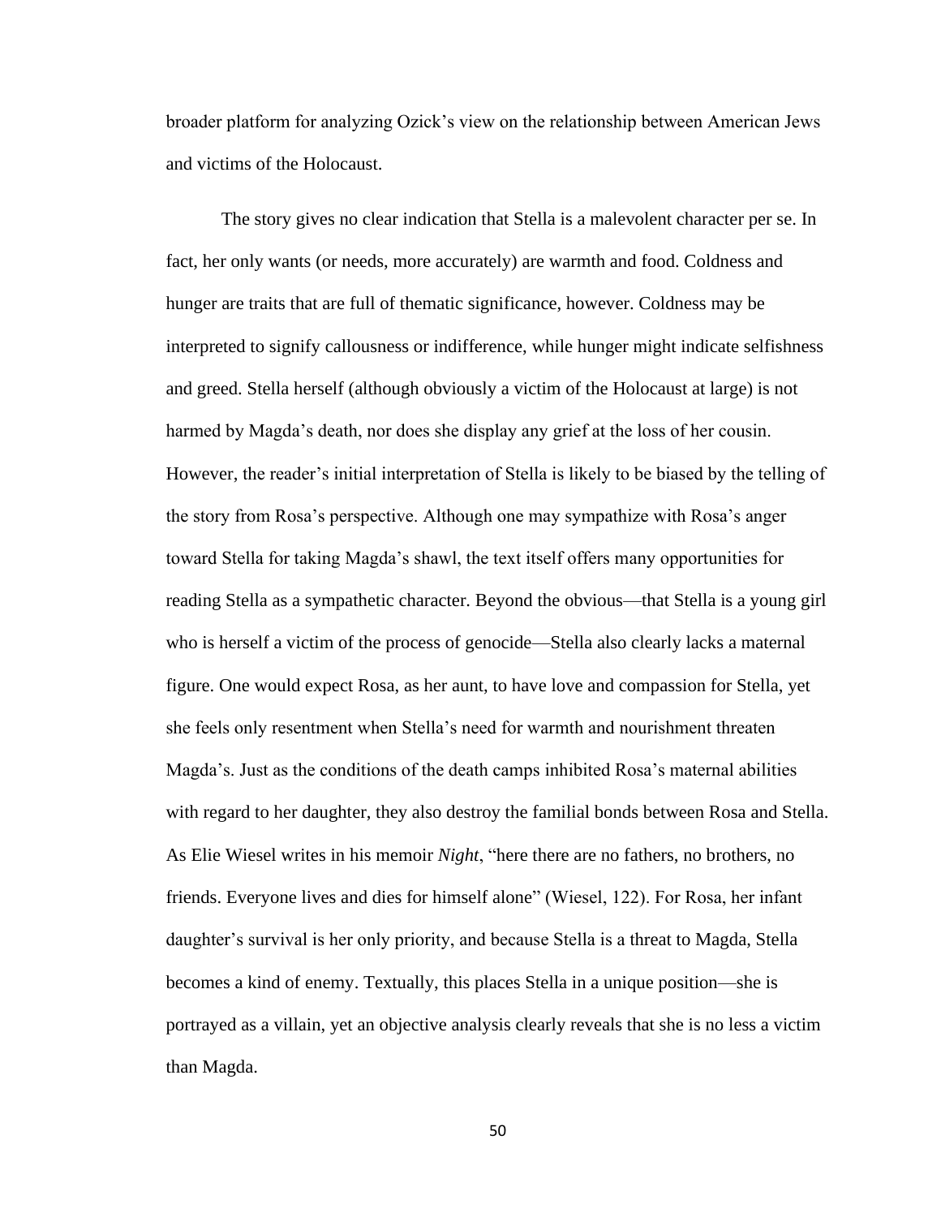broader platform for analyzing Ozick's view on the relationship between American Jews and victims of the Holocaust.

The story gives no clear indication that Stella is a malevolent character per se. In fact, her only wants (or needs, more accurately) are warmth and food. Coldness and hunger are traits that are full of thematic significance, however. Coldness may be interpreted to signify callousness or indifference, while hunger might indicate selfishness and greed. Stella herself (although obviously a victim of the Holocaust at large) is not harmed by Magda's death, nor does she display any grief at the loss of her cousin. However, the reader's initial interpretation of Stella is likely to be biased by the telling of the story from Rosa's perspective. Although one may sympathize with Rosa's anger toward Stella for taking Magda's shawl, the text itself offers many opportunities for reading Stella as a sympathetic character. Beyond the obvious—that Stella is a young girl who is herself a victim of the process of genocide—Stella also clearly lacks a maternal figure. One would expect Rosa, as her aunt, to have love and compassion for Stella, yet she feels only resentment when Stella's need for warmth and nourishment threaten Magda's. Just as the conditions of the death camps inhibited Rosa's maternal abilities with regard to her daughter, they also destroy the familial bonds between Rosa and Stella. As Elie Wiesel writes in his memoir *Night*, "here there are no fathers, no brothers, no friends. Everyone lives and dies for himself alone" (Wiesel, 122). For Rosa, her infant daughter's survival is her only priority, and because Stella is a threat to Magda, Stella becomes a kind of enemy. Textually, this places Stella in a unique position—she is portrayed as a villain, yet an objective analysis clearly reveals that she is no less a victim than Magda.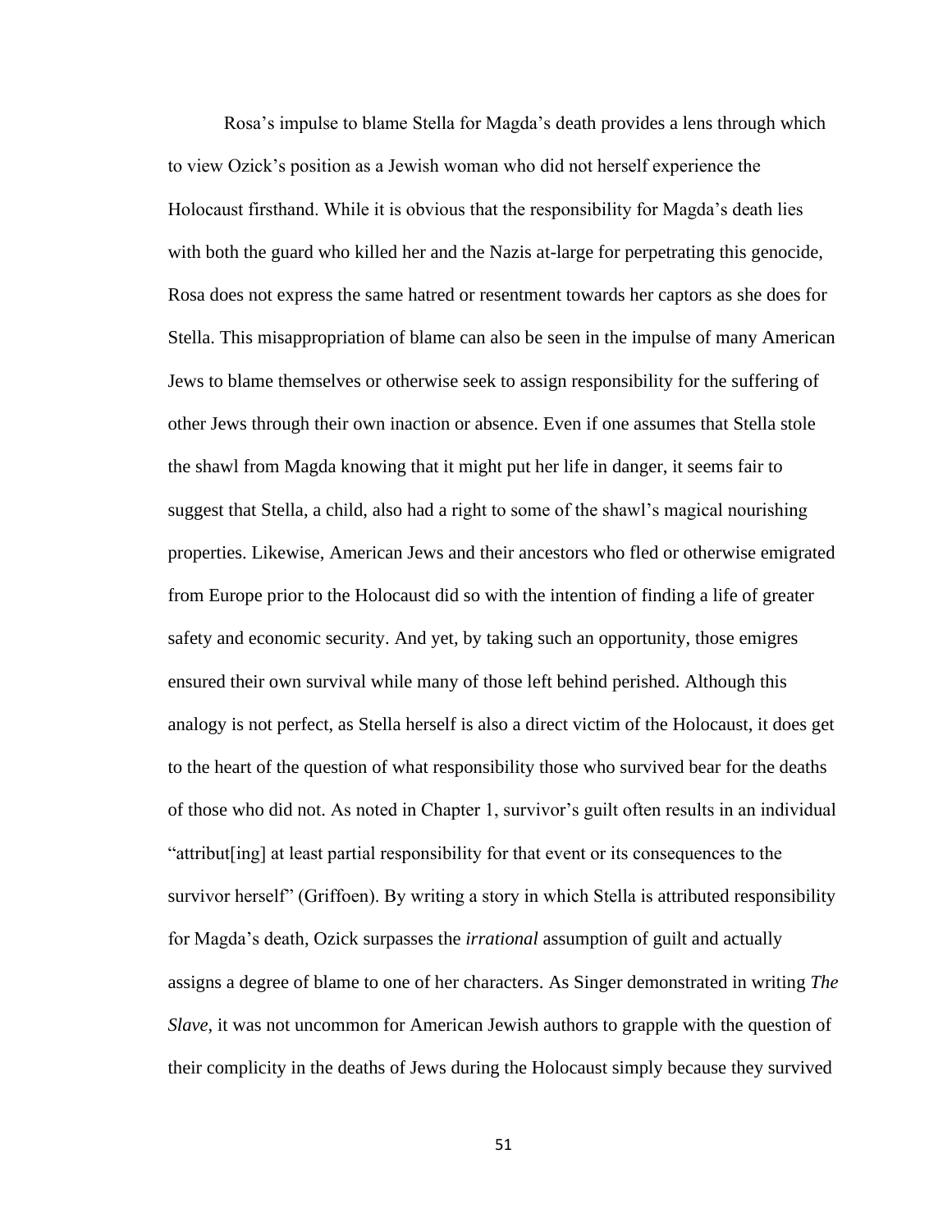Rosa's impulse to blame Stella for Magda's death provides a lens through which to view Ozick's position as a Jewish woman who did not herself experience the Holocaust firsthand. While it is obvious that the responsibility for Magda's death lies with both the guard who killed her and the Nazis at-large for perpetrating this genocide, Rosa does not express the same hatred or resentment towards her captors as she does for Stella. This misappropriation of blame can also be seen in the impulse of many American Jews to blame themselves or otherwise seek to assign responsibility for the suffering of other Jews through their own inaction or absence. Even if one assumes that Stella stole the shawl from Magda knowing that it might put her life in danger, it seems fair to suggest that Stella, a child, also had a right to some of the shawl's magical nourishing properties. Likewise, American Jews and their ancestors who fled or otherwise emigrated from Europe prior to the Holocaust did so with the intention of finding a life of greater safety and economic security. And yet, by taking such an opportunity, those emigres ensured their own survival while many of those left behind perished. Although this analogy is not perfect, as Stella herself is also a direct victim of the Holocaust, it does get to the heart of the question of what responsibility those who survived bear for the deaths of those who did not. As noted in Chapter 1, survivor's guilt often results in an individual "attribut[ing] at least partial responsibility for that event or its consequences to the survivor herself" (Griffoen). By writing a story in which Stella is attributed responsibility for Magda's death, Ozick surpasses the *irrational* assumption of guilt and actually assigns a degree of blame to one of her characters. As Singer demonstrated in writing *The Slave*, it was not uncommon for American Jewish authors to grapple with the question of their complicity in the deaths of Jews during the Holocaust simply because they survived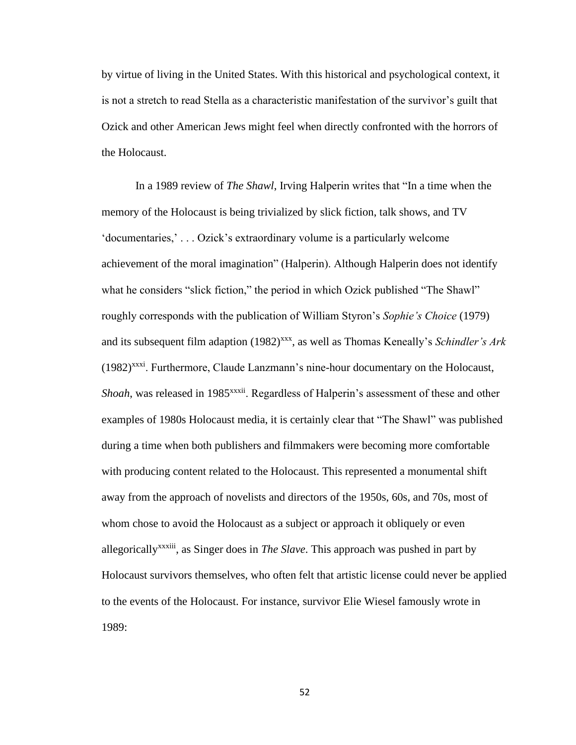by virtue of living in the United States. With this historical and psychological context, it is not a stretch to read Stella as a characteristic manifestation of the survivor's guilt that Ozick and other American Jews might feel when directly confronted with the horrors of the Holocaust.

In a 1989 review of *The Shawl*, Irving Halperin writes that "In a time when the memory of the Holocaust is being trivialized by slick fiction, talk shows, and TV 'documentaries,' . . . Ozick's extraordinary volume is a particularly welcome achievement of the moral imagination" (Halperin). Although Halperin does not identify what he considers "slick fiction," the period in which Ozick published "The Shawl" roughly corresponds with the publication of William Styron's *Sophie's Choice* (1979) and its subsequent film adaption (1982)[xxx], as well as Thomas Keneally's *Schindler's Ark* (1982)[xxxi]. Furthermore, Claude Lanzmann's nine-hour documentary on the Holocaust, *Shoah*, was released in 1985[xxxii]. Regardless of Halperin's assessment of these and other examples of 1980s Holocaust media, it is certainly clear that "The Shawl" was published during a time when both publishers and filmmakers were becoming more comfortable with producing content related to the Holocaust. This represented a monumental shift away from the approach of novelists and directors of the 1950s, 60s, and 70s, most of whom chose to avoid the Holocaust as a subject or approach it obliquely or even allegorically[xxxiii], as Singer does in *The Slave*. This approach was pushed in part by Holocaust survivors themselves, who often felt that artistic license could never be applied to the events of the Holocaust. For instance, survivor Elie Wiesel famously wrote in 1989: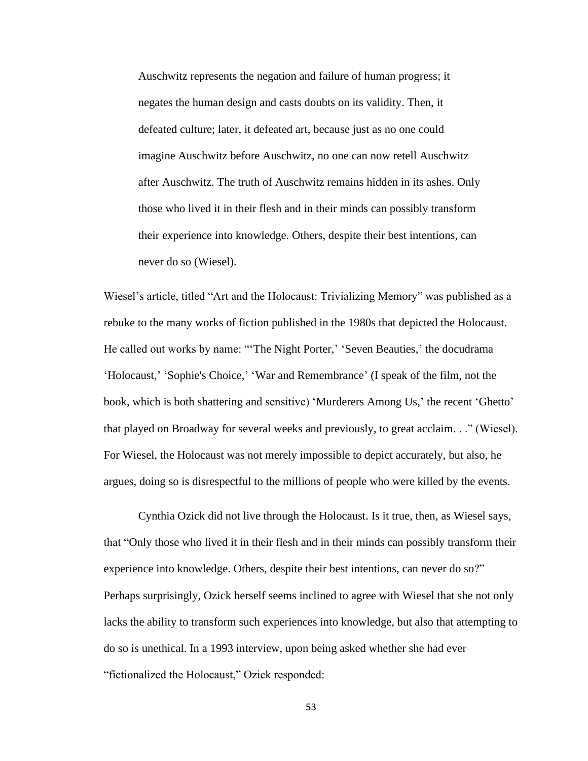> Auschwitz represents the negation and failure of human progress; it negates the human design and casts doubts on its validity. Then, it defeated culture; later, it defeated art, because just as no one could imagine Auschwitz before Auschwitz, no one can now retell Auschwitz after Auschwitz. The truth of Auschwitz remains hidden in its ashes. Only those who lived it in their flesh and in their minds can possibly transform their experience into knowledge. Others, despite their best intentions, can never do so (Wiesel).

Wiesel's article, titled "Art and the Holocaust: Trivializing Memory" was published as a rebuke to the many works of fiction published in the 1980s that depicted the Holocaust. He called out works by name: "'The Night Porter,' 'Seven Beauties,' the docudrama 'Holocaust,' 'Sophie's Choice,' 'War and Remembrance' (I speak of the film, not the book, which is both shattering and sensitive) 'Murderers Among Us,' the recent 'Ghetto' that played on Broadway for several weeks and previously, to great acclaim. . ." (Wiesel). For Wiesel, the Holocaust was not merely impossible to depict accurately, but also, he argues, doing so is disrespectful to the millions of people who were killed by the events.

Cynthia Ozick did not live through the Holocaust. Is it true, then, as Wiesel says, that "Only those who lived it in their flesh and in their minds can possibly transform their experience into knowledge. Others, despite their best intentions, can never do so?" Perhaps surprisingly, Ozick herself seems inclined to agree with Wiesel that she not only lacks the ability to transform such experiences into knowledge, but also that attempting to do so is unethical. In a 1993 interview, upon being asked whether she had ever "fictionalized the Holocaust," Ozick responded: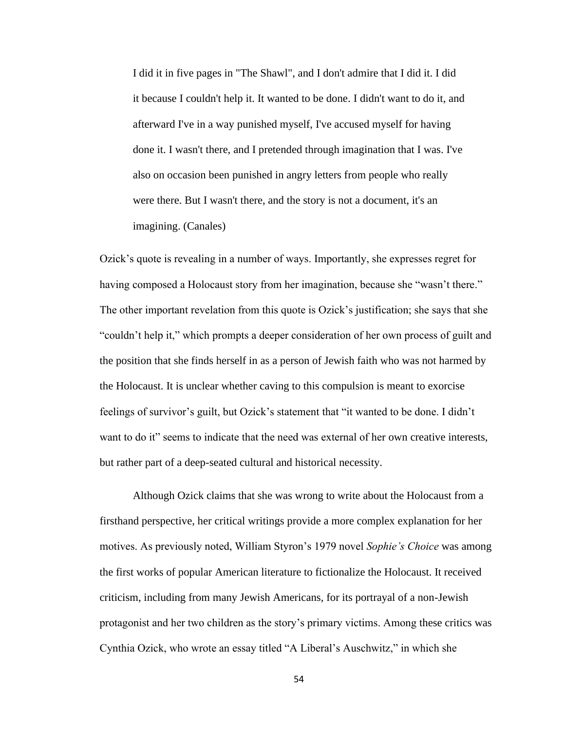> I did it in five pages in "The Shawl", and I don't admire that I did it. I did it because I couldn't help it. It wanted to be done. I didn't want to do it, and afterward I've in a way punished myself, I've accused myself for having done it. I wasn't there, and I pretended through imagination that I was. I've also on occasion been punished in angry letters from people who really were there. But I wasn't there, and the story is not a document, it's an imagining. (Canales)

Ozick's quote is revealing in a number of ways. Importantly, she expresses regret for having composed a Holocaust story from her imagination, because she "wasn't there." The other important revelation from this quote is Ozick's justification; she says that she "couldn't help it," which prompts a deeper consideration of her own process of guilt and the position that she finds herself in as a person of Jewish faith who was not harmed by the Holocaust. It is unclear whether caving to this compulsion is meant to exorcise feelings of survivor's guilt, but Ozick's statement that "it wanted to be done. I didn't want to do it" seems to indicate that the need was external of her own creative interests, but rather part of a deep-seated cultural and historical necessity.

Although Ozick claims that she was wrong to write about the Holocaust from a firsthand perspective, her critical writings provide a more complex explanation for her motives. As previously noted, William Styron's 1979 novel *Sophie's Choice* was among the first works of popular American literature to fictionalize the Holocaust. It received criticism, including from many Jewish Americans, for its portrayal of a non-Jewish protagonist and her two children as the story's primary victims. Among these critics was Cynthia Ozick, who wrote an essay titled "A Liberal's Auschwitz," in which she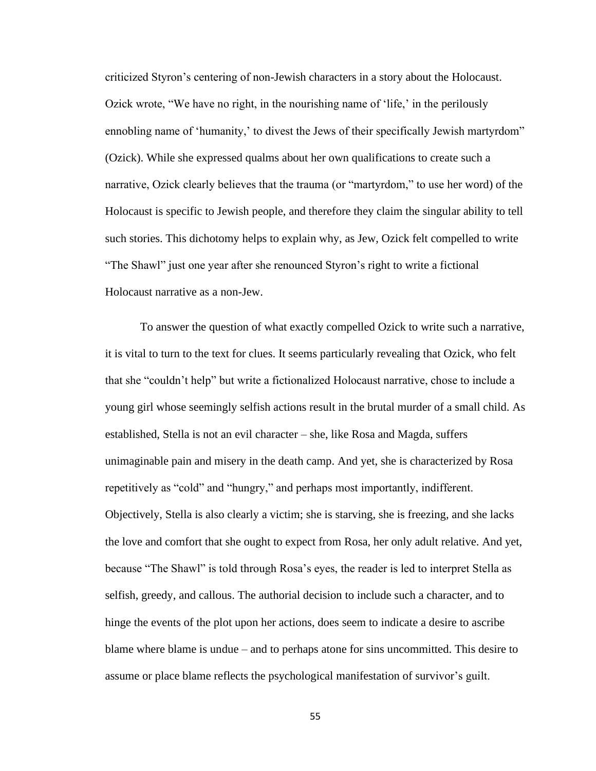criticized Styron's centering of non-Jewish characters in a story about the Holocaust. Ozick wrote, "We have no right, in the nourishing name of 'life,' in the perilously ennobling name of 'humanity,' to divest the Jews of their specifically Jewish martyrdom" (Ozick). While she expressed qualms about her own qualifications to create such a narrative, Ozick clearly believes that the trauma (or "martyrdom," to use her word) of the Holocaust is specific to Jewish people, and therefore they claim the singular ability to tell such stories. This dichotomy helps to explain why, as Jew, Ozick felt compelled to write "The Shawl" just one year after she renounced Styron's right to write a fictional Holocaust narrative as a non-Jew.

To answer the question of what exactly compelled Ozick to write such a narrative, it is vital to turn to the text for clues. It seems particularly revealing that Ozick, who felt that she "couldn't help" but write a fictionalized Holocaust narrative, chose to include a young girl whose seemingly selfish actions result in the brutal murder of a small child. As established, Stella is not an evil character – she, like Rosa and Magda, suffers unimaginable pain and misery in the death camp. And yet, she is characterized by Rosa repetitively as "cold" and "hungry," and perhaps most importantly, indifferent. Objectively, Stella is also clearly a victim; she is starving, she is freezing, and she lacks the love and comfort that she ought to expect from Rosa, her only adult relative. And yet, because "The Shawl" is told through Rosa's eyes, the reader is led to interpret Stella as selfish, greedy, and callous. The authorial decision to include such a character, and to hinge the events of the plot upon her actions, does seem to indicate a desire to ascribe blame where blame is undue – and to perhaps atone for sins uncommitted. This desire to assume or place blame reflects the psychological manifestation of survivor's guilt.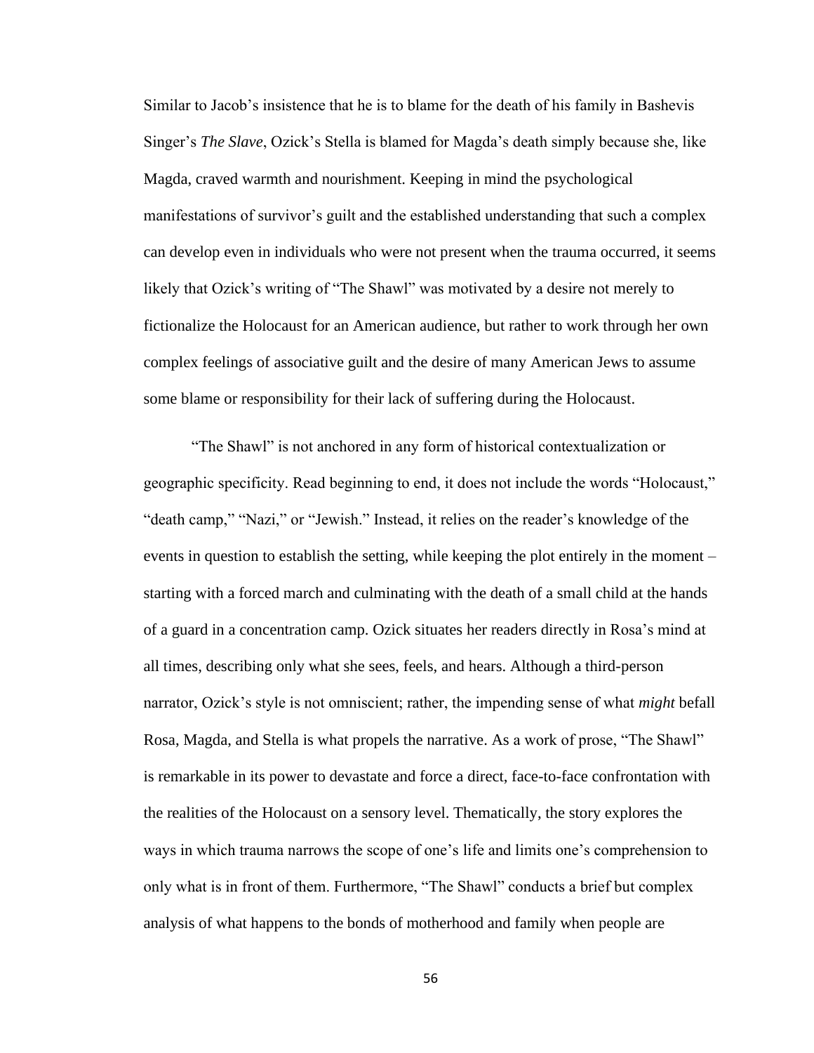Similar to Jacob's insistence that he is to blame for the death of his family in Bashevis Singer's *The Slave*, Ozick's Stella is blamed for Magda's death simply because she, like Magda, craved warmth and nourishment. Keeping in mind the psychological manifestations of survivor's guilt and the established understanding that such a complex can develop even in individuals who were not present when the trauma occurred, it seems likely that Ozick's writing of "The Shawl" was motivated by a desire not merely to fictionalize the Holocaust for an American audience, but rather to work through her own complex feelings of associative guilt and the desire of many American Jews to assume some blame or responsibility for their lack of suffering during the Holocaust.

"The Shawl" is not anchored in any form of historical contextualization or geographic specificity. Read beginning to end, it does not include the words "Holocaust," "death camp," "Nazi," or "Jewish." Instead, it relies on the reader's knowledge of the events in question to establish the setting, while keeping the plot entirely in the moment – starting with a forced march and culminating with the death of a small child at the hands of a guard in a concentration camp. Ozick situates her readers directly in Rosa's mind at all times, describing only what she sees, feels, and hears. Although a third-person narrator, Ozick's style is not omniscient; rather, the impending sense of what *might* befall Rosa, Magda, and Stella is what propels the narrative. As a work of prose, "The Shawl" is remarkable in its power to devastate and force a direct, face-to-face confrontation with the realities of the Holocaust on a sensory level. Thematically, the story explores the ways in which trauma narrows the scope of one's life and limits one's comprehension to only what is in front of them. Furthermore, "The Shawl" conducts a brief but complex analysis of what happens to the bonds of motherhood and family when people are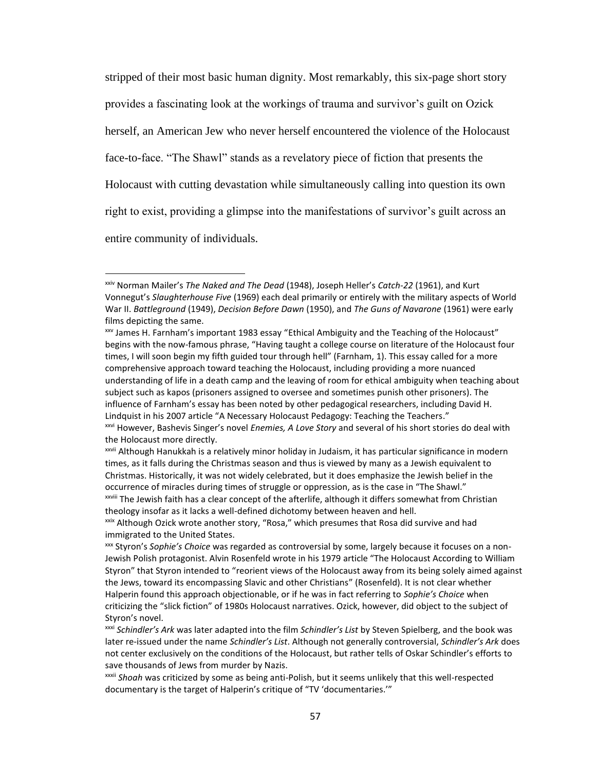stripped of their most basic human dignity. Most remarkably, this six-page short story provides a fascinating look at the workings of trauma and survivor's guilt on Ozick herself, an American Jew who never herself encountered the violence of the Holocaust face-to-face. "The Shawl" stands as a revelatory piece of fiction that presents the Holocaust with cutting devastation while simultaneously calling into question its own right to exist, providing a glimpse into the manifestations of survivor's guilt across an entire community of individuals.

---

[xxiv] Norman Mailer's *The Naked and The Dead* (1948), Joseph Heller's *Catch-22* (1961), and Kurt Vonnegut's *Slaughterhouse Five* (1969) each deal primarily or entirely with the military aspects of World War II. *Battleground* (1949), *Decision Before Dawn* (1950), and *The Guns of Navarone* (1961) were early films depicting the same.

[xxv] James H. Farnham's important 1983 essay "Ethical Ambiguity and the Teaching of the Holocaust" begins with the now-famous phrase, "Having taught a college course on literature of the Holocaust four times, I will soon begin my fifth guided tour through hell" (Farnham, 1). This essay called for a more comprehensive approach toward teaching the Holocaust, including providing a more nuanced understanding of life in a death camp and the leaving of room for ethical ambiguity when teaching about subject such as kapos (prisoners assigned to oversee and sometimes punish other prisoners). The influence of Farnham's essay has been noted by other pedagogical researchers, including David H. Lindquist in his 2007 article "A Necessary Holocaust Pedagogy: Teaching the Teachers."

[xxvi] However, Bashevis Singer's novel *Enemies, A Love Story* and several of his short stories do deal with the Holocaust more directly.

[xxvii] Although Hanukkah is a relatively minor holiday in Judaism, it has particular significance in modern times, as it falls during the Christmas season and thus is viewed by many as a Jewish equivalent to Christmas. Historically, it was not widely celebrated, but it does emphasize the Jewish belief in the occurrence of miracles during times of struggle or oppression, as is the case in "The Shawl."

[xxviii] The Jewish faith has a clear concept of the afterlife, although it differs somewhat from Christian theology insofar as it lacks a well-defined dichotomy between heaven and hell.

[xxix] Although Ozick wrote another story, "Rosa," which presumes that Rosa did survive and had immigrated to the United States.

[xxx] Styron's *Sophie's Choice* was regarded as controversial by some, largely because it focuses on a non-Jewish Polish protagonist. Alvin Rosenfeld wrote in his 1979 article "The Holocaust According to William Styron" that Styron intended to "reorient views of the Holocaust away from its being solely aimed against the Jews, toward its encompassing Slavic and other Christians" (Rosenfeld). It is not clear whether Halperin found this approach objectionable, or if he was in fact referring to *Sophie's Choice* when criticizing the "slick fiction" of 1980s Holocaust narratives. Ozick, however, did object to the subject of Styron's novel.

[xxxi] *Schindler's Ark* was later adapted into the film *Schindler's List* by Steven Spielberg, and the book was later re-issued under the name *Schindler's List*. Although not generally controversial, *Schindler's Ark* does not center exclusively on the conditions of the Holocaust, but rather tells of Oskar Schindler's efforts to save thousands of Jews from murder by Nazis.

[xxxii] *Shoah* was criticized by some as being anti-Polish, but it seems unlikely that this well-respected documentary is the target of Halperin's critique of "TV 'documentaries.'"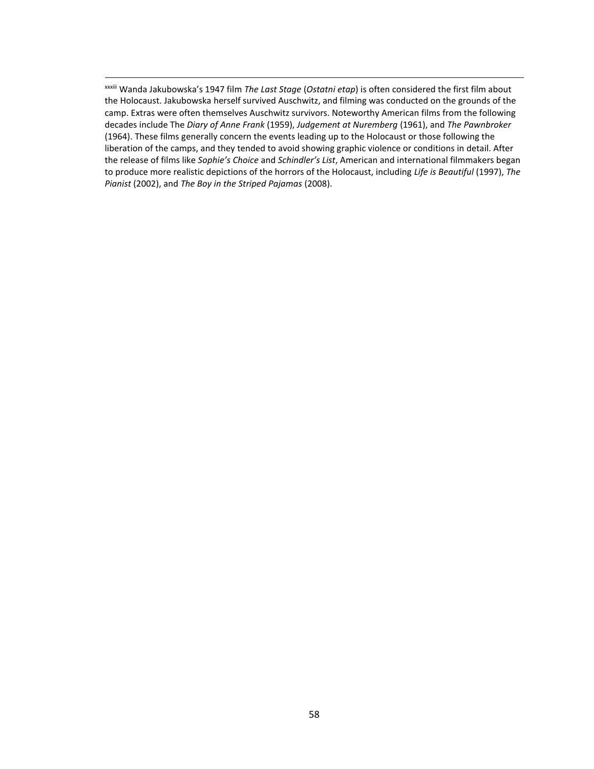[xxxiii] Wanda Jakubowska's 1947 film *The Last Stage* (*Ostatni etap*) is often considered the first film about the Holocaust. Jakubowska herself survived Auschwitz, and filming was conducted on the grounds of the camp. Extras were often themselves Auschwitz survivors. Noteworthy American films from the following decades include The *Diary of Anne Frank* (1959), *Judgement at Nuremberg* (1961), and *The Pawnbroker* (1964). These films generally concern the events leading up to the Holocaust or those following the liberation of the camps, and they tended to avoid showing graphic violence or conditions in detail. After the release of films like *Sophie's Choice* and *Schindler's List*, American and international filmmakers began to produce more realistic depictions of the horrors of the Holocaust, including *Life is Beautiful* (1997), *The Pianist* (2002), and *The Boy in the Striped Pajamas* (2008).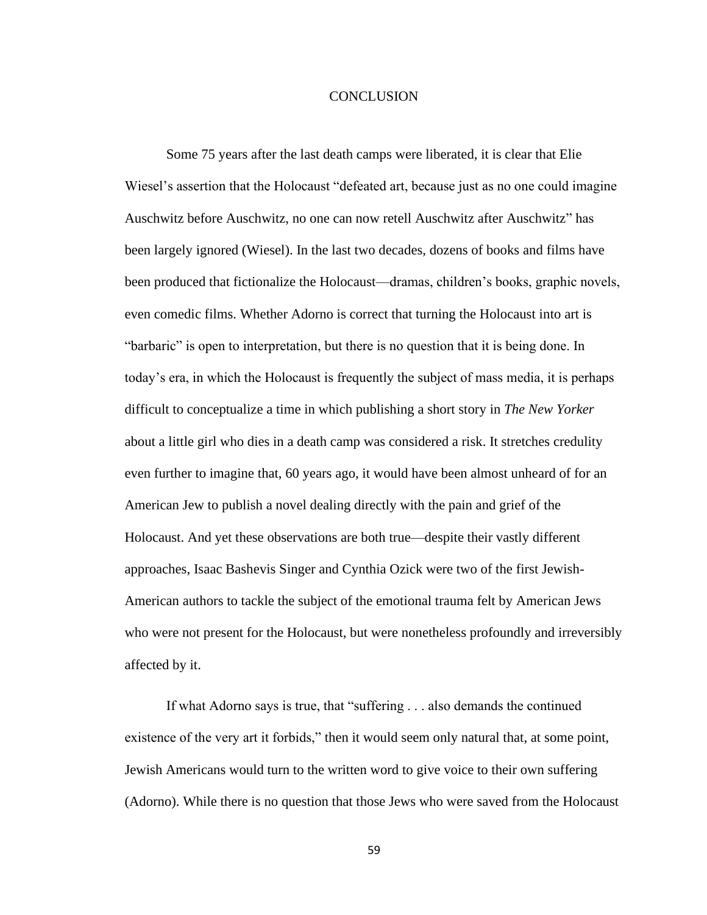# CONCLUSION

Some 75 years after the last death camps were liberated, it is clear that Elie Wiesel's assertion that the Holocaust "defeated art, because just as no one could imagine Auschwitz before Auschwitz, no one can now retell Auschwitz after Auschwitz" has been largely ignored (Wiesel). In the last two decades, dozens of books and films have been produced that fictionalize the Holocaust—dramas, children's books, graphic novels, even comedic films. Whether Adorno is correct that turning the Holocaust into art is "barbaric" is open to interpretation, but there is no question that it is being done. In today's era, in which the Holocaust is frequently the subject of mass media, it is perhaps difficult to conceptualize a time in which publishing a short story in *The New Yorker* about a little girl who dies in a death camp was considered a risk. It stretches credulity even further to imagine that, 60 years ago, it would have been almost unheard of for an American Jew to publish a novel dealing directly with the pain and grief of the Holocaust. And yet these observations are both true—despite their vastly different approaches, Isaac Bashevis Singer and Cynthia Ozick were two of the first Jewish-American authors to tackle the subject of the emotional trauma felt by American Jews who were not present for the Holocaust, but were nonetheless profoundly and irreversibly affected by it.

If what Adorno says is true, that "suffering . . . also demands the continued existence of the very art it forbids," then it would seem only natural that, at some point, Jewish Americans would turn to the written word to give voice to their own suffering (Adorno). While there is no question that those Jews who were saved from the Holocaust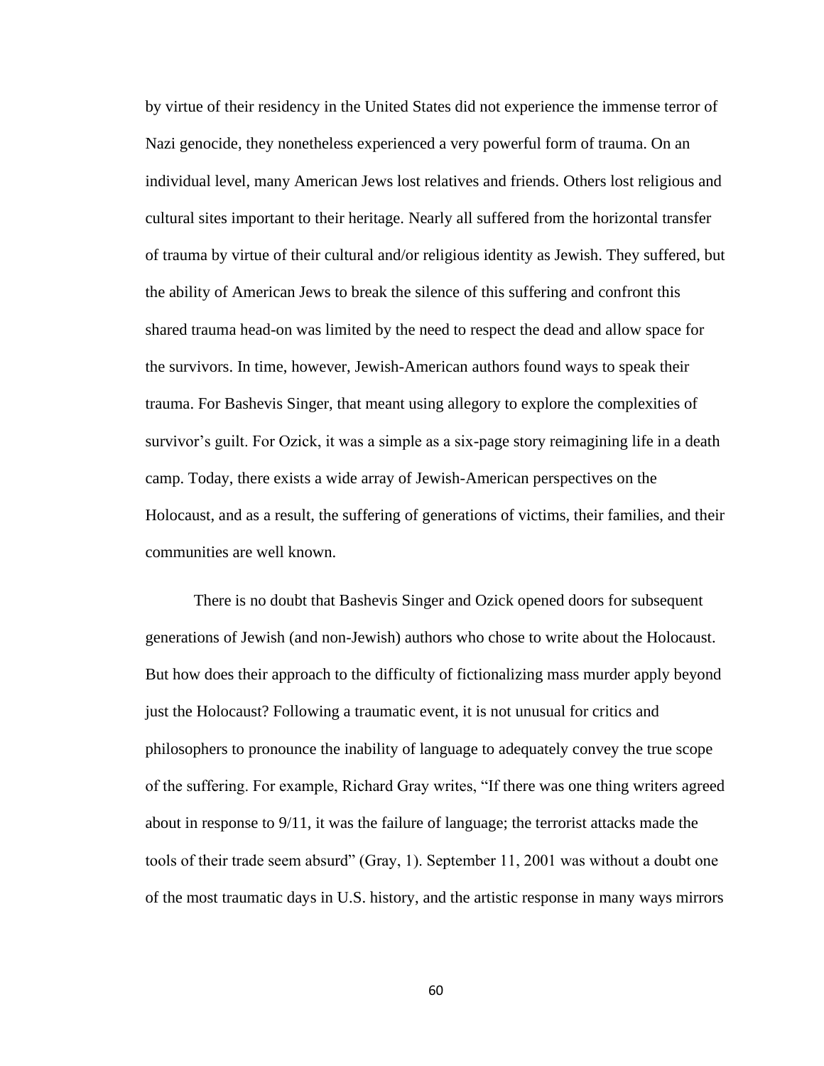by virtue of their residency in the United States did not experience the immense terror of Nazi genocide, they nonetheless experienced a very powerful form of trauma. On an individual level, many American Jews lost relatives and friends. Others lost religious and cultural sites important to their heritage. Nearly all suffered from the horizontal transfer of trauma by virtue of their cultural and/or religious identity as Jewish. They suffered, but the ability of American Jews to break the silence of this suffering and confront this shared trauma head-on was limited by the need to respect the dead and allow space for the survivors. In time, however, Jewish-American authors found ways to speak their trauma. For Bashevis Singer, that meant using allegory to explore the complexities of survivor's guilt. For Ozick, it was a simple as a six-page story reimagining life in a death camp. Today, there exists a wide array of Jewish-American perspectives on the Holocaust, and as a result, the suffering of generations of victims, their families, and their communities are well known.

There is no doubt that Bashevis Singer and Ozick opened doors for subsequent generations of Jewish (and non-Jewish) authors who chose to write about the Holocaust. But how does their approach to the difficulty of fictionalizing mass murder apply beyond just the Holocaust? Following a traumatic event, it is not unusual for critics and philosophers to pronounce the inability of language to adequately convey the true scope of the suffering. For example, Richard Gray writes, "If there was one thing writers agreed about in response to 9/11, it was the failure of language; the terrorist attacks made the tools of their trade seem absurd" (Gray, 1). September 11, 2001 was without a doubt one of the most traumatic days in U.S. history, and the artistic response in many ways mirrors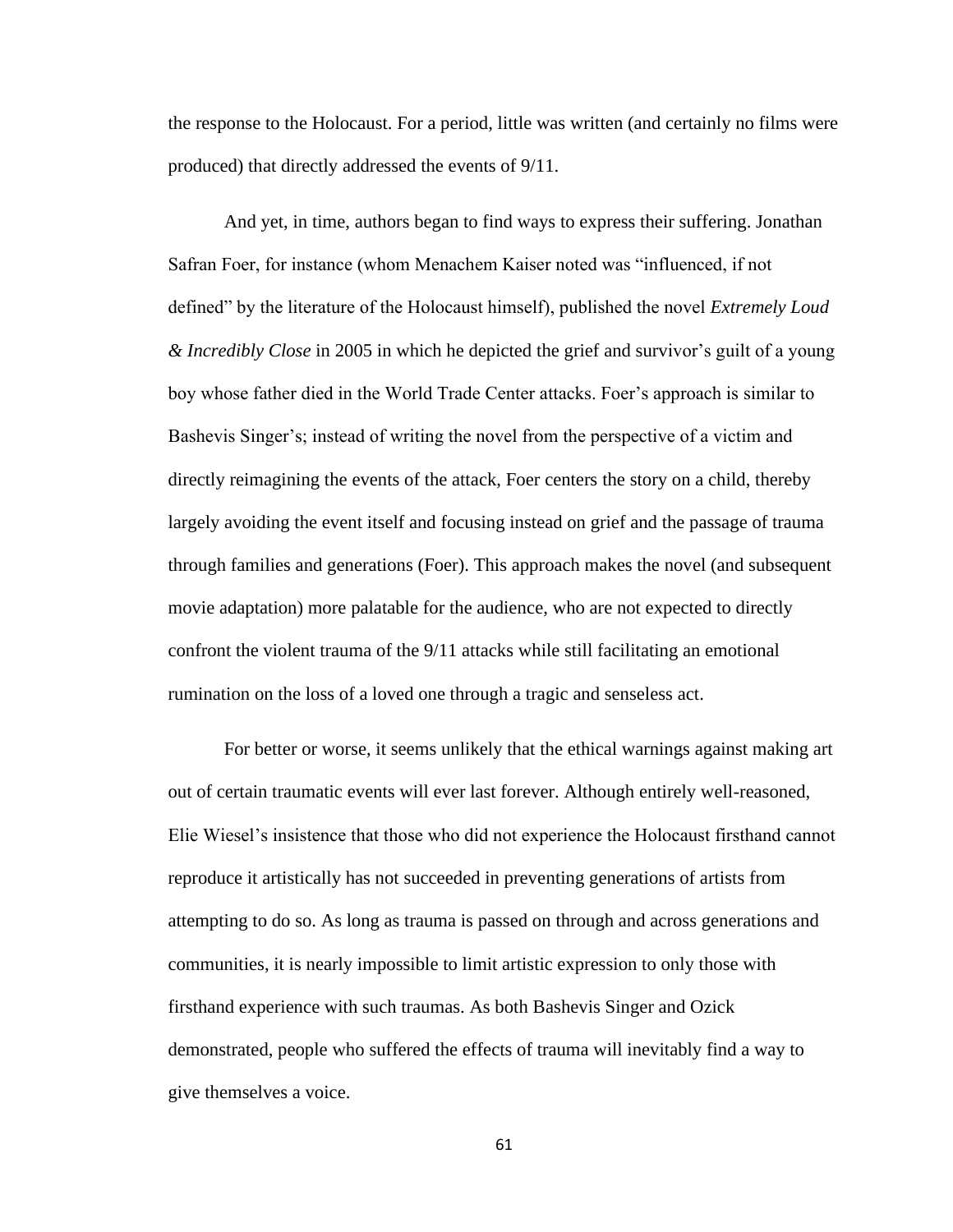the response to the Holocaust. For a period, little was written (and certainly no films were produced) that directly addressed the events of 9/11.

And yet, in time, authors began to find ways to express their suffering. Jonathan Safran Foer, for instance (whom Menachem Kaiser noted was "influenced, if not defined" by the literature of the Holocaust himself), published the novel *Extremely Loud & Incredibly Close* in 2005 in which he depicted the grief and survivor's guilt of a young boy whose father died in the World Trade Center attacks. Foer's approach is similar to Bashevis Singer's; instead of writing the novel from the perspective of a victim and directly reimagining the events of the attack, Foer centers the story on a child, thereby largely avoiding the event itself and focusing instead on grief and the passage of trauma through families and generations (Foer). This approach makes the novel (and subsequent movie adaptation) more palatable for the audience, who are not expected to directly confront the violent trauma of the 9/11 attacks while still facilitating an emotional rumination on the loss of a loved one through a tragic and senseless act.

For better or worse, it seems unlikely that the ethical warnings against making art out of certain traumatic events will ever last forever. Although entirely well-reasoned, Elie Wiesel's insistence that those who did not experience the Holocaust firsthand cannot reproduce it artistically has not succeeded in preventing generations of artists from attempting to do so. As long as trauma is passed on through and across generations and communities, it is nearly impossible to limit artistic expression to only those with firsthand experience with such traumas. As both Bashevis Singer and Ozick demonstrated, people who suffered the effects of trauma will inevitably find a way to give themselves a voice.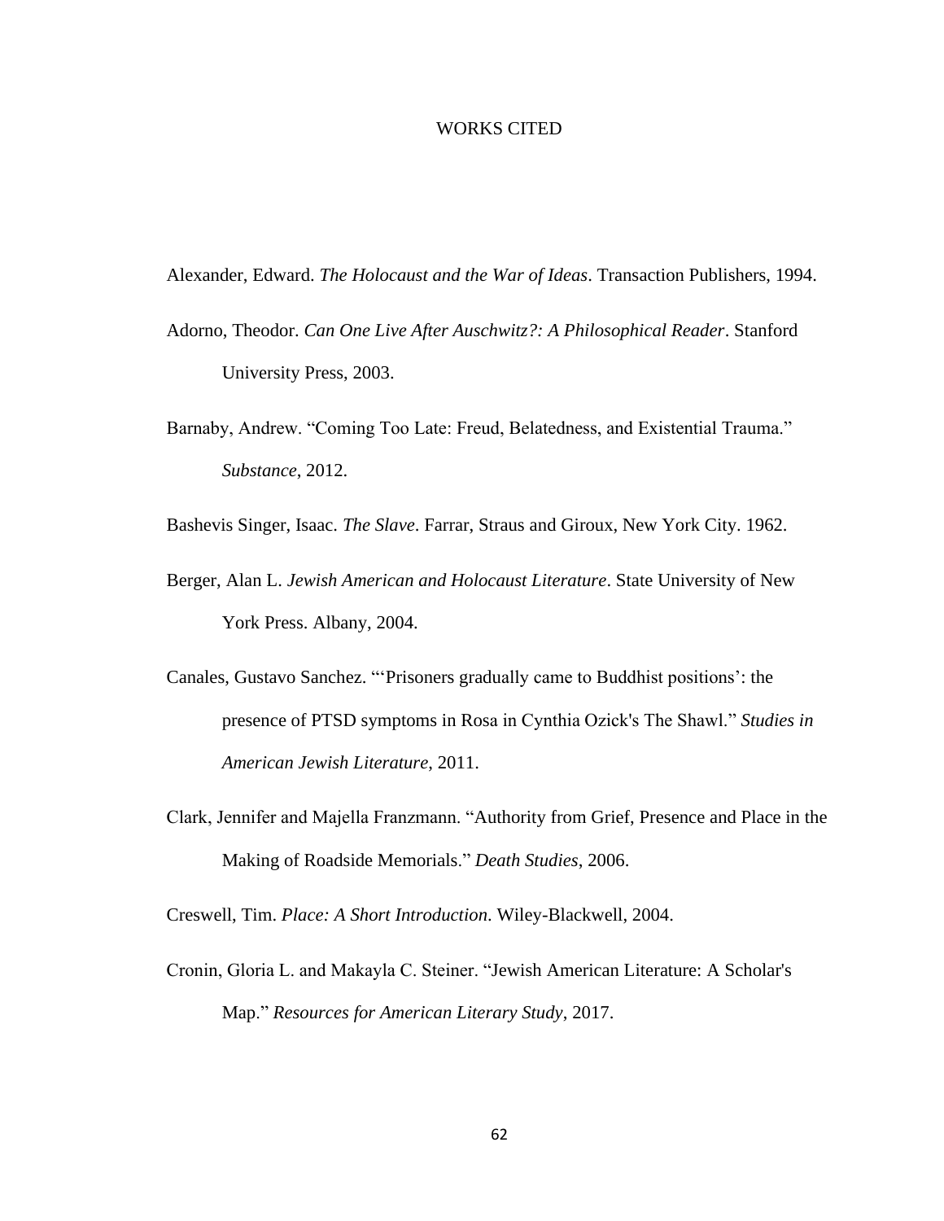# WORKS CITED

Alexander, Edward. *The Holocaust and the War of Ideas*. Transaction Publishers, 1994.

Adorno, Theodor. *Can One Live After Auschwitz?: A Philosophical Reader*. Stanford University Press, 2003.

Barnaby, Andrew. "Coming Too Late: Freud, Belatedness, and Existential Trauma." *Substance*, 2012.

Bashevis Singer, Isaac. *The Slave*. Farrar, Straus and Giroux, New York City. 1962.

Berger, Alan L. *Jewish American and Holocaust Literature*. State University of New York Press. Albany, 2004.

Canales, Gustavo Sanchez. "'Prisoners gradually came to Buddhist positions': the presence of PTSD symptoms in Rosa in Cynthia Ozick's The Shawl." *Studies in American Jewish Literature*, 2011.

Clark, Jennifer and Majella Franzmann. "Authority from Grief, Presence and Place in the Making of Roadside Memorials." *Death Studies*, 2006.

Creswell, Tim. *Place: A Short Introduction*. Wiley-Blackwell, 2004.

Cronin, Gloria L. and Makayla C. Steiner. "Jewish American Literature: A Scholar's Map." *Resources for American Literary Study*, 2017.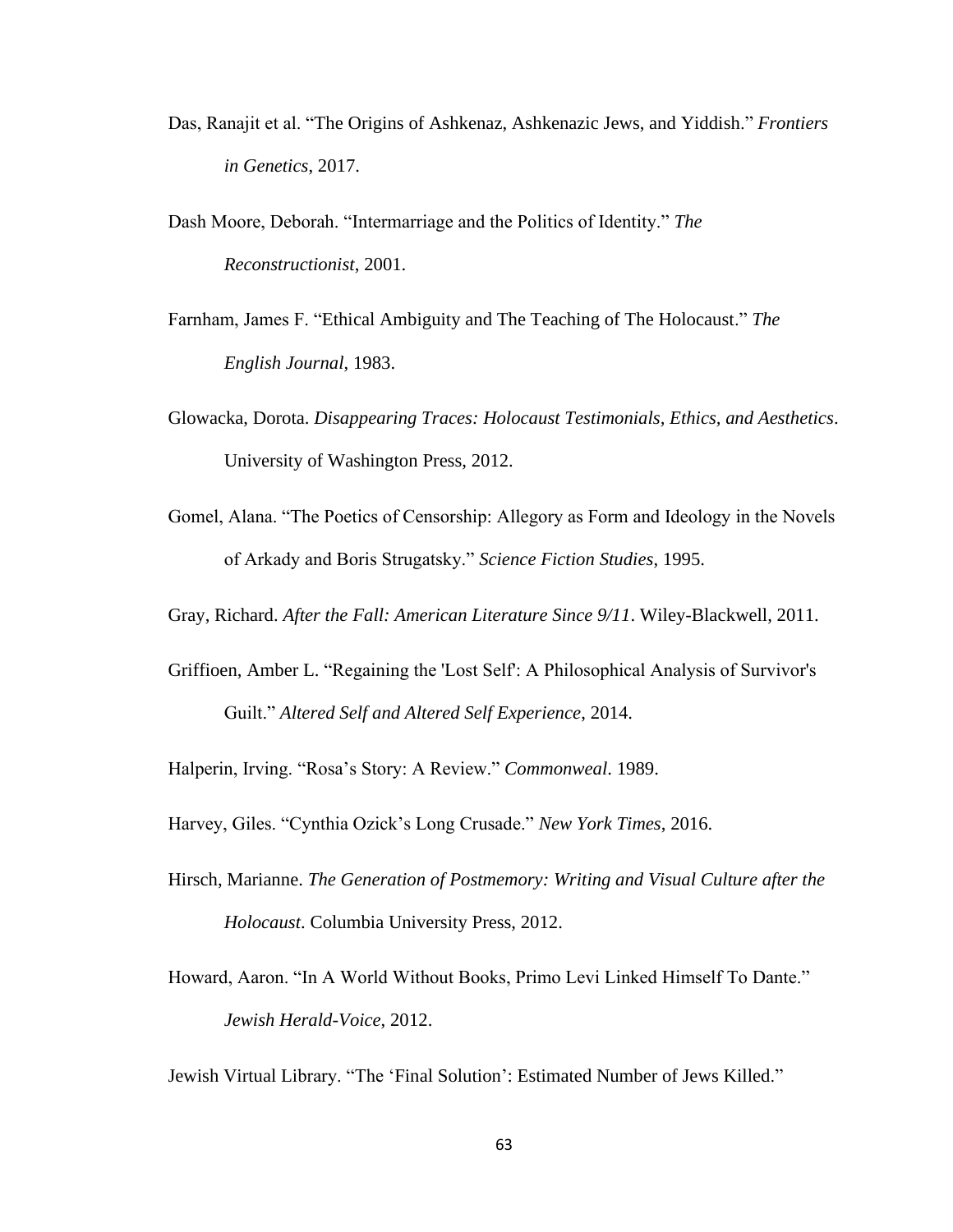Das, Ranajit et al. “The Origins of Ashkenaz, Ashkenazic Jews, and Yiddish.” *Frontiers in Genetics*, 2017.

Dash Moore, Deborah. “Intermarriage and the Politics of Identity.” *The Reconstructionist*, 2001.

Farnham, James F. “Ethical Ambiguity and The Teaching of The Holocaust.” *The English Journal*, 1983.

Glowacka, Dorota. *Disappearing Traces: Holocaust Testimonials, Ethics, and Aesthetics*. University of Washington Press, 2012.

Gomel, Alana. “The Poetics of Censorship: Allegory as Form and Ideology in the Novels of Arkady and Boris Strugatsky.” *Science Fiction Studies*, 1995.

Gray, Richard. *After the Fall: American Literature Since 9/11*. Wiley-Blackwell, 2011.

Griffioen, Amber L. “Regaining the 'Lost Self': A Philosophical Analysis of Survivor's Guilt.” *Altered Self and Altered Self Experience*, 2014.

Halperin, Irving. “Rosa’s Story: A Review.” *Commonweal*. 1989.

Harvey, Giles. “Cynthia Ozick’s Long Crusade.” *New York Times*, 2016.

Hirsch, Marianne. *The Generation of Postmemory: Writing and Visual Culture after the Holocaust*. Columbia University Press, 2012.

Howard, Aaron. “In A World Without Books, Primo Levi Linked Himself To Dante.” *Jewish Herald-Voice*, 2012.

Jewish Virtual Library. “The ‘Final Solution’: Estimated Number of Jews Killed.”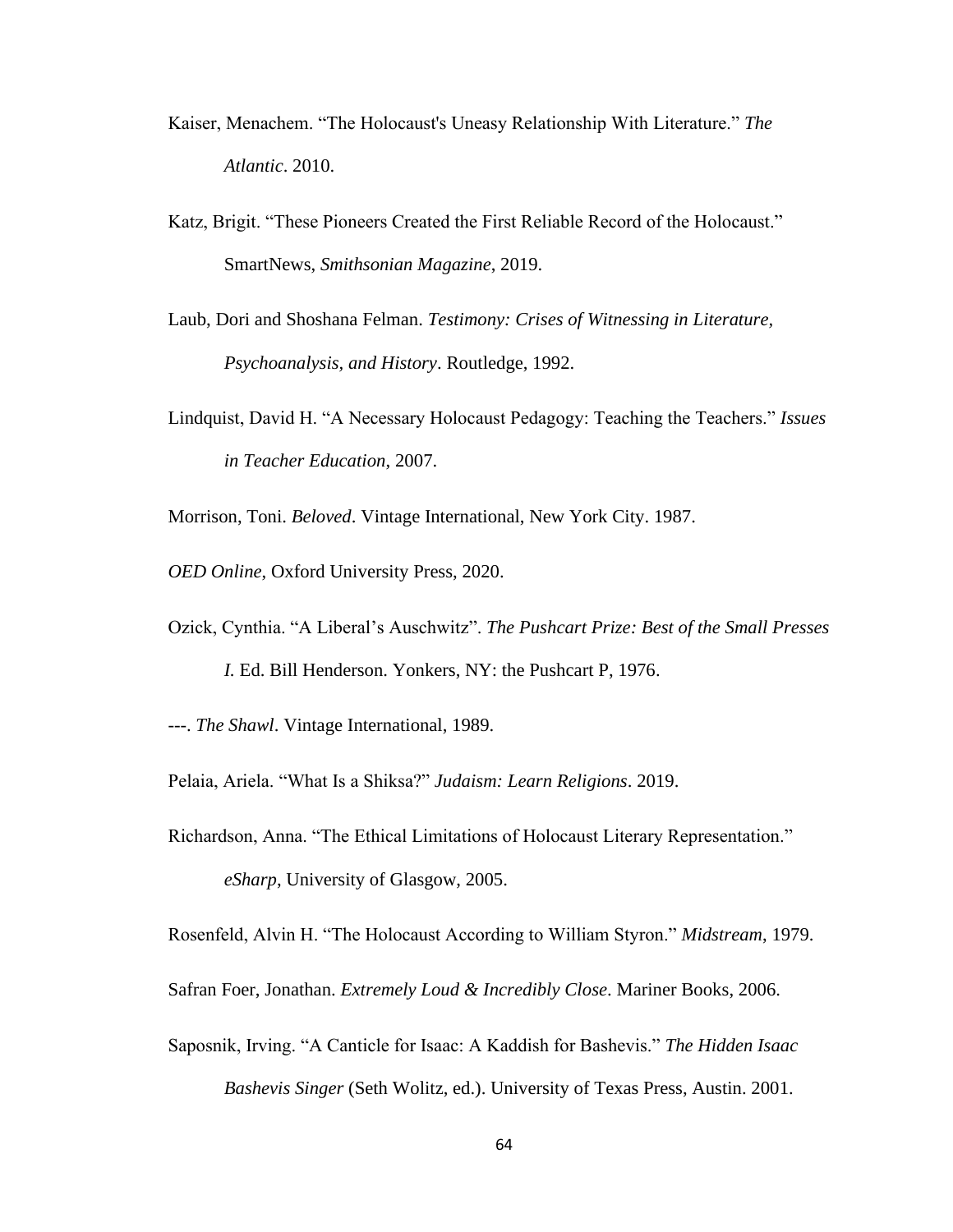Kaiser, Menachem. “The Holocaust's Uneasy Relationship With Literature.” *The Atlantic*. 2010.

Katz, Brigit. “These Pioneers Created the First Reliable Record of the Holocaust.” SmartNews, *Smithsonian Magazine*, 2019.

Laub, Dori and Shoshana Felman. *Testimony: Crises of Witnessing in Literature, Psychoanalysis, and History*. Routledge, 1992.

Lindquist, David H. “A Necessary Holocaust Pedagogy: Teaching the Teachers.” *Issues in Teacher Education*, 2007.

Morrison, Toni. *Beloved*. Vintage International, New York City. 1987.

*OED Online*, Oxford University Press, 2020.

Ozick, Cynthia. “A Liberal’s Auschwitz”. *The Pushcart Prize: Best of the Small Presses I.* Ed. Bill Henderson. Yonkers, NY: the Pushcart P, 1976.

---. *The Shawl*. Vintage International, 1989.

Pelaia, Ariela. “What Is a Shiksa?” *Judaism: Learn Religions*. 2019.

Richardson, Anna. “The Ethical Limitations of Holocaust Literary Representation.” *eSharp*, University of Glasgow, 2005.

Rosenfeld, Alvin H. “The Holocaust According to William Styron.” *Midstream*, 1979.

Safran Foer, Jonathan. *Extremely Loud & Incredibly Close*. Mariner Books, 2006.

Saposnik, Irving. “A Canticle for Isaac: A Kaddish for Bashevis.” *The Hidden Isaac Bashevis Singer* (Seth Wolitz, ed.). University of Texas Press, Austin. 2001.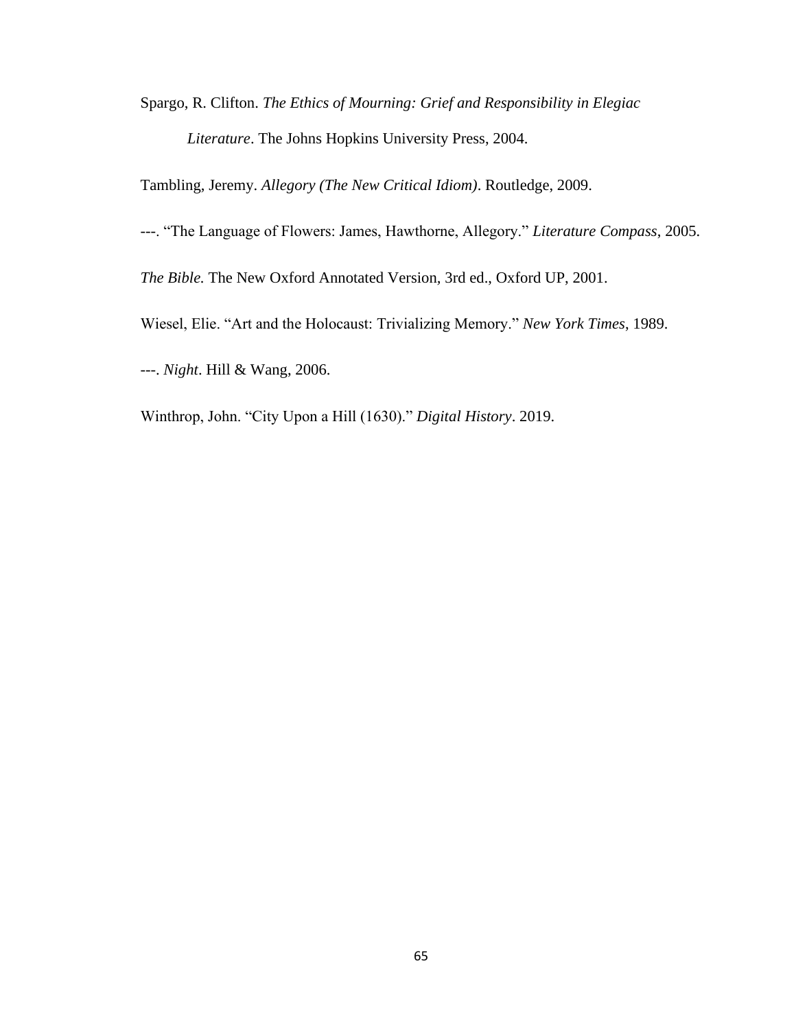Spargo, R. Clifton. *The Ethics of Mourning: Grief and Responsibility in Elegiac Literature*. The Johns Hopkins University Press, 2004.

Tambling, Jeremy. *Allegory (The New Critical Idiom)*. Routledge, 2009.

---. "The Language of Flowers: James, Hawthorne, Allegory." *Literature Compass*, 2005.

*The Bible.* The New Oxford Annotated Version, 3rd ed., Oxford UP, 2001.

Wiesel, Elie. "Art and the Holocaust: Trivializing Memory." *New York Times*, 1989.

---. *Night*. Hill & Wang, 2006.

Winthrop, John. "City Upon a Hill (1630)." *Digital History*. 2019.